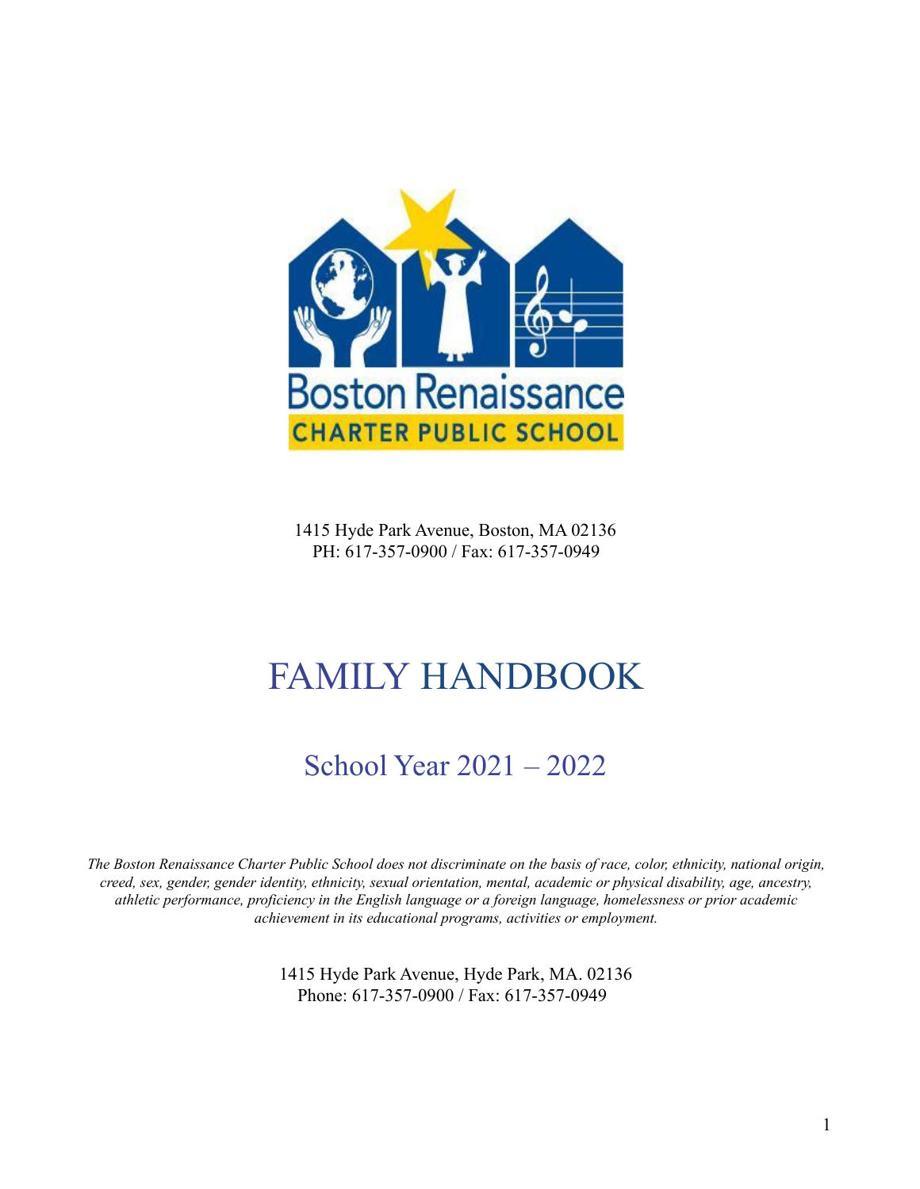Boston Renaissance

CHARTER PUBLIC SCHOOL

1415 Hyde Park Avenue, Boston, MA 02136
PH: 617-357-0900 / Fax: 617-357-0949

# FAMILY HANDBOOK

## School Year 2021 – 2022

*The Boston Renaissance Charter Public School does not discriminate on the basis of race, color, ethnicity, national origin, creed, sex, gender, gender identity, ethnicity, sexual orientation, mental, academic or physical disability, age, ancestry, athletic performance, proficiency in the English language or a foreign language, homelessness or prior academic achievement in its educational programs, activities or employment.*

1415 Hyde Park Avenue, Hyde Park, MA. 02136
Phone: 617-357-0900 / Fax: 617-357-0949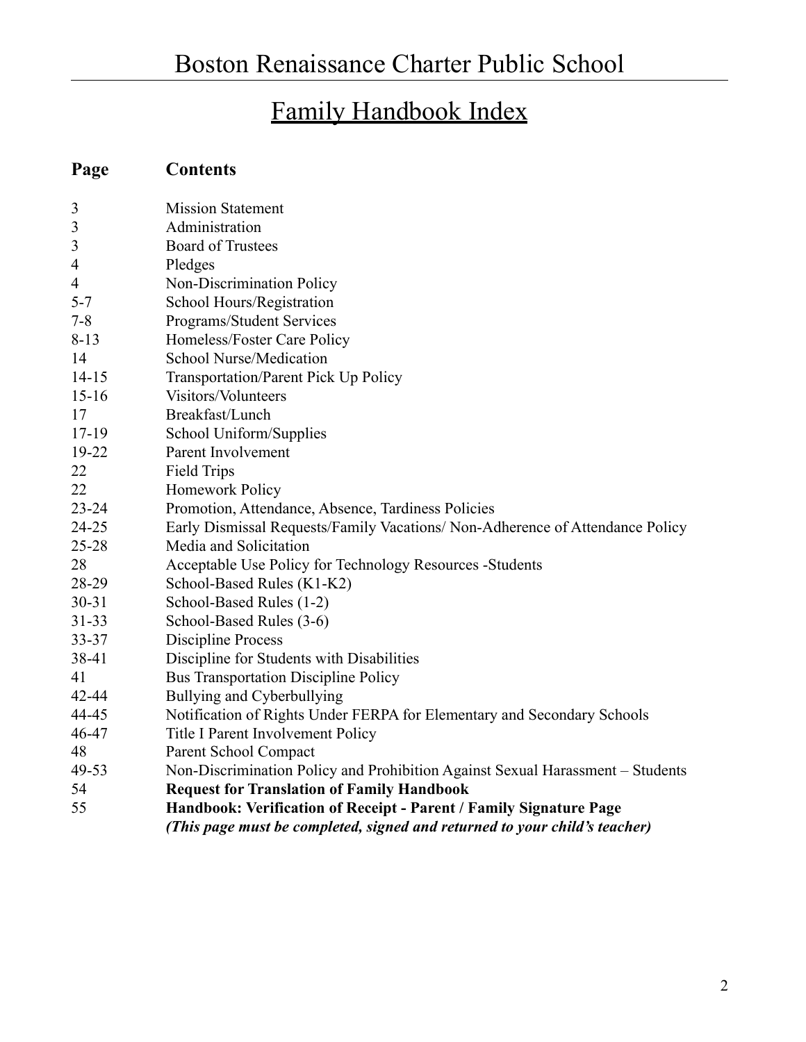# Boston Renaissance Charter Public School

## Family Handbook Index

| Page | Contents |
|---|---|
| 3 | Mission Statement |
| 3 | Administration |
| 3 | Board of Trustees |
| 4 | Pledges |
| 4 | Non-Discrimination Policy |
| 5-7 | School Hours/Registration |
| 7-8 | Programs/Student Services |
| 8-13 | Homeless/Foster Care Policy |
| 14 | School Nurse/Medication |
| 14-15 | Transportation/Parent Pick Up Policy |
| 15-16 | Visitors/Volunteers |
| 17 | Breakfast/Lunch |
| 17-19 | School Uniform/Supplies |
| 19-22 | Parent Involvement |
| 22 | Field Trips |
| 22 | Homework Policy |
| 23-24 | Promotion, Attendance, Absence, Tardiness Policies |
| 24-25 | Early Dismissal Requests/Family Vacations/ Non-Adherence of Attendance Policy |
| 25-28 | Media and Solicitation |
| 28 | Acceptable Use Policy for Technology Resources -Students |
| 28-29 | School-Based Rules (K1-K2) |
| 30-31 | School-Based Rules (1-2) |
| 31-33 | School-Based Rules (3-6) |
| 33-37 | Discipline Process |
| 38-41 | Discipline for Students with Disabilities |
| 41 | Bus Transportation Discipline Policy |
| 42-44 | Bullying and Cyberbullying |
| 44-45 | Notification of Rights Under FERPA for Elementary and Secondary Schools |
| 46-47 | Title I Parent Involvement Policy |
| 48 | Parent School Compact |
| 49-53 | Non-Discrimination Policy and Prohibition Against Sexual Harassment – Students |
| 54 | **Request for Translation of Family Handbook** |
| 55 | **Handbook: Verification of Receipt - Parent / Family Signature Page** ***(This page must be completed, signed and returned to your child's teacher)*** |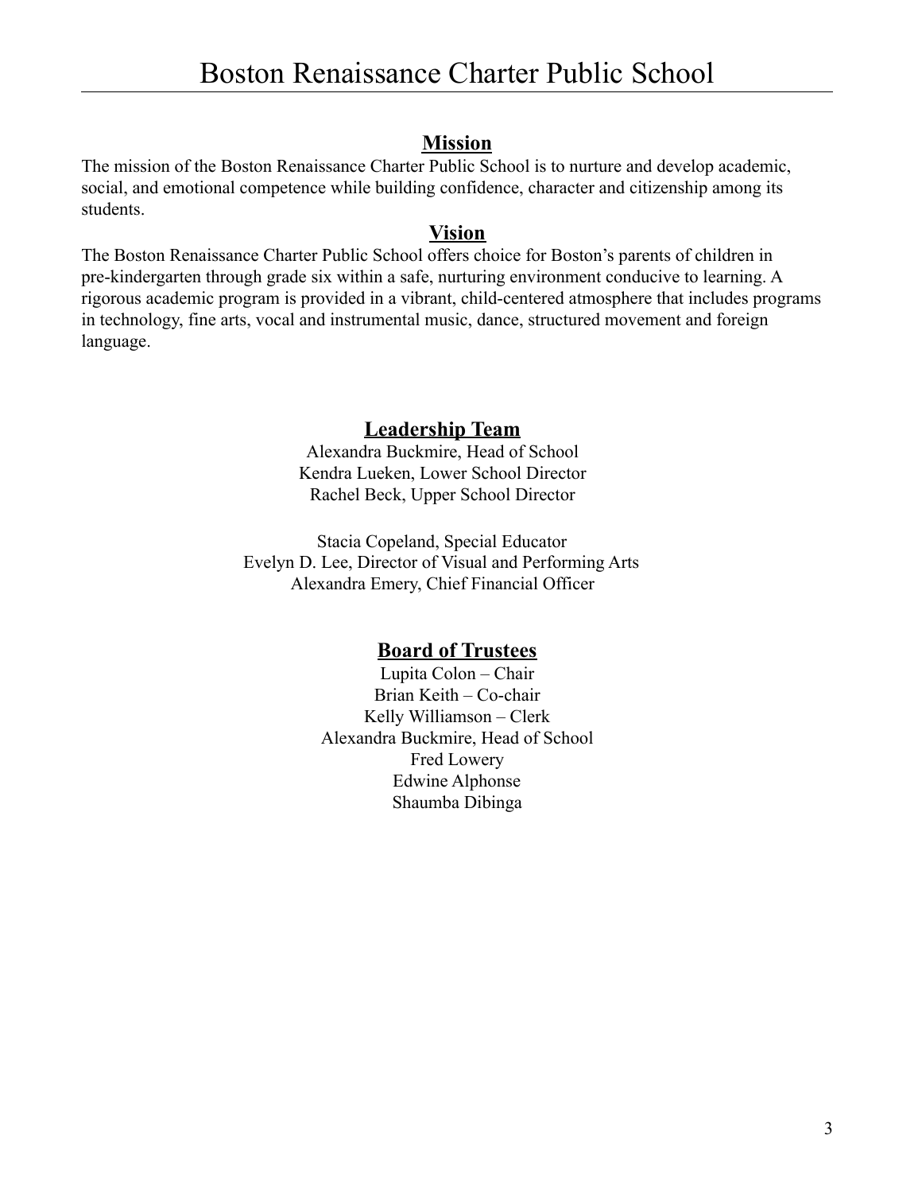# Boston Renaissance Charter Public School

## Mission

The mission of the Boston Renaissance Charter Public School is to nurture and develop academic, social, and emotional competence while building confidence, character and citizenship among its students.

## Vision

The Boston Renaissance Charter Public School offers choice for Boston's parents of children in pre-kindergarten through grade six within a safe, nurturing environment conducive to learning. A rigorous academic program is provided in a vibrant, child-centered atmosphere that includes programs in technology, fine arts, vocal and instrumental music, dance, structured movement and foreign language.

## Leadership Team

Alexandra Buckmire, Head of School
Kendra Lueken, Lower School Director
Rachel Beck, Upper School Director

Stacia Copeland, Special Educator
Evelyn D. Lee, Director of Visual and Performing Arts
Alexandra Emery, Chief Financial Officer

## Board of Trustees

Lupita Colon – Chair
Brian Keith – Co-chair
Kelly Williamson – Clerk
Alexandra Buckmire, Head of School
Fred Lowery
Edwine Alphonse
Shaumba Dibinga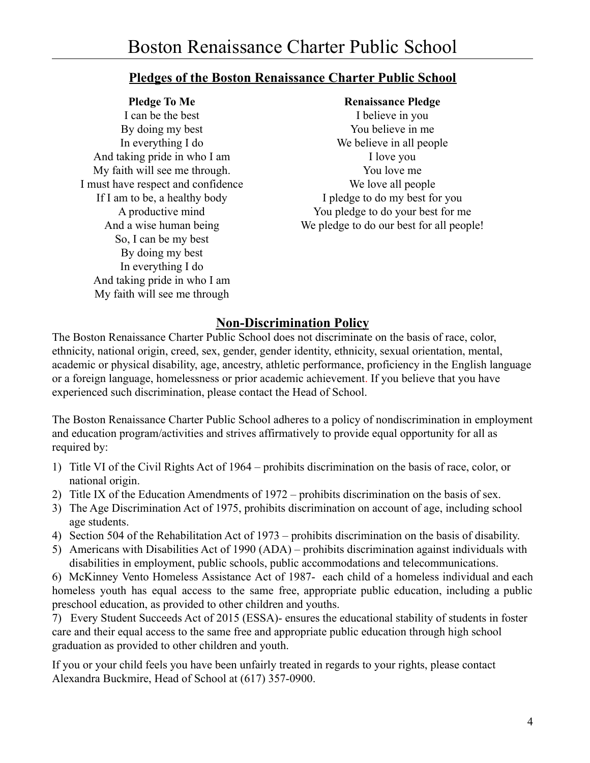# Boston Renaissance Charter Public School

## Pledges of the Boston Renaissance Charter Public School

**Pledge To Me**

I can be the best
By doing my best
In everything I do
And taking pride in who I am
My faith will see me through.
I must have respect and confidence
If I am to be, a healthy body
A productive mind
And a wise human being
So, I can be my best
By doing my best
In everything I do
And taking pride in who I am
My faith will see me through

**Renaissance Pledge**

I believe in you
You believe in me
We believe in all people
I love you
You love me
We love all people
I pledge to do my best for you
You pledge to do your best for me
We pledge to do our best for all people!

## Non-Discrimination Policy

The Boston Renaissance Charter Public School does not discriminate on the basis of race, color, ethnicity, national origin, creed, sex, gender, gender identity, ethnicity, sexual orientation, mental, academic or physical disability, age, ancestry, athletic performance, proficiency in the English language or a foreign language, homelessness or prior academic achievement. If you believe that you have experienced such discrimination, please contact the Head of School.

The Boston Renaissance Charter Public School adheres to a policy of nondiscrimination in employment and education program/activities and strives affirmatively to provide equal opportunity for all as required by:

1) Title VI of the Civil Rights Act of 1964 – prohibits discrimination on the basis of race, color, or national origin.
2) Title IX of the Education Amendments of 1972 – prohibits discrimination on the basis of sex.
3) The Age Discrimination Act of 1975, prohibits discrimination on account of age, including school age students.
4) Section 504 of the Rehabilitation Act of 1973 – prohibits discrimination on the basis of disability.
5) Americans with Disabilities Act of 1990 (ADA) – prohibits discrimination against individuals with disabilities in employment, public schools, public accommodations and telecommunications.
6) McKinney Vento Homeless Assistance Act of 1987- each child of a homeless individual and each homeless youth has equal access to the same free, appropriate public education, including a public preschool education, as provided to other children and youths.
7) Every Student Succeeds Act of 2015 (ESSA)- ensures the educational stability of students in foster care and their equal access to the same free and appropriate public education through high school graduation as provided to other children and youth.

If you or your child feels you have been unfairly treated in regards to your rights, please contact Alexandra Buckmire, Head of School at (617) 357-0900.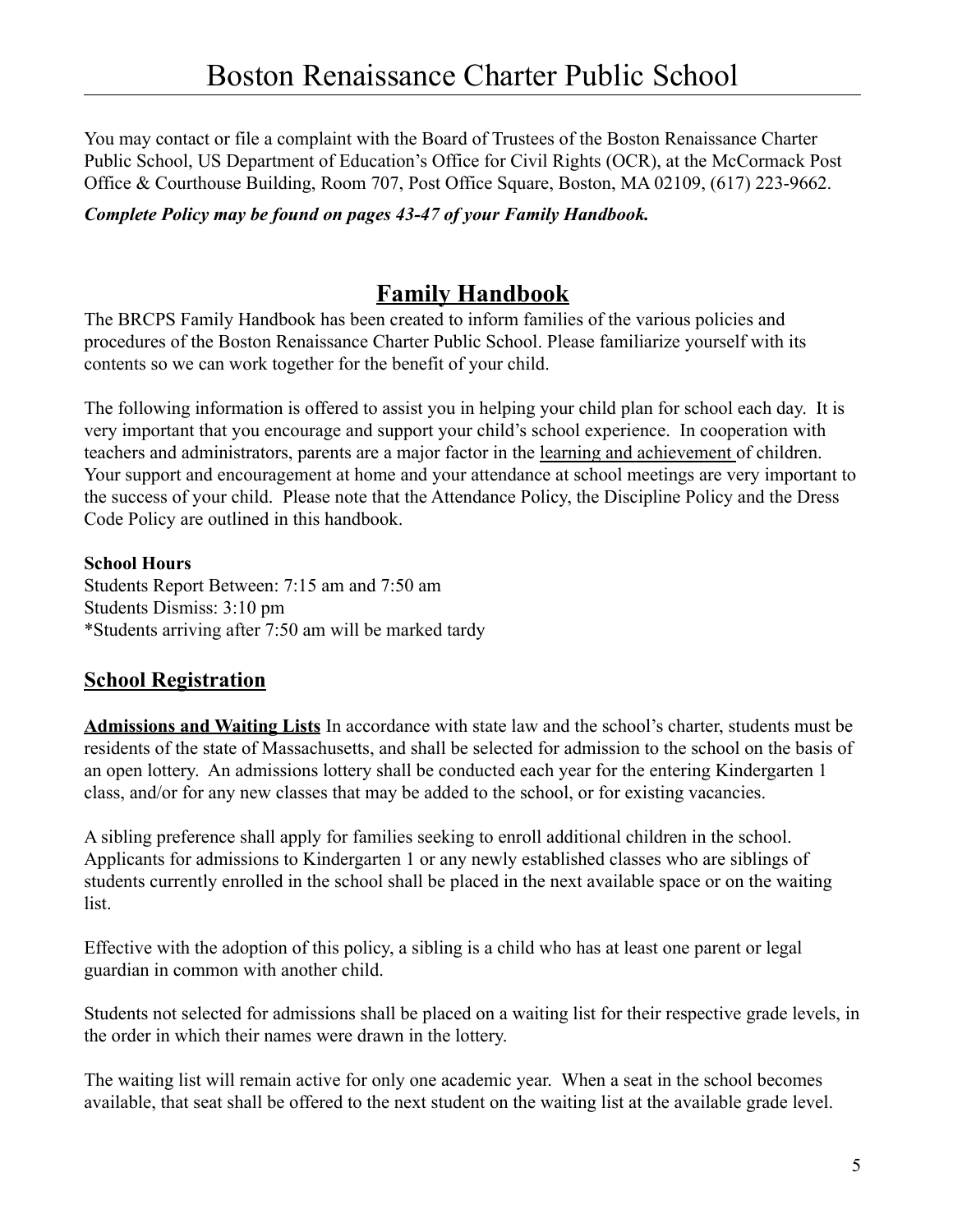You may contact or file a complaint with the Board of Trustees of the Boston Renaissance Charter Public School, US Department of Education's Office for Civil Rights (OCR), at the McCormack Post Office & Courthouse Building, Room 707, Post Office Square, Boston, MA 02109, (617) 223-9662.

***Complete Policy may be found on pages 43-47 of your Family Handbook.***

## Family Handbook

The BRCPS Family Handbook has been created to inform families of the various policies and procedures of the Boston Renaissance Charter Public School. Please familiarize yourself with its contents so we can work together for the benefit of your child.

The following information is offered to assist you in helping your child plan for school each day. It is very important that you encourage and support your child's school experience. In cooperation with teachers and administrators, parents are a major factor in the learning and achievement of children. Your support and encouragement at home and your attendance at school meetings are very important to the success of your child. Please note that the Attendance Policy, the Discipline Policy and the Dress Code Policy are outlined in this handbook.

**School Hours**

Students Report Between: 7:15 am and 7:50 am
Students Dismiss: 3:10 pm
*Students arriving after 7:50 am will be marked tardy

## School Registration

**Admissions and Waiting Lists** In accordance with state law and the school's charter, students must be residents of the state of Massachusetts, and shall be selected for admission to the school on the basis of an open lottery. An admissions lottery shall be conducted each year for the entering Kindergarten 1 class, and/or for any new classes that may be added to the school, or for existing vacancies.

A sibling preference shall apply for families seeking to enroll additional children in the school. Applicants for admissions to Kindergarten 1 or any newly established classes who are siblings of students currently enrolled in the school shall be placed in the next available space or on the waiting list.

Effective with the adoption of this policy, a sibling is a child who has at least one parent or legal guardian in common with another child.

Students not selected for admissions shall be placed on a waiting list for their respective grade levels, in the order in which their names were drawn in the lottery.

The waiting list will remain active for only one academic year. When a seat in the school becomes available, that seat shall be offered to the next student on the waiting list at the available grade level.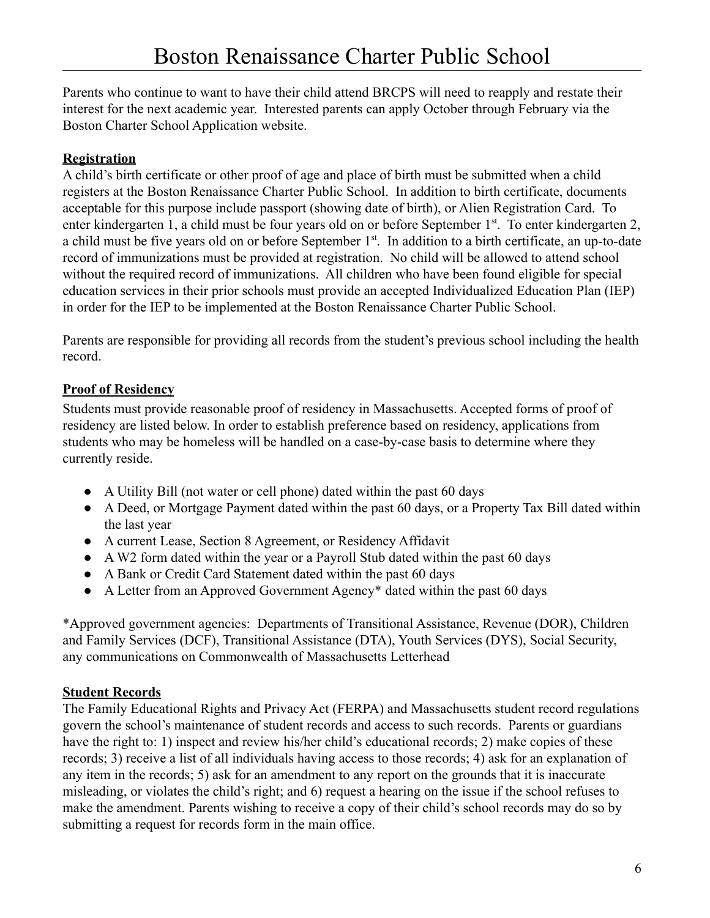Parents who continue to want to have their child attend BRCPS will need to reapply and restate their interest for the next academic year. Interested parents can apply October through February via the Boston Charter School Application website.

**Registration**

A child's birth certificate or other proof of age and place of birth must be submitted when a child registers at the Boston Renaissance Charter Public School. In addition to birth certificate, documents acceptable for this purpose include passport (showing date of birth), or Alien Registration Card. To enter kindergarten 1, a child must be four years old on or before September 1st. To enter kindergarten 2, a child must be five years old on or before September 1st. In addition to a birth certificate, an up-to-date record of immunizations must be provided at registration. No child will be allowed to attend school without the required record of immunizations. All children who have been found eligible for special education services in their prior schools must provide an accepted Individualized Education Plan (IEP) in order for the IEP to be implemented at the Boston Renaissance Charter Public School.

Parents are responsible for providing all records from the student's previous school including the health record.

**Proof of Residency**

Students must provide reasonable proof of residency in Massachusetts. Accepted forms of proof of residency are listed below. In order to establish preference based on residency, applications from students who may be homeless will be handled on a case-by-case basis to determine where they currently reside.

- A Utility Bill (not water or cell phone) dated within the past 60 days
- A Deed, or Mortgage Payment dated within the past 60 days, or a Property Tax Bill dated within the last year
- A current Lease, Section 8 Agreement, or Residency Affidavit
- A W2 form dated within the year or a Payroll Stub dated within the past 60 days
- A Bank or Credit Card Statement dated within the past 60 days
- A Letter from an Approved Government Agency* dated within the past 60 days

*Approved government agencies: Departments of Transitional Assistance, Revenue (DOR), Children and Family Services (DCF), Transitional Assistance (DTA), Youth Services (DYS), Social Security, any communications on Commonwealth of Massachusetts Letterhead

**Student Records**

The Family Educational Rights and Privacy Act (FERPA) and Massachusetts student record regulations govern the school's maintenance of student records and access to such records. Parents or guardians have the right to: 1) inspect and review his/her child's educational records; 2) make copies of these records; 3) receive a list of all individuals having access to those records; 4) ask for an explanation of any item in the records; 5) ask for an amendment to any report on the grounds that it is inaccurate misleading, or violates the child's right; and 6) request a hearing on the issue if the school refuses to make the amendment. Parents wishing to receive a copy of their child's school records may do so by submitting a request for records form in the main office.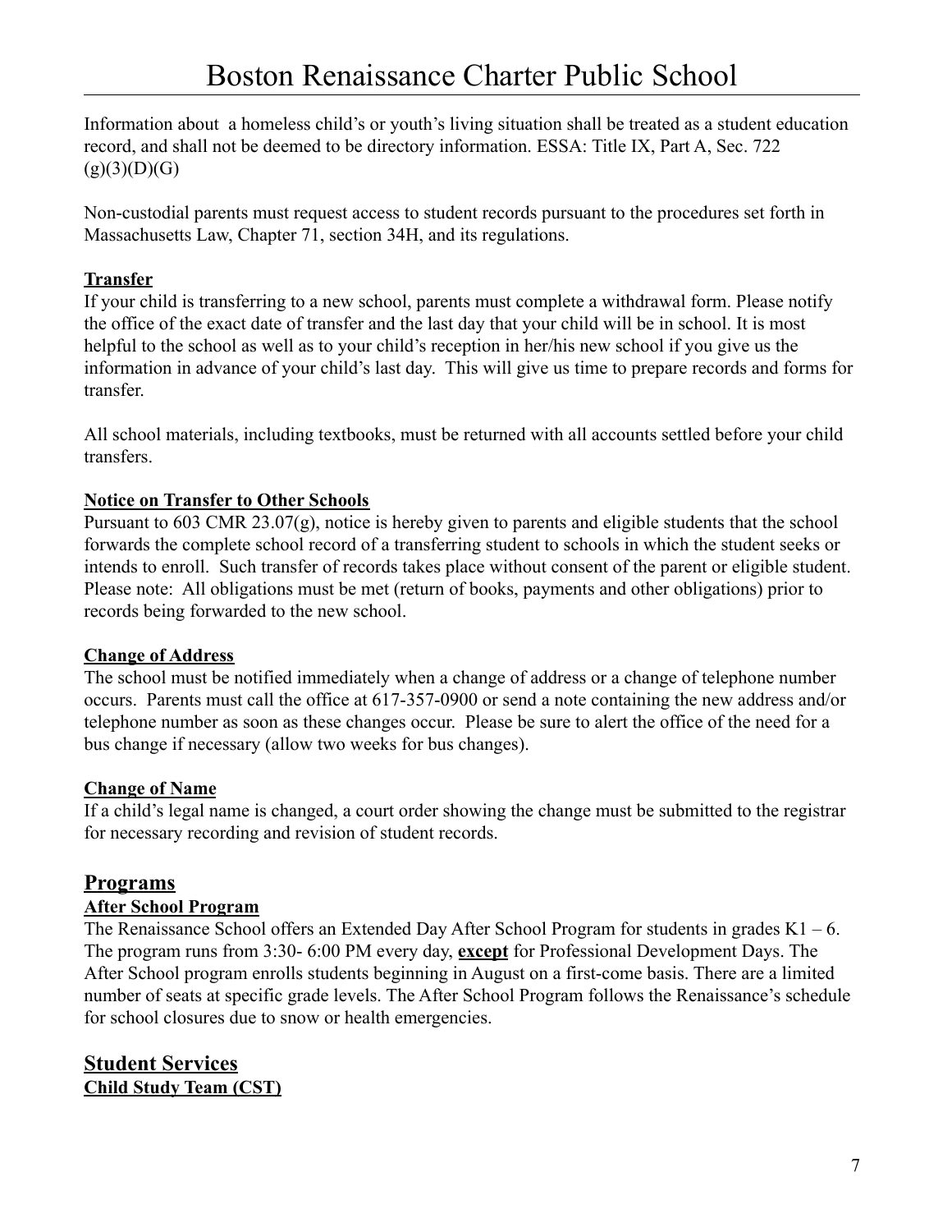Information about a homeless child's or youth's living situation shall be treated as a student education record, and shall not be deemed to be directory information. ESSA: Title IX, Part A, Sec. 722 (g)(3)(D)(G)

Non-custodial parents must request access to student records pursuant to the procedures set forth in Massachusetts Law, Chapter 71, section 34H, and its regulations.

**Transfer**

If your child is transferring to a new school, parents must complete a withdrawal form. Please notify the office of the exact date of transfer and the last day that your child will be in school. It is most helpful to the school as well as to your child's reception in her/his new school if you give us the information in advance of your child's last day. This will give us time to prepare records and forms for transfer.

All school materials, including textbooks, must be returned with all accounts settled before your child transfers.

**Notice on Transfer to Other Schools**

Pursuant to 603 CMR 23.07(g), notice is hereby given to parents and eligible students that the school forwards the complete school record of a transferring student to schools in which the student seeks or intends to enroll. Such transfer of records takes place without consent of the parent or eligible student. Please note: All obligations must be met (return of books, payments and other obligations) prior to records being forwarded to the new school.

**Change of Address**

The school must be notified immediately when a change of address or a change of telephone number occurs. Parents must call the office at 617-357-0900 or send a note containing the new address and/or telephone number as soon as these changes occur. Please be sure to alert the office of the need for a bus change if necessary (allow two weeks for bus changes).

**Change of Name**

If a child's legal name is changed, a court order showing the change must be submitted to the registrar for necessary recording and revision of student records.

## Programs

**After School Program**

The Renaissance School offers an Extended Day After School Program for students in grades K1 – 6. The program runs from 3:30- 6:00 PM every day, **except** for Professional Development Days. The After School program enrolls students beginning in August on a first-come basis. There are a limited number of seats at specific grade levels. The After School Program follows the Renaissance's schedule for school closures due to snow or health emergencies.

## Student Services

**Child Study Team (CST)**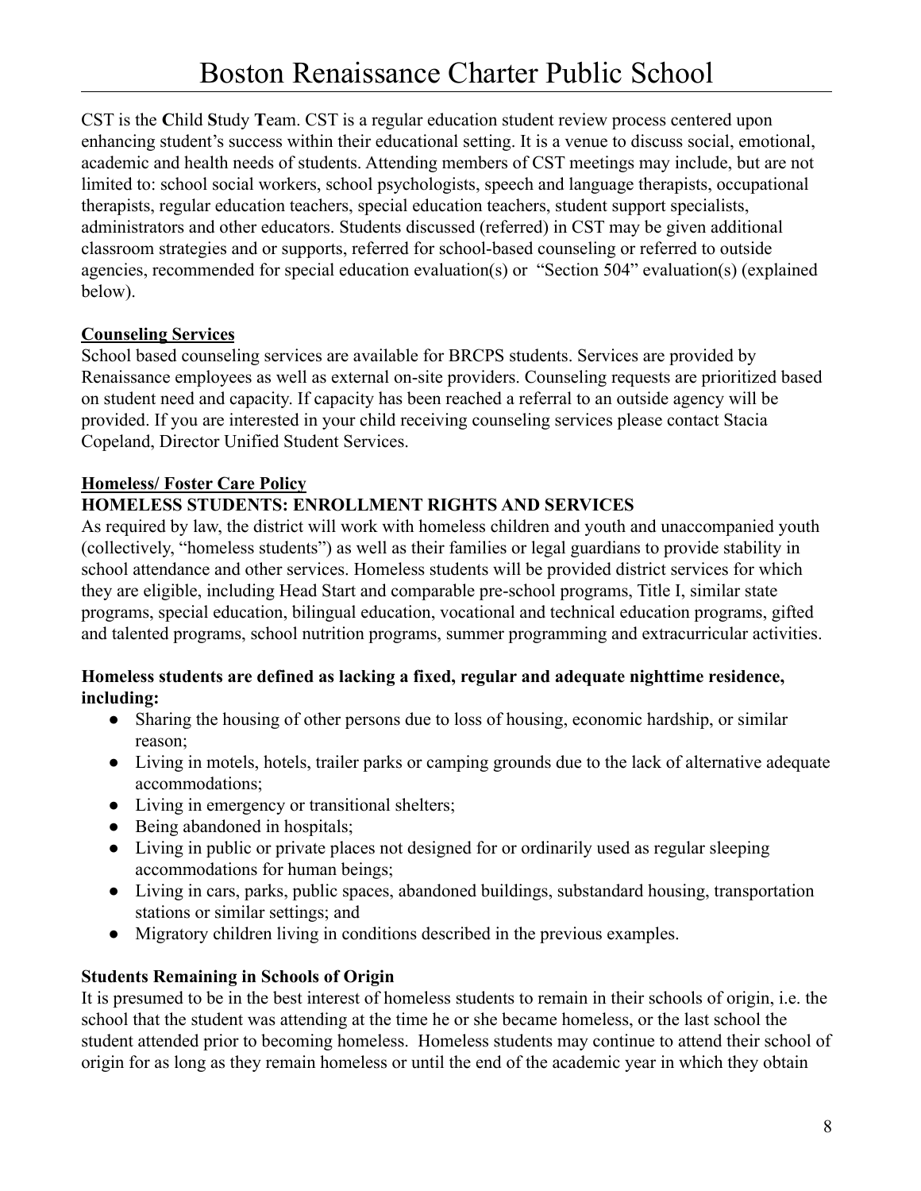CST is the **C**hild **S**tudy **T**eam. CST is a regular education student review process centered upon enhancing student's success within their educational setting. It is a venue to discuss social, emotional, academic and health needs of students. Attending members of CST meetings may include, but are not limited to: school social workers, school psychologists, speech and language therapists, occupational therapists, regular education teachers, special education teachers, student support specialists, administrators and other educators. Students discussed (referred) in CST may be given additional classroom strategies and or supports, referred for school-based counseling or referred to outside agencies, recommended for special education evaluation(s) or "Section 504" evaluation(s) (explained below).

**Counseling Services**

School based counseling services are available for BRCPS students. Services are provided by Renaissance employees as well as external on-site providers. Counseling requests are prioritized based on student need and capacity. If capacity has been reached a referral to an outside agency will be provided. If you are interested in your child receiving counseling services please contact Stacia Copeland, Director Unified Student Services.

**Homeless/ Foster Care Policy**

**HOMELESS STUDENTS: ENROLLMENT RIGHTS AND SERVICES**

As required by law, the district will work with homeless children and youth and unaccompanied youth (collectively, "homeless students") as well as their families or legal guardians to provide stability in school attendance and other services. Homeless students will be provided district services for which they are eligible, including Head Start and comparable pre-school programs, Title I, similar state programs, special education, bilingual education, vocational and technical education programs, gifted and talented programs, school nutrition programs, summer programming and extracurricular activities.

**Homeless students are defined as lacking a fixed, regular and adequate nighttime residence, including:**

- Sharing the housing of other persons due to loss of housing, economic hardship, or similar reason;
- Living in motels, hotels, trailer parks or camping grounds due to the lack of alternative adequate accommodations;
- Living in emergency or transitional shelters;
- Being abandoned in hospitals;
- Living in public or private places not designed for or ordinarily used as regular sleeping accommodations for human beings;
- Living in cars, parks, public spaces, abandoned buildings, substandard housing, transportation stations or similar settings; and
- Migratory children living in conditions described in the previous examples.

**Students Remaining in Schools of Origin**

It is presumed to be in the best interest of homeless students to remain in their schools of origin, i.e. the school that the student was attending at the time he or she became homeless, or the last school the student attended prior to becoming homeless. Homeless students may continue to attend their school of origin for as long as they remain homeless or until the end of the academic year in which they obtain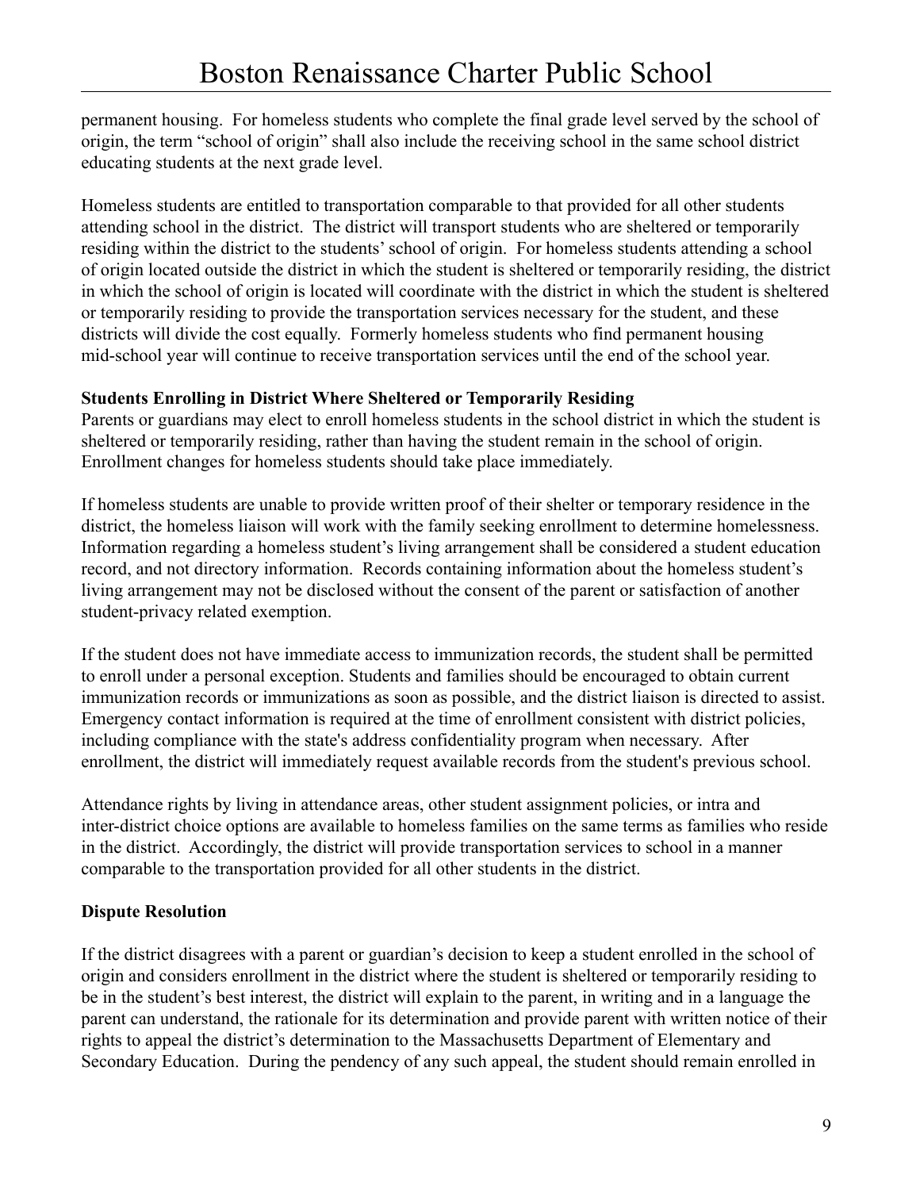permanent housing. For homeless students who complete the final grade level served by the school of origin, the term "school of origin" shall also include the receiving school in the same school district educating students at the next grade level.

Homeless students are entitled to transportation comparable to that provided for all other students attending school in the district. The district will transport students who are sheltered or temporarily residing within the district to the students' school of origin. For homeless students attending a school of origin located outside the district in which the student is sheltered or temporarily residing, the district in which the school of origin is located will coordinate with the district in which the student is sheltered or temporarily residing to provide the transportation services necessary for the student, and these districts will divide the cost equally. Formerly homeless students who find permanent housing mid-school year will continue to receive transportation services until the end of the school year.

**Students Enrolling in District Where Sheltered or Temporarily Residing**

Parents or guardians may elect to enroll homeless students in the school district in which the student is sheltered or temporarily residing, rather than having the student remain in the school of origin. Enrollment changes for homeless students should take place immediately.

If homeless students are unable to provide written proof of their shelter or temporary residence in the district, the homeless liaison will work with the family seeking enrollment to determine homelessness. Information regarding a homeless student's living arrangement shall be considered a student education record, and not directory information. Records containing information about the homeless student's living arrangement may not be disclosed without the consent of the parent or satisfaction of another student-privacy related exemption.

If the student does not have immediate access to immunization records, the student shall be permitted to enroll under a personal exception. Students and families should be encouraged to obtain current immunization records or immunizations as soon as possible, and the district liaison is directed to assist. Emergency contact information is required at the time of enrollment consistent with district policies, including compliance with the state's address confidentiality program when necessary. After enrollment, the district will immediately request available records from the student's previous school.

Attendance rights by living in attendance areas, other student assignment policies, or intra and inter-district choice options are available to homeless families on the same terms as families who reside in the district. Accordingly, the district will provide transportation services to school in a manner comparable to the transportation provided for all other students in the district.

**Dispute Resolution**

If the district disagrees with a parent or guardian's decision to keep a student enrolled in the school of origin and considers enrollment in the district where the student is sheltered or temporarily residing to be in the student's best interest, the district will explain to the parent, in writing and in a language the parent can understand, the rationale for its determination and provide parent with written notice of their rights to appeal the district's determination to the Massachusetts Department of Elementary and Secondary Education. During the pendency of any such appeal, the student should remain enrolled in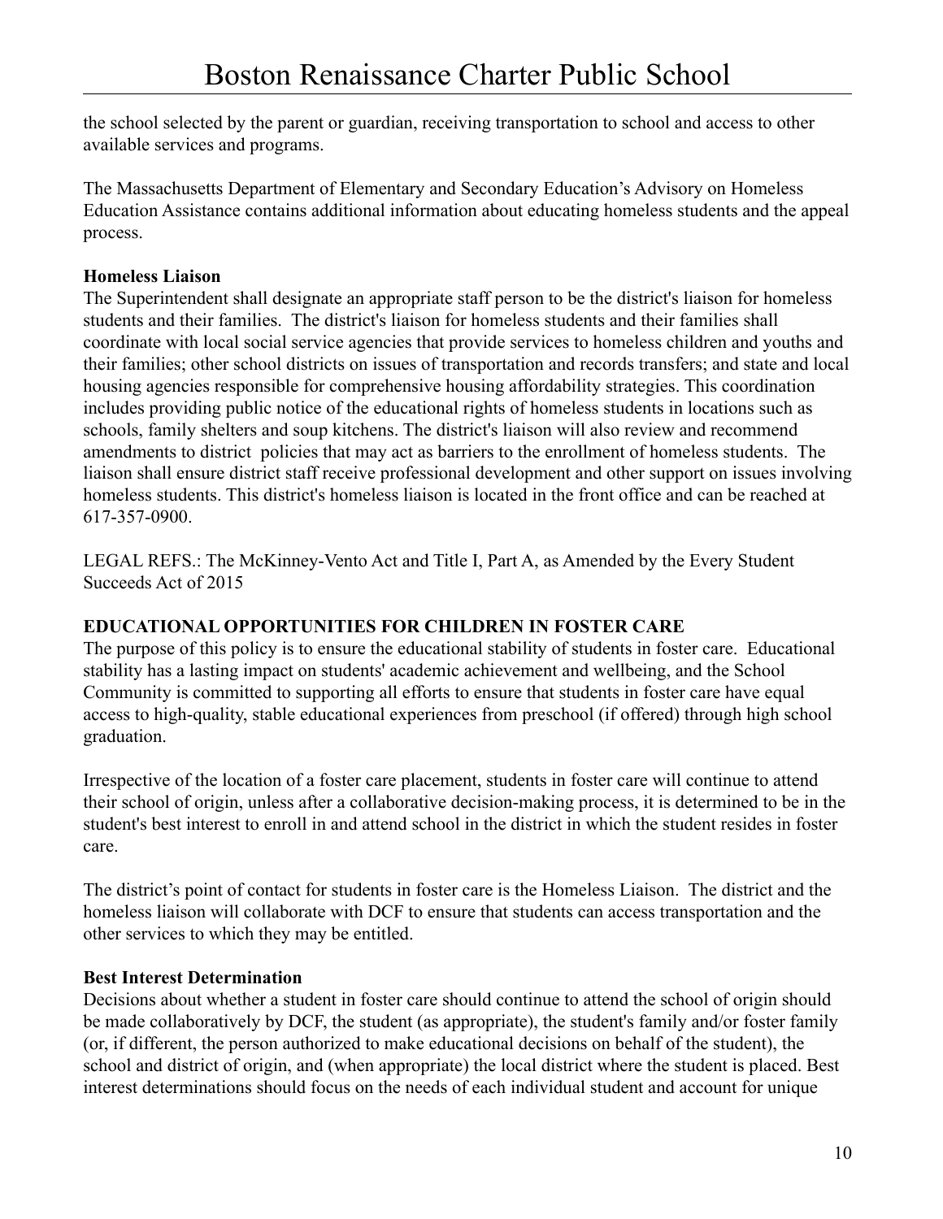the school selected by the parent or guardian, receiving transportation to school and access to other available services and programs.

The Massachusetts Department of Elementary and Secondary Education's Advisory on Homeless Education Assistance contains additional information about educating homeless students and the appeal process.

**Homeless Liaison**

The Superintendent shall designate an appropriate staff person to be the district's liaison for homeless students and their families. The district's liaison for homeless students and their families shall coordinate with local social service agencies that provide services to homeless children and youths and their families; other school districts on issues of transportation and records transfers; and state and local housing agencies responsible for comprehensive housing affordability strategies. This coordination includes providing public notice of the educational rights of homeless students in locations such as schools, family shelters and soup kitchens. The district's liaison will also review and recommend amendments to district policies that may act as barriers to the enrollment of homeless students. The liaison shall ensure district staff receive professional development and other support on issues involving homeless students. This district's homeless liaison is located in the front office and can be reached at 617-357-0900.

LEGAL REFS.: The McKinney-Vento Act and Title I, Part A, as Amended by the Every Student Succeeds Act of 2015

**EDUCATIONAL OPPORTUNITIES FOR CHILDREN IN FOSTER CARE**

The purpose of this policy is to ensure the educational stability of students in foster care. Educational stability has a lasting impact on students' academic achievement and wellbeing, and the School Community is committed to supporting all efforts to ensure that students in foster care have equal access to high-quality, stable educational experiences from preschool (if offered) through high school graduation.

Irrespective of the location of a foster care placement, students in foster care will continue to attend their school of origin, unless after a collaborative decision-making process, it is determined to be in the student's best interest to enroll in and attend school in the district in which the student resides in foster care.

The district's point of contact for students in foster care is the Homeless Liaison. The district and the homeless liaison will collaborate with DCF to ensure that students can access transportation and the other services to which they may be entitled.

**Best Interest Determination**

Decisions about whether a student in foster care should continue to attend the school of origin should be made collaboratively by DCF, the student (as appropriate), the student's family and/or foster family (or, if different, the person authorized to make educational decisions on behalf of the student), the school and district of origin, and (when appropriate) the local district where the student is placed. Best interest determinations should focus on the needs of each individual student and account for unique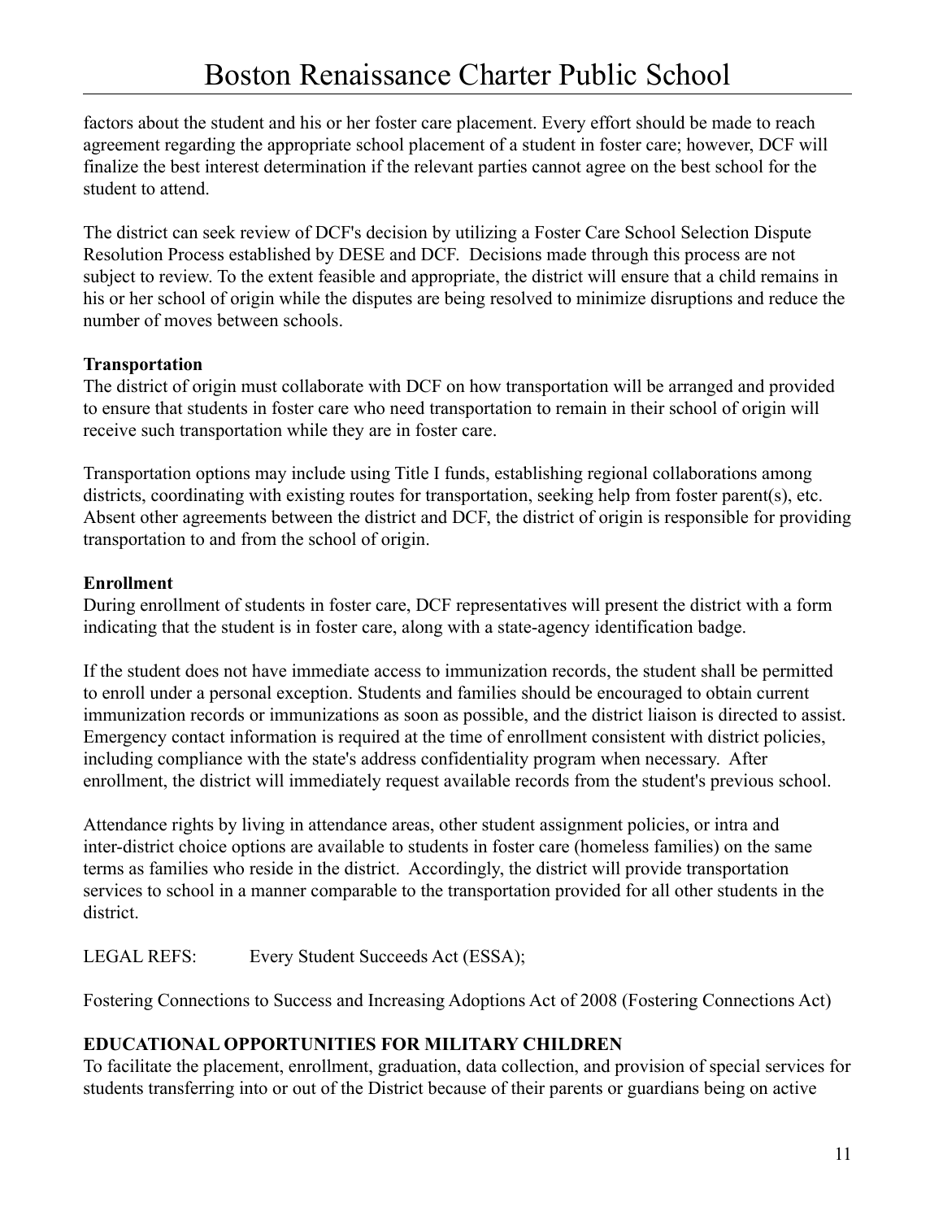factors about the student and his or her foster care placement. Every effort should be made to reach agreement regarding the appropriate school placement of a student in foster care; however, DCF will finalize the best interest determination if the relevant parties cannot agree on the best school for the student to attend.

The district can seek review of DCF's decision by utilizing a Foster Care School Selection Dispute Resolution Process established by DESE and DCF. Decisions made through this process are not subject to review. To the extent feasible and appropriate, the district will ensure that a child remains in his or her school of origin while the disputes are being resolved to minimize disruptions and reduce the number of moves between schools.

**Transportation**

The district of origin must collaborate with DCF on how transportation will be arranged and provided to ensure that students in foster care who need transportation to remain in their school of origin will receive such transportation while they are in foster care.

Transportation options may include using Title I funds, establishing regional collaborations among districts, coordinating with existing routes for transportation, seeking help from foster parent(s), etc. Absent other agreements between the district and DCF, the district of origin is responsible for providing transportation to and from the school of origin.

**Enrollment**

During enrollment of students in foster care, DCF representatives will present the district with a form indicating that the student is in foster care, along with a state-agency identification badge.

If the student does not have immediate access to immunization records, the student shall be permitted to enroll under a personal exception. Students and families should be encouraged to obtain current immunization records or immunizations as soon as possible, and the district liaison is directed to assist. Emergency contact information is required at the time of enrollment consistent with district policies, including compliance with the state's address confidentiality program when necessary. After enrollment, the district will immediately request available records from the student's previous school.

Attendance rights by living in attendance areas, other student assignment policies, or intra and inter-district choice options are available to students in foster care (homeless families) on the same terms as families who reside in the district. Accordingly, the district will provide transportation services to school in a manner comparable to the transportation provided for all other students in the district.

LEGAL REFS: Every Student Succeeds Act (ESSA);

Fostering Connections to Success and Increasing Adoptions Act of 2008 (Fostering Connections Act)

**EDUCATIONAL OPPORTUNITIES FOR MILITARY CHILDREN**

To facilitate the placement, enrollment, graduation, data collection, and provision of special services for students transferring into or out of the District because of their parents or guardians being on active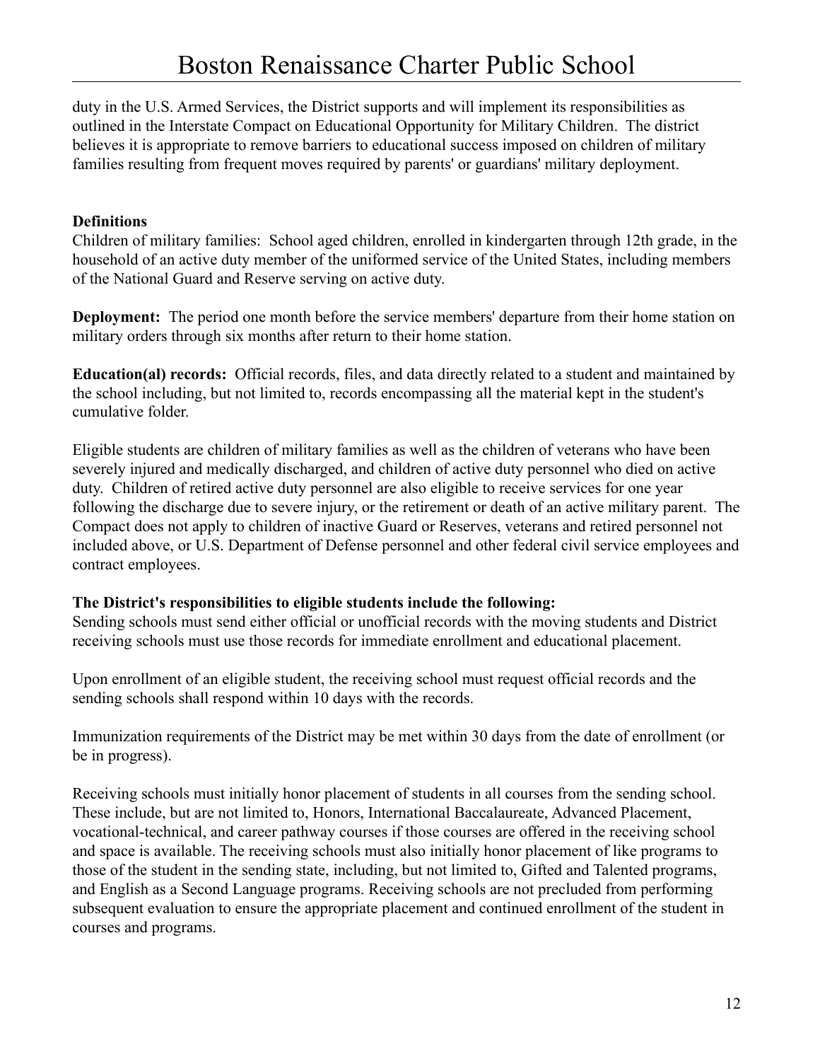duty in the U.S. Armed Services, the District supports and will implement its responsibilities as outlined in the Interstate Compact on Educational Opportunity for Military Children. The district believes it is appropriate to remove barriers to educational success imposed on children of military families resulting from frequent moves required by parents' or guardians' military deployment.

**Definitions**

Children of military families: School aged children, enrolled in kindergarten through 12th grade, in the household of an active duty member of the uniformed service of the United States, including members of the National Guard and Reserve serving on active duty.

**Deployment:** The period one month before the service members' departure from their home station on military orders through six months after return to their home station.

**Education(al) records:** Official records, files, and data directly related to a student and maintained by the school including, but not limited to, records encompassing all the material kept in the student's cumulative folder.

Eligible students are children of military families as well as the children of veterans who have been severely injured and medically discharged, and children of active duty personnel who died on active duty. Children of retired active duty personnel are also eligible to receive services for one year following the discharge due to severe injury, or the retirement or death of an active military parent. The Compact does not apply to children of inactive Guard or Reserves, veterans and retired personnel not included above, or U.S. Department of Defense personnel and other federal civil service employees and contract employees.

**The District's responsibilities to eligible students include the following:**

Sending schools must send either official or unofficial records with the moving students and District receiving schools must use those records for immediate enrollment and educational placement.

Upon enrollment of an eligible student, the receiving school must request official records and the sending schools shall respond within 10 days with the records.

Immunization requirements of the District may be met within 30 days from the date of enrollment (or be in progress).

Receiving schools must initially honor placement of students in all courses from the sending school. These include, but are not limited to, Honors, International Baccalaureate, Advanced Placement, vocational-technical, and career pathway courses if those courses are offered in the receiving school and space is available. The receiving schools must also initially honor placement of like programs to those of the student in the sending state, including, but not limited to, Gifted and Talented programs, and English as a Second Language programs. Receiving schools are not precluded from performing subsequent evaluation to ensure the appropriate placement and continued enrollment of the student in courses and programs.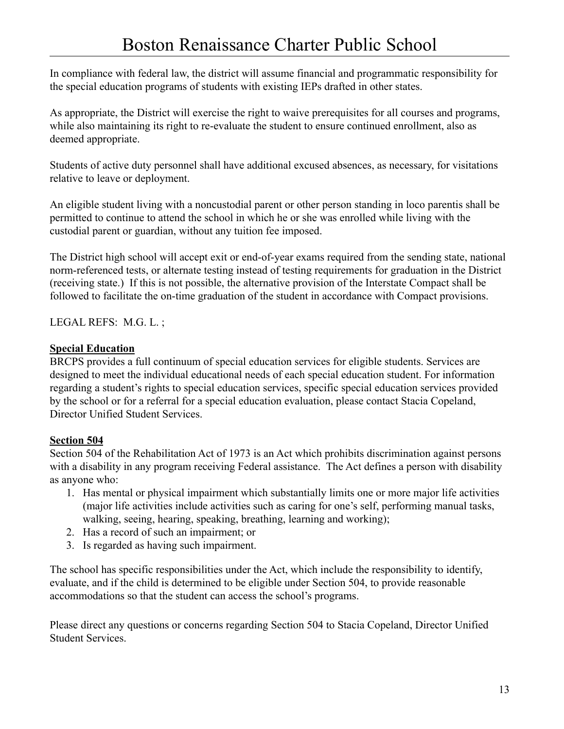In compliance with federal law, the district will assume financial and programmatic responsibility for the special education programs of students with existing IEPs drafted in other states.

As appropriate, the District will exercise the right to waive prerequisites for all courses and programs, while also maintaining its right to re-evaluate the student to ensure continued enrollment, also as deemed appropriate.

Students of active duty personnel shall have additional excused absences, as necessary, for visitations relative to leave or deployment.

An eligible student living with a noncustodial parent or other person standing in loco parentis shall be permitted to continue to attend the school in which he or she was enrolled while living with the custodial parent or guardian, without any tuition fee imposed.

The District high school will accept exit or end-of-year exams required from the sending state, national norm-referenced tests, or alternate testing instead of testing requirements for graduation in the District (receiving state.) If this is not possible, the alternative provision of the Interstate Compact shall be followed to facilitate the on-time graduation of the student in accordance with Compact provisions.

LEGAL REFS: M.G. L. ;

**Special Education**

BRCPS provides a full continuum of special education services for eligible students. Services are designed to meet the individual educational needs of each special education student. For information regarding a student's rights to special education services, specific special education services provided by the school or for a referral for a special education evaluation, please contact Stacia Copeland, Director Unified Student Services.

**Section 504**

Section 504 of the Rehabilitation Act of 1973 is an Act which prohibits discrimination against persons with a disability in any program receiving Federal assistance. The Act defines a person with disability as anyone who:

1. Has mental or physical impairment which substantially limits one or more major life activities (major life activities include activities such as caring for one's self, performing manual tasks, walking, seeing, hearing, speaking, breathing, learning and working);
2. Has a record of such an impairment; or
3. Is regarded as having such impairment.

The school has specific responsibilities under the Act, which include the responsibility to identify, evaluate, and if the child is determined to be eligible under Section 504, to provide reasonable accommodations so that the student can access the school's programs.

Please direct any questions or concerns regarding Section 504 to Stacia Copeland, Director Unified Student Services.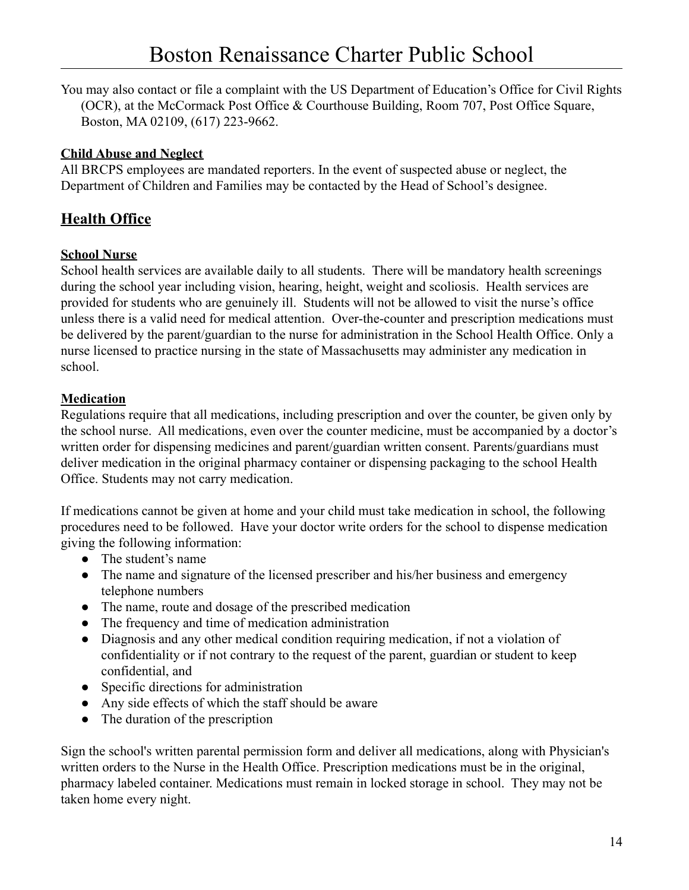You may also contact or file a complaint with the US Department of Education's Office for Civil Rights (OCR), at the McCormack Post Office & Courthouse Building, Room 707, Post Office Square, Boston, MA 02109, (617) 223-9662.

### Child Abuse and Neglect

All BRCPS employees are mandated reporters. In the event of suspected abuse or neglect, the Department of Children and Families may be contacted by the Head of School's designee.

## Health Office

### School Nurse

School health services are available daily to all students. There will be mandatory health screenings during the school year including vision, hearing, height, weight and scoliosis. Health services are provided for students who are genuinely ill. Students will not be allowed to visit the nurse's office unless there is a valid need for medical attention. Over-the-counter and prescription medications must be delivered by the parent/guardian to the nurse for administration in the School Health Office. Only a nurse licensed to practice nursing in the state of Massachusetts may administer any medication in school.

### Medication

Regulations require that all medications, including prescription and over the counter, be given only by the school nurse. All medications, even over the counter medicine, must be accompanied by a doctor's written order for dispensing medicines and parent/guardian written consent. Parents/guardians must deliver medication in the original pharmacy container or dispensing packaging to the school Health Office. Students may not carry medication.

If medications cannot be given at home and your child must take medication in school, the following procedures need to be followed. Have your doctor write orders for the school to dispense medication giving the following information:

- The student's name
- The name and signature of the licensed prescriber and his/her business and emergency telephone numbers
- The name, route and dosage of the prescribed medication
- The frequency and time of medication administration
- Diagnosis and any other medical condition requiring medication, if not a violation of confidentiality or if not contrary to the request of the parent, guardian or student to keep confidential, and
- Specific directions for administration
- Any side effects of which the staff should be aware
- The duration of the prescription

Sign the school's written parental permission form and deliver all medications, along with Physician's written orders to the Nurse in the Health Office. Prescription medications must be in the original, pharmacy labeled container. Medications must remain in locked storage in school. They may not be taken home every night.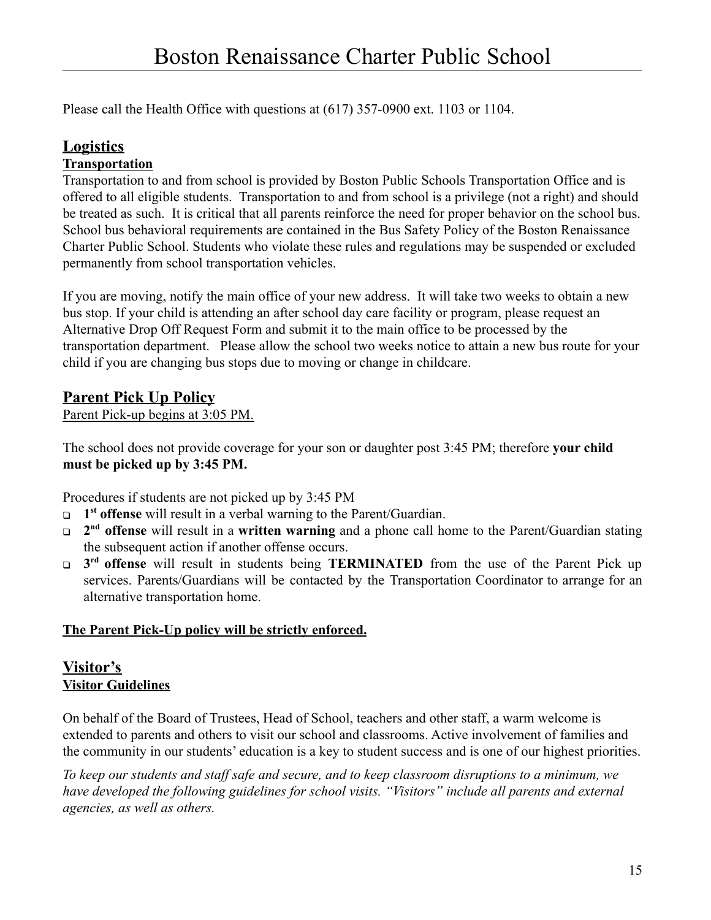Please call the Health Office with questions at (617) 357-0900 ext. 1103 or 1104.

## Logistics

### Transportation

Transportation to and from school is provided by Boston Public Schools Transportation Office and is offered to all eligible students. Transportation to and from school is a privilege (not a right) and should be treated as such. It is critical that all parents reinforce the need for proper behavior on the school bus. School bus behavioral requirements are contained in the Bus Safety Policy of the Boston Renaissance Charter Public School. Students who violate these rules and regulations may be suspended or excluded permanently from school transportation vehicles.

If you are moving, notify the main office of your new address. It will take two weeks to obtain a new bus stop. If your child is attending an after school day care facility or program, please request an Alternative Drop Off Request Form and submit it to the main office to be processed by the transportation department. Please allow the school two weeks notice to attain a new bus route for your child if you are changing bus stops due to moving or change in childcare.

## Parent Pick Up Policy

Parent Pick-up begins at 3:05 PM.

The school does not provide coverage for your son or daughter post 3:45 PM; therefore **your child must be picked up by 3:45 PM.**

Procedures if students are not picked up by 3:45 PM

- **1st offense** will result in a verbal warning to the Parent/Guardian.
- **2nd offense** will result in a **written warning** and a phone call home to the Parent/Guardian stating the subsequent action if another offense occurs.
- **3rd offense** will result in students being **TERMINATED** from the use of the Parent Pick up services. Parents/Guardians will be contacted by the Transportation Coordinator to arrange for an alternative transportation home.

**The Parent Pick-Up policy will be strictly enforced.**

## Visitor's

### Visitor Guidelines

On behalf of the Board of Trustees, Head of School, teachers and other staff, a warm welcome is extended to parents and others to visit our school and classrooms. Active involvement of families and the community in our students' education is a key to student success and is one of our highest priorities.

*To keep our students and staff safe and secure, and to keep classroom disruptions to a minimum, we have developed the following guidelines for school visits. "Visitors" include all parents and external agencies, as well as others.*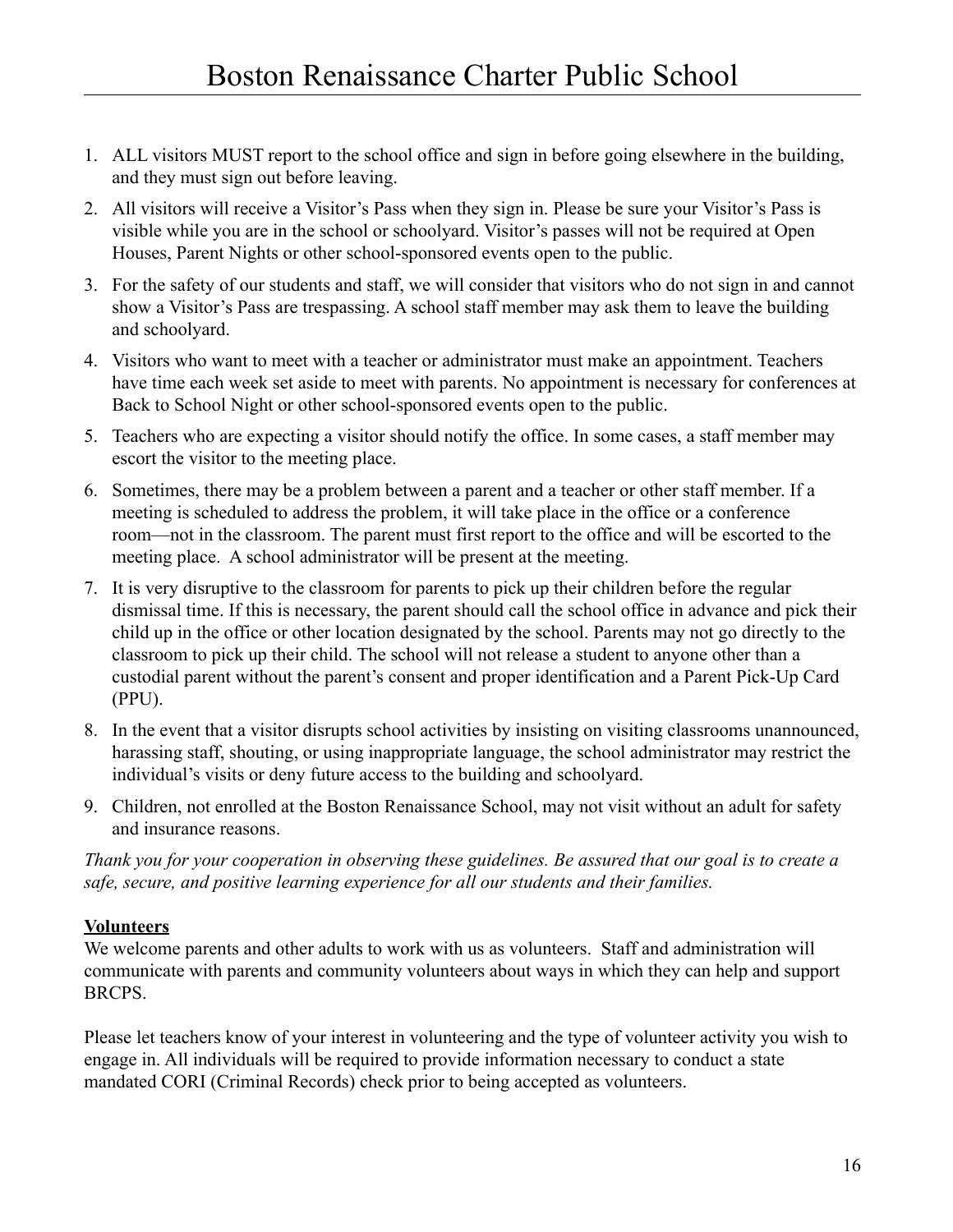1. ALL visitors MUST report to the school office and sign in before going elsewhere in the building, and they must sign out before leaving.
2. All visitors will receive a Visitor's Pass when they sign in. Please be sure your Visitor's Pass is visible while you are in the school or schoolyard. Visitor's passes will not be required at Open Houses, Parent Nights or other school-sponsored events open to the public.
3. For the safety of our students and staff, we will consider that visitors who do not sign in and cannot show a Visitor's Pass are trespassing. A school staff member may ask them to leave the building and schoolyard.
4. Visitors who want to meet with a teacher or administrator must make an appointment. Teachers have time each week set aside to meet with parents. No appointment is necessary for conferences at Back to School Night or other school-sponsored events open to the public.
5. Teachers who are expecting a visitor should notify the office. In some cases, a staff member may escort the visitor to the meeting place.
6. Sometimes, there may be a problem between a parent and a teacher or other staff member. If a meeting is scheduled to address the problem, it will take place in the office or a conference room—not in the classroom. The parent must first report to the office and will be escorted to the meeting place. A school administrator will be present at the meeting.
7. It is very disruptive to the classroom for parents to pick up their children before the regular dismissal time. If this is necessary, the parent should call the school office in advance and pick their child up in the office or other location designated by the school. Parents may not go directly to the classroom to pick up their child. The school will not release a student to anyone other than a custodial parent without the parent's consent and proper identification and a Parent Pick-Up Card (PPU).
8. In the event that a visitor disrupts school activities by insisting on visiting classrooms unannounced, harassing staff, shouting, or using inappropriate language, the school administrator may restrict the individual's visits or deny future access to the building and schoolyard.
9. Children, not enrolled at the Boston Renaissance School, may not visit without an adult for safety and insurance reasons.

*Thank you for your cooperation in observing these guidelines. Be assured that our goal is to create a safe, secure, and positive learning experience for all our students and their families.*

**Volunteers**

We welcome parents and other adults to work with us as volunteers. Staff and administration will communicate with parents and community volunteers about ways in which they can help and support BRCPS.

Please let teachers know of your interest in volunteering and the type of volunteer activity you wish to engage in. All individuals will be required to provide information necessary to conduct a state mandated CORI (Criminal Records) check prior to being accepted as volunteers.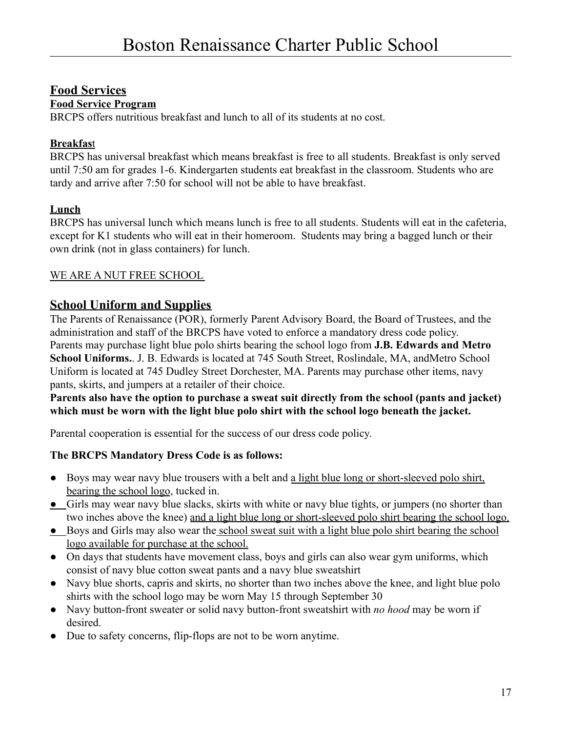## Food Services

### Food Service Program

BRCPS offers nutritious breakfast and lunch to all of its students at no cost.

### Breakfast

BRCPS has universal breakfast which means breakfast is free to all students. Breakfast is only served until 7:50 am for grades 1-6. Kindergarten students eat breakfast in the classroom. Students who are tardy and arrive after 7:50 for school will not be able to have breakfast.

### Lunch

BRCPS has universal lunch which means lunch is free to all students. Students will eat in the cafeteria, except for K1 students who will eat in their homeroom. Students may bring a bagged lunch or their own drink (not in glass containers) for lunch.

WE ARE A NUT FREE SCHOOL

## School Uniform and Supplies

The Parents of Renaissance (POR), formerly Parent Advisory Board, the Board of Trustees, and the administration and staff of the BRCPS have voted to enforce a mandatory dress code policy. Parents may purchase light blue polo shirts bearing the school logo from **J.B. Edwards and Metro School Uniforms.**. J. B. Edwards is located at 745 South Street, Roslindale, MA, andMetro School Uniform is located at 745 Dudley Street Dorchester, MA. Parents may purchase other items, navy pants, skirts, and jumpers at a retailer of their choice.

**Parents also have the option to purchase a sweat suit directly from the school (pants and jacket) which must be worn with the light blue polo shirt with the school logo beneath the jacket.**

Parental cooperation is essential for the success of our dress code policy.

**The BRCPS Mandatory Dress Code is as follows:**

- Boys may wear navy blue trousers with a belt and a light blue long or short-sleeved polo shirt, bearing the school logo, tucked in.
- Girls may wear navy blue slacks, skirts with white or navy blue tights, or jumpers (no shorter than two inches above the knee) and a light blue long or short-sleeved polo shirt bearing the school logo.
- Boys and Girls may also wear the school sweat suit with a light blue polo shirt bearing the school logo available for purchase at the school.
- On days that students have movement class, boys and girls can also wear gym uniforms, which consist of navy blue cotton sweat pants and a navy blue sweatshirt
- Navy blue shorts, capris and skirts, no shorter than two inches above the knee, and light blue polo shirts with the school logo may be worn May 15 through September 30
- Navy button-front sweater or solid navy button-front sweatshirt with *no hood* may be worn if desired.
- Due to safety concerns, flip-flops are not to be worn anytime.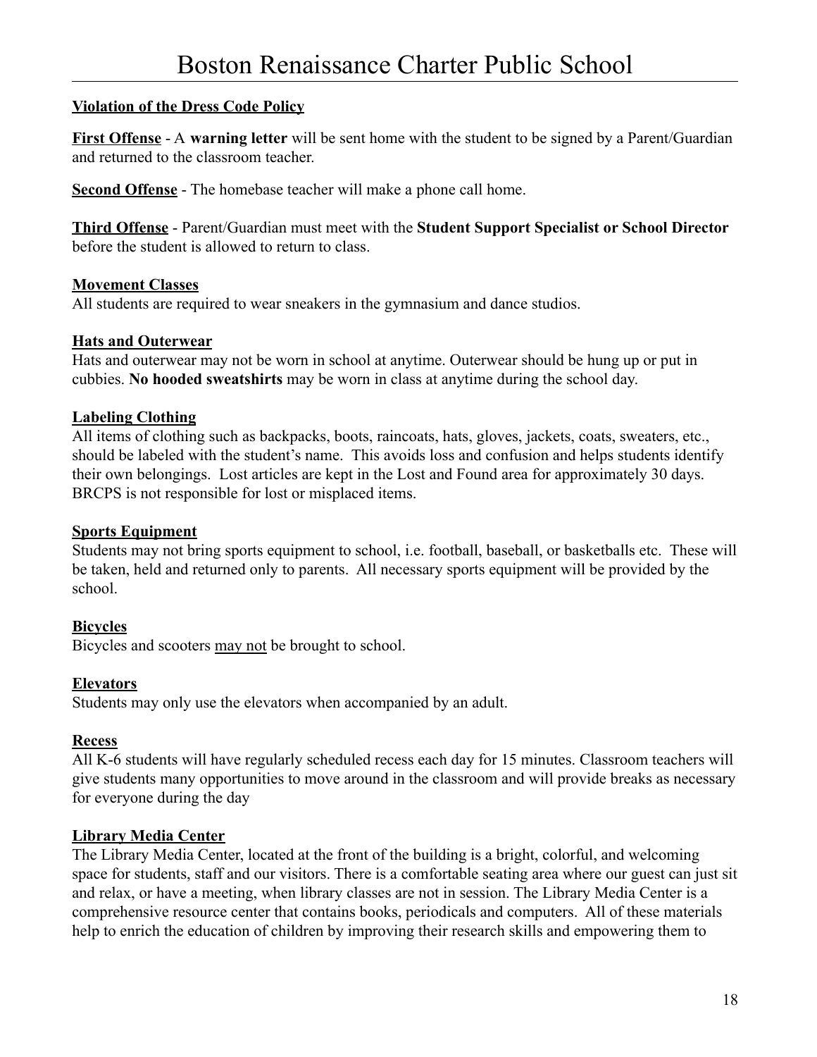**Violation of the Dress Code Policy**

**First Offense** - A **warning letter** will be sent home with the student to be signed by a Parent/Guardian and returned to the classroom teacher.

**Second Offense** - The homebase teacher will make a phone call home.

**Third Offense** - Parent/Guardian must meet with the **Student Support Specialist or School Director** before the student is allowed to return to class.

**Movement Classes**

All students are required to wear sneakers in the gymnasium and dance studios.

**Hats and Outerwear**

Hats and outerwear may not be worn in school at anytime. Outerwear should be hung up or put in cubbies. **No hooded sweatshirts** may be worn in class at anytime during the school day.

**Labeling Clothing**

All items of clothing such as backpacks, boots, raincoats, hats, gloves, jackets, coats, sweaters, etc., should be labeled with the student's name. This avoids loss and confusion and helps students identify their own belongings. Lost articles are kept in the Lost and Found area for approximately 30 days. BRCPS is not responsible for lost or misplaced items.

**Sports Equipment**

Students may not bring sports equipment to school, i.e. football, baseball, or basketballs etc. These will be taken, held and returned only to parents. All necessary sports equipment will be provided by the school.

**Bicycles**

Bicycles and scooters may not be brought to school.

**Elevators**

Students may only use the elevators when accompanied by an adult.

**Recess**

All K-6 students will have regularly scheduled recess each day for 15 minutes. Classroom teachers will give students many opportunities to move around in the classroom and will provide breaks as necessary for everyone during the day

**Library Media Center**

The Library Media Center, located at the front of the building is a bright, colorful, and welcoming space for students, staff and our visitors. There is a comfortable seating area where our guest can just sit and relax, or have a meeting, when library classes are not in session. The Library Media Center is a comprehensive resource center that contains books, periodicals and computers. All of these materials help to enrich the education of children by improving their research skills and empowering them to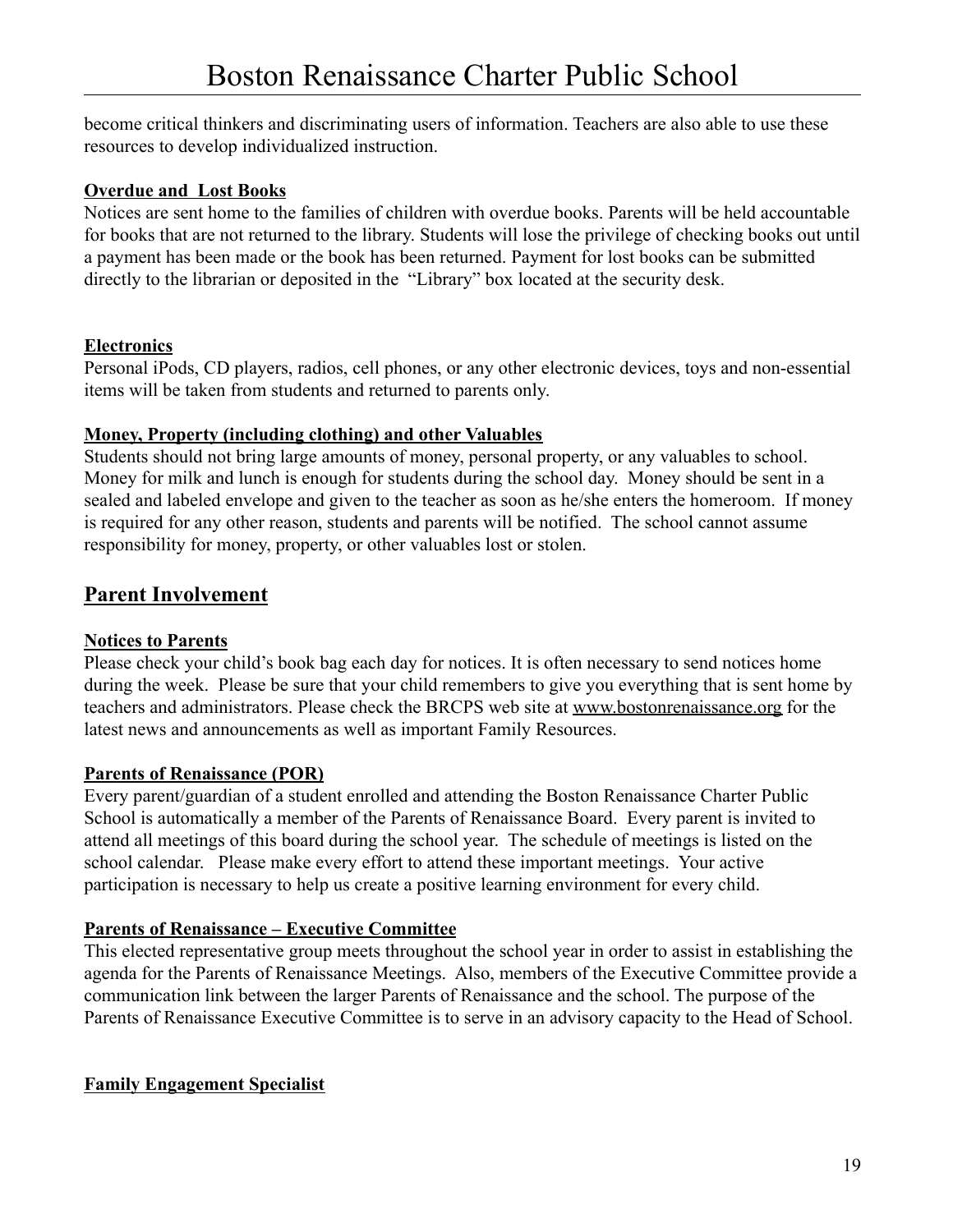become critical thinkers and discriminating users of information. Teachers are also able to use these resources to develop individualized instruction.

### Overdue and  Lost Books

Notices are sent home to the families of children with overdue books. Parents will be held accountable for books that are not returned to the library. Students will lose the privilege of checking books out until a payment has been made or the book has been returned. Payment for lost books can be submitted directly to the librarian or deposited in the  "Library" box located at the security desk.

### Electronics

Personal iPods, CD players, radios, cell phones, or any other electronic devices, toys and non-essential items will be taken from students and returned to parents only.

### Money, Property (including clothing) and other Valuables

Students should not bring large amounts of money, personal property, or any valuables to school. Money for milk and lunch is enough for students during the school day.  Money should be sent in a sealed and labeled envelope and given to the teacher as soon as he/she enters the homeroom.  If money is required for any other reason, students and parents will be notified.  The school cannot assume responsibility for money, property, or other valuables lost or stolen.

## Parent Involvement

### Notices to Parents

Please check your child's book bag each day for notices. It is often necessary to send notices home during the week.  Please be sure that your child remembers to give you everything that is sent home by teachers and administrators. Please check the BRCPS web site at www.bostonrenaissance.org for the latest news and announcements as well as important Family Resources.

### Parents of Renaissance (POR)

Every parent/guardian of a student enrolled and attending the Boston Renaissance Charter Public School is automatically a member of the Parents of Renaissance Board.  Every parent is invited to attend all meetings of this board during the school year.  The schedule of meetings is listed on the school calendar.   Please make every effort to attend these important meetings.  Your active participation is necessary to help us create a positive learning environment for every child.

### Parents of Renaissance – Executive Committee

This elected representative group meets throughout the school year in order to assist in establishing the agenda for the Parents of Renaissance Meetings.  Also, members of the Executive Committee provide a communication link between the larger Parents of Renaissance and the school. The purpose of the Parents of Renaissance Executive Committee is to serve in an advisory capacity to the Head of School.

### Family Engagement Specialist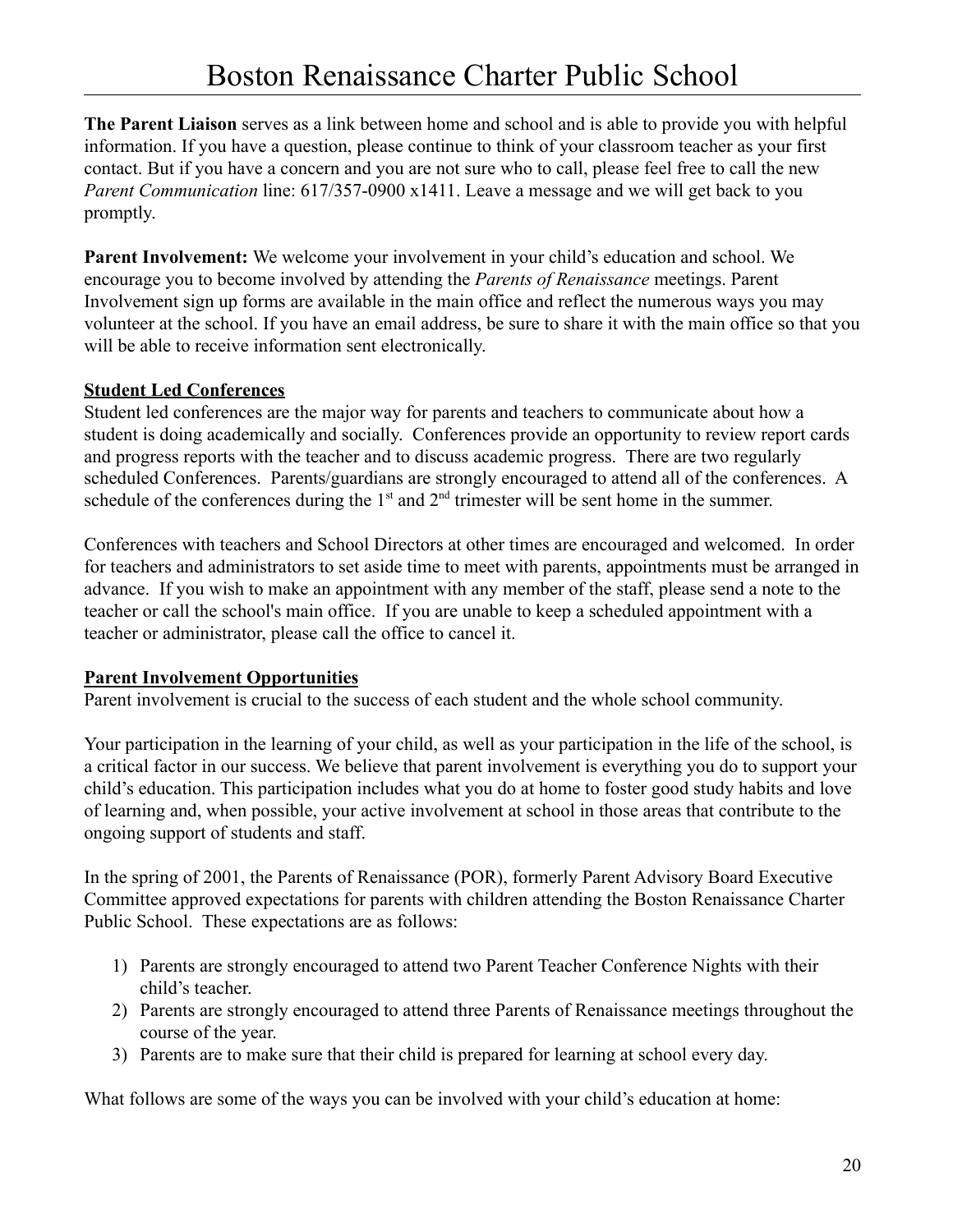**The Parent Liaison** serves as a link between home and school and is able to provide you with helpful information. If you have a question, please continue to think of your classroom teacher as your first contact. But if you have a concern and you are not sure who to call, please feel free to call the new *Parent Communication* line: 617/357-0900 x1411. Leave a message and we will get back to you promptly.

**Parent Involvement:** We welcome your involvement in your child's education and school. We encourage you to become involved by attending the *Parents of Renaissance* meetings. Parent Involvement sign up forms are available in the main office and reflect the numerous ways you may volunteer at the school. If you have an email address, be sure to share it with the main office so that you will be able to receive information sent electronically.

## Student Led Conferences

Student led conferences are the major way for parents and teachers to communicate about how a student is doing academically and socially. Conferences provide an opportunity to review report cards and progress reports with the teacher and to discuss academic progress. There are two regularly scheduled Conferences. Parents/guardians are strongly encouraged to attend all of the conferences. A schedule of the conferences during the 1st and 2nd trimester will be sent home in the summer.

Conferences with teachers and School Directors at other times are encouraged and welcomed. In order for teachers and administrators to set aside time to meet with parents, appointments must be arranged in advance. If you wish to make an appointment with any member of the staff, please send a note to the teacher or call the school's main office. If you are unable to keep a scheduled appointment with a teacher or administrator, please call the office to cancel it.

## Parent Involvement Opportunities

Parent involvement is crucial to the success of each student and the whole school community.

Your participation in the learning of your child, as well as your participation in the life of the school, is a critical factor in our success. We believe that parent involvement is everything you do to support your child's education. This participation includes what you do at home to foster good study habits and love of learning and, when possible, your active involvement at school in those areas that contribute to the ongoing support of students and staff.

In the spring of 2001, the Parents of Renaissance (POR), formerly Parent Advisory Board Executive Committee approved expectations for parents with children attending the Boston Renaissance Charter Public School. These expectations are as follows:

1) Parents are strongly encouraged to attend two Parent Teacher Conference Nights with their child's teacher.
2) Parents are strongly encouraged to attend three Parents of Renaissance meetings throughout the course of the year.
3) Parents are to make sure that their child is prepared for learning at school every day.

What follows are some of the ways you can be involved with your child's education at home: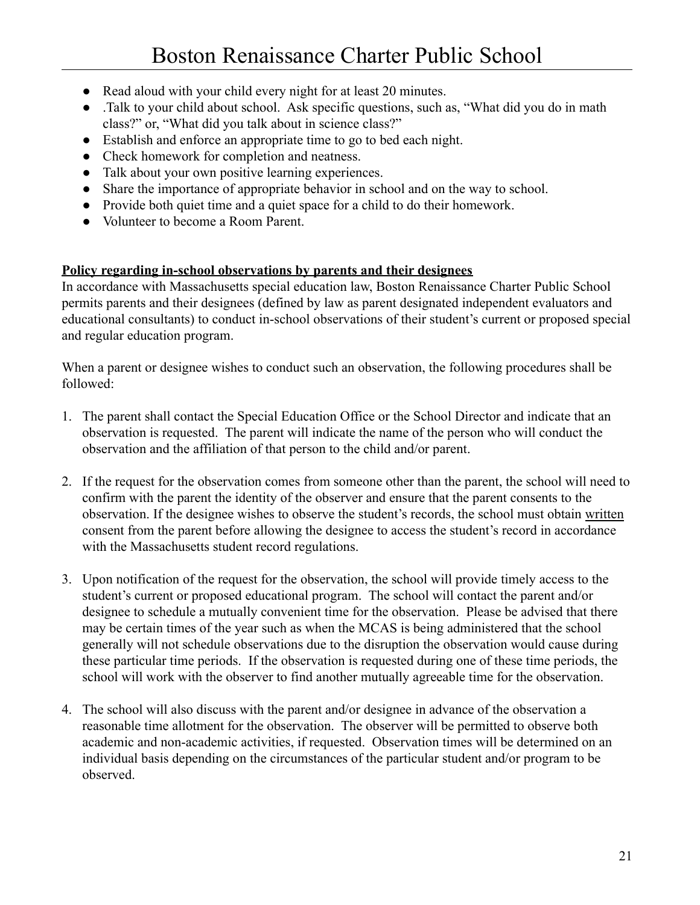- Read aloud with your child every night for at least 20 minutes.
- .Talk to your child about school. Ask specific questions, such as, "What did you do in math class?" or, "What did you talk about in science class?"
- Establish and enforce an appropriate time to go to bed each night.
- Check homework for completion and neatness.
- Talk about your own positive learning experiences.
- Share the importance of appropriate behavior in school and on the way to school.
- Provide both quiet time and a quiet space for a child to do their homework.
- Volunteer to become a Room Parent.

**Policy regarding in-school observations by parents and their designees**

In accordance with Massachusetts special education law, Boston Renaissance Charter Public School permits parents and their designees (defined by law as parent designated independent evaluators and educational consultants) to conduct in-school observations of their student's current or proposed special and regular education program.

When a parent or designee wishes to conduct such an observation, the following procedures shall be followed:

1. The parent shall contact the Special Education Office or the School Director and indicate that an observation is requested. The parent will indicate the name of the person who will conduct the observation and the affiliation of that person to the child and/or parent.

2. If the request for the observation comes from someone other than the parent, the school will need to confirm with the parent the identity of the observer and ensure that the parent consents to the observation. If the designee wishes to observe the student's records, the school must obtain written consent from the parent before allowing the designee to access the student's record in accordance with the Massachusetts student record regulations.

3. Upon notification of the request for the observation, the school will provide timely access to the student's current or proposed educational program. The school will contact the parent and/or designee to schedule a mutually convenient time for the observation. Please be advised that there may be certain times of the year such as when the MCAS is being administered that the school generally will not schedule observations due to the disruption the observation would cause during these particular time periods. If the observation is requested during one of these time periods, the school will work with the observer to find another mutually agreeable time for the observation.

4. The school will also discuss with the parent and/or designee in advance of the observation a reasonable time allotment for the observation. The observer will be permitted to observe both academic and non-academic activities, if requested. Observation times will be determined on an individual basis depending on the circumstances of the particular student and/or program to be observed.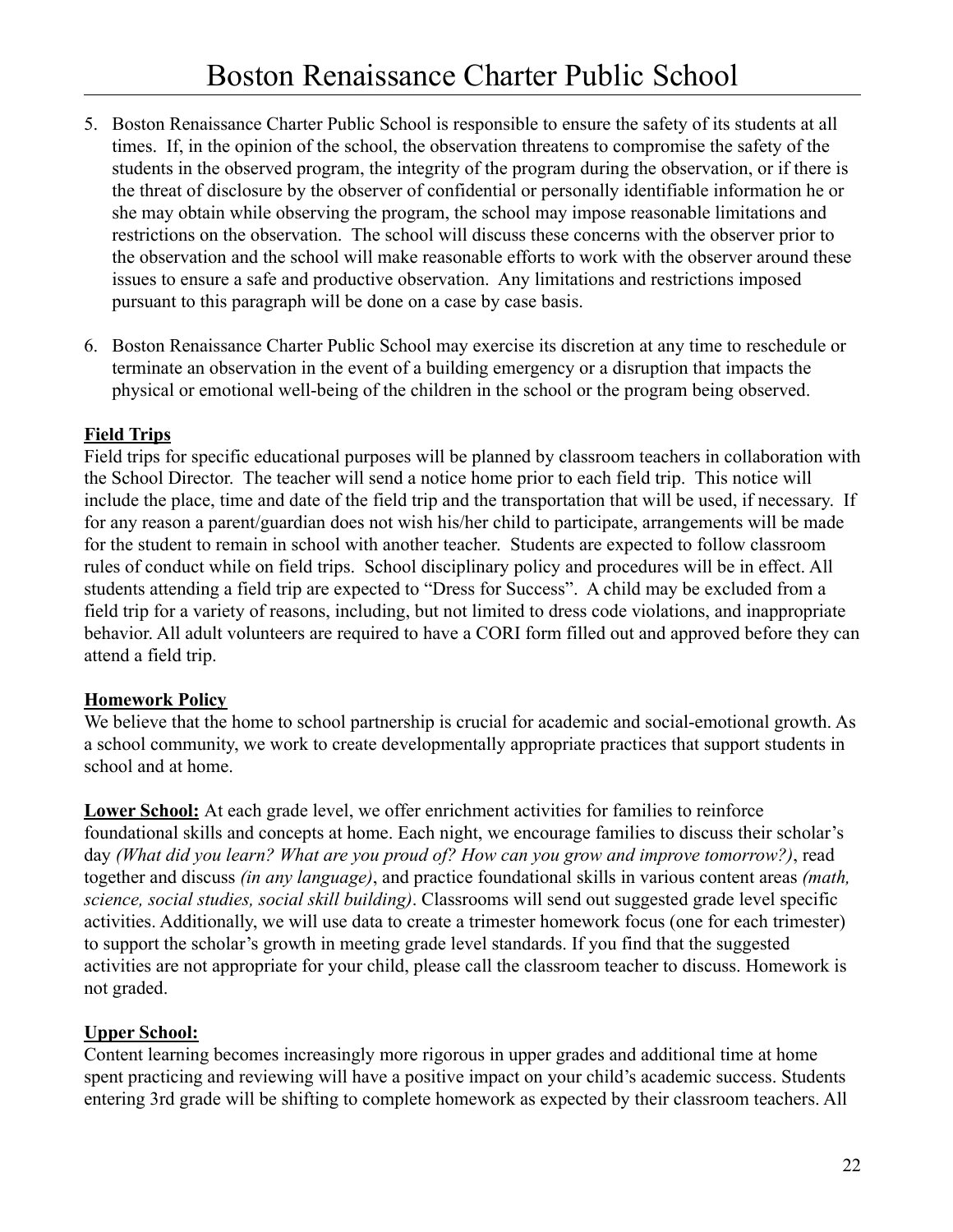5. Boston Renaissance Charter Public School is responsible to ensure the safety of its students at all times. If, in the opinion of the school, the observation threatens to compromise the safety of the students in the observed program, the integrity of the program during the observation, or if there is the threat of disclosure by the observer of confidential or personally identifiable information he or she may obtain while observing the program, the school may impose reasonable limitations and restrictions on the observation. The school will discuss these concerns with the observer prior to the observation and the school will make reasonable efforts to work with the observer around these issues to ensure a safe and productive observation. Any limitations and restrictions imposed pursuant to this paragraph will be done on a case by case basis.

6. Boston Renaissance Charter Public School may exercise its discretion at any time to reschedule or terminate an observation in the event of a building emergency or a disruption that impacts the physical or emotional well-being of the children in the school or the program being observed.

**Field Trips**

Field trips for specific educational purposes will be planned by classroom teachers in collaboration with the School Director. The teacher will send a notice home prior to each field trip. This notice will include the place, time and date of the field trip and the transportation that will be used, if necessary. If for any reason a parent/guardian does not wish his/her child to participate, arrangements will be made for the student to remain in school with another teacher. Students are expected to follow classroom rules of conduct while on field trips. School disciplinary policy and procedures will be in effect. All students attending a field trip are expected to "Dress for Success". A child may be excluded from a field trip for a variety of reasons, including, but not limited to dress code violations, and inappropriate behavior. All adult volunteers are required to have a CORI form filled out and approved before they can attend a field trip.

**Homework Policy**

We believe that the home to school partnership is crucial for academic and social-emotional growth. As a school community, we work to create developmentally appropriate practices that support students in school and at home.

**Lower School:** At each grade level, we offer enrichment activities for families to reinforce foundational skills and concepts at home. Each night, we encourage families to discuss their scholar's day *(What did you learn? What are you proud of? How can you grow and improve tomorrow?)*, read together and discuss *(in any language)*, and practice foundational skills in various content areas *(math, science, social studies, social skill building)*. Classrooms will send out suggested grade level specific activities. Additionally, we will use data to create a trimester homework focus (one for each trimester) to support the scholar's growth in meeting grade level standards. If you find that the suggested activities are not appropriate for your child, please call the classroom teacher to discuss. Homework is not graded.

**Upper School:**

Content learning becomes increasingly more rigorous in upper grades and additional time at home spent practicing and reviewing will have a positive impact on your child's academic success. Students entering 3rd grade will be shifting to complete homework as expected by their classroom teachers. All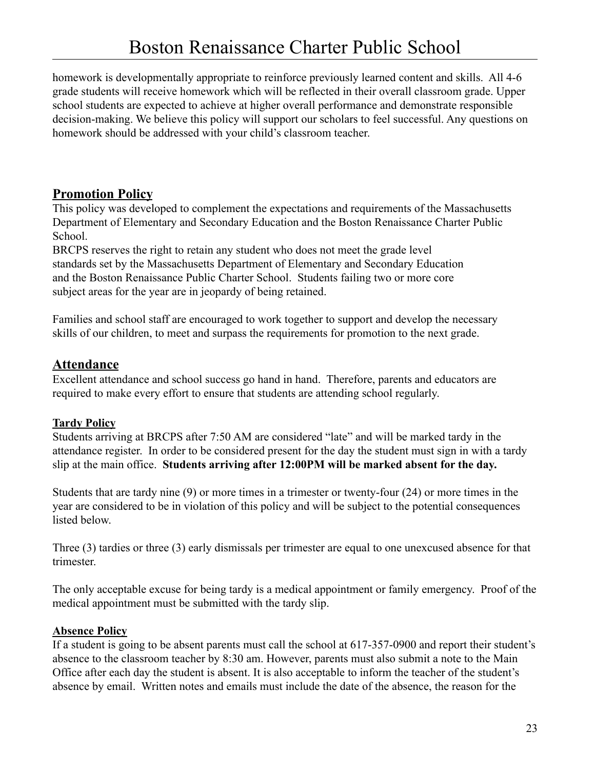homework is developmentally appropriate to reinforce previously learned content and skills. All 4-6 grade students will receive homework which will be reflected in their overall classroom grade. Upper school students are expected to achieve at higher overall performance and demonstrate responsible decision-making. We believe this policy will support our scholars to feel successful. Any questions on homework should be addressed with your child's classroom teacher.

## Promotion Policy

This policy was developed to complement the expectations and requirements of the Massachusetts Department of Elementary and Secondary Education and the Boston Renaissance Charter Public School.

BRCPS reserves the right to retain any student who does not meet the grade level standards set by the Massachusetts Department of Elementary and Secondary Education and the Boston Renaissance Public Charter School. Students failing two or more core subject areas for the year are in jeopardy of being retained.

Families and school staff are encouraged to work together to support and develop the necessary skills of our children, to meet and surpass the requirements for promotion to the next grade.

## Attendance

Excellent attendance and school success go hand in hand. Therefore, parents and educators are required to make every effort to ensure that students are attending school regularly.

### Tardy Policy

Students arriving at BRCPS after 7:50 AM are considered "late" and will be marked tardy in the attendance register. In order to be considered present for the day the student must sign in with a tardy slip at the main office. **Students arriving after 12:00PM will be marked absent for the day.**

Students that are tardy nine (9) or more times in a trimester or twenty-four (24) or more times in the year are considered to be in violation of this policy and will be subject to the potential consequences listed below.

Three (3) tardies or three (3) early dismissals per trimester are equal to one unexcused absence for that trimester.

The only acceptable excuse for being tardy is a medical appointment or family emergency. Proof of the medical appointment must be submitted with the tardy slip.

### Absence Policy

If a student is going to be absent parents must call the school at 617-357-0900 and report their student's absence to the classroom teacher by 8:30 am. However, parents must also submit a note to the Main Office after each day the student is absent. It is also acceptable to inform the teacher of the student's absence by email. Written notes and emails must include the date of the absence, the reason for the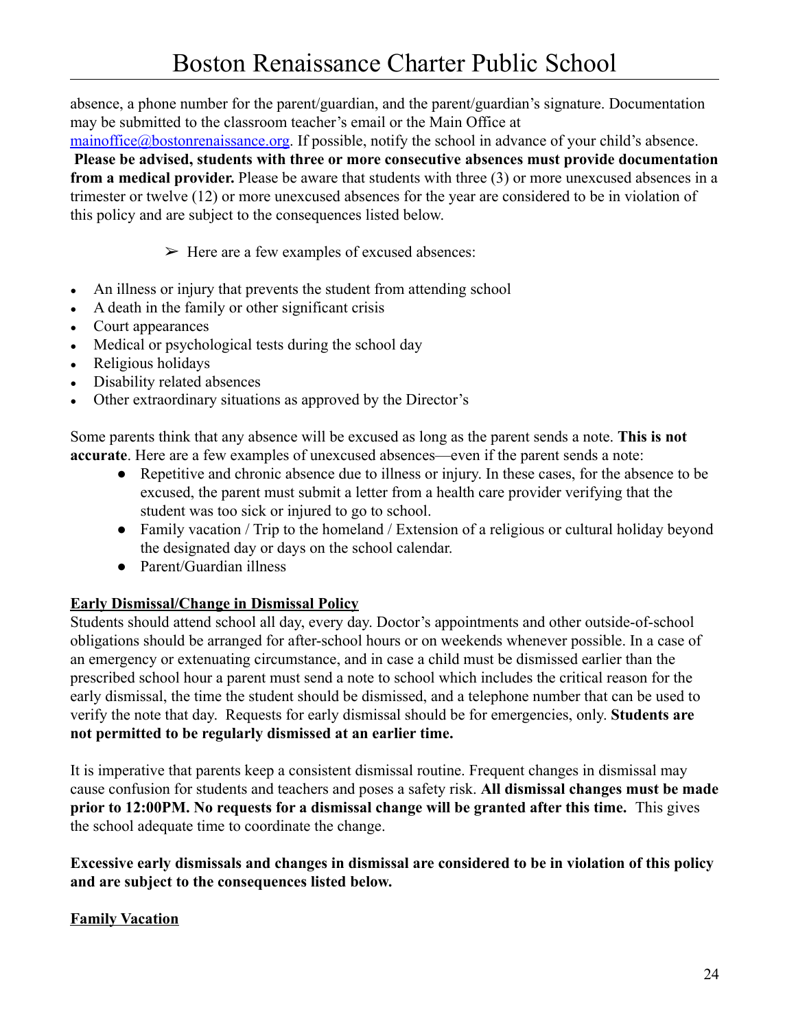absence, a phone number for the parent/guardian, and the parent/guardian's signature. Documentation may be submitted to the classroom teacher's email or the Main Office at [mainoffice@bostonrenaissance.org](mailto:mainoffice@bostonrenaissance.org). If possible, notify the school in advance of your child's absence. **Please be advised, students with three or more consecutive absences must provide documentation from a medical provider.** Please be aware that students with three (3) or more unexcused absences in a trimester or twelve (12) or more unexcused absences for the year are considered to be in violation of this policy and are subject to the consequences listed below.

➢ Here are a few examples of excused absences:

- An illness or injury that prevents the student from attending school
- A death in the family or other significant crisis
- Court appearances
- Medical or psychological tests during the school day
- Religious holidays
- Disability related absences
- Other extraordinary situations as approved by the Director's

Some parents think that any absence will be excused as long as the parent sends a note. **This is not accurate**. Here are a few examples of unexcused absences—even if the parent sends a note:

- Repetitive and chronic absence due to illness or injury. In these cases, for the absence to be excused, the parent must submit a letter from a health care provider verifying that the student was too sick or injured to go to school.
- Family vacation / Trip to the homeland / Extension of a religious or cultural holiday beyond the designated day or days on the school calendar.
- Parent/Guardian illness

**<u>Early Dismissal/Change in Dismissal Policy</u>**

Students should attend school all day, every day. Doctor's appointments and other outside-of-school obligations should be arranged for after-school hours or on weekends whenever possible. In a case of an emergency or extenuating circumstance, and in case a child must be dismissed earlier than the prescribed school hour a parent must send a note to school which includes the critical reason for the early dismissal, the time the student should be dismissed, and a telephone number that can be used to verify the note that day. Requests for early dismissal should be for emergencies, only. **Students are not permitted to be regularly dismissed at an earlier time.**

It is imperative that parents keep a consistent dismissal routine. Frequent changes in dismissal may cause confusion for students and teachers and poses a safety risk. **All dismissal changes must be made prior to 12:00PM. No requests for a dismissal change will be granted after this time.** This gives the school adequate time to coordinate the change.

**Excessive early dismissals and changes in dismissal are considered to be in violation of this policy and are subject to the consequences listed below.**

**<u>Family Vacation</u>**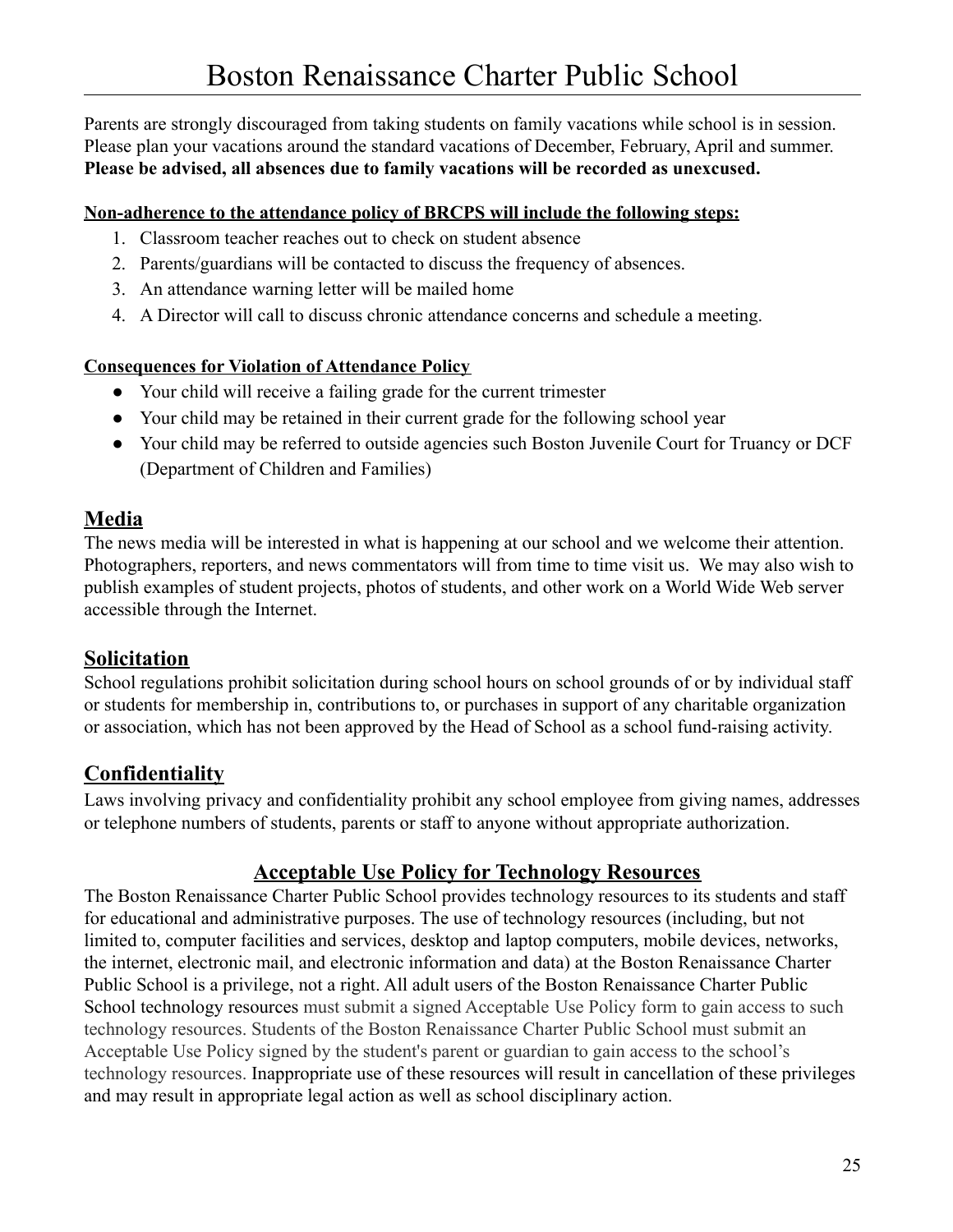Parents are strongly discouraged from taking students on family vacations while school is in session. Please plan your vacations around the standard vacations of December, February, April and summer. **Please be advised, all absences due to family vacations will be recorded as unexcused.**

**Non-adherence to the attendance policy of BRCPS will include the following steps:**

1. Classroom teacher reaches out to check on student absence
2. Parents/guardians will be contacted to discuss the frequency of absences.
3. An attendance warning letter will be mailed home
4. A Director will call to discuss chronic attendance concerns and schedule a meeting.

**Consequences for Violation of Attendance Policy**

- Your child will receive a failing grade for the current trimester
- Your child may be retained in their current grade for the following school year
- Your child may be referred to outside agencies such Boston Juvenile Court for Truancy or DCF (Department of Children and Families)

## Media

The news media will be interested in what is happening at our school and we welcome their attention. Photographers, reporters, and news commentators will from time to time visit us. We may also wish to publish examples of student projects, photos of students, and other work on a World Wide Web server accessible through the Internet.

## Solicitation

School regulations prohibit solicitation during school hours on school grounds of or by individual staff or students for membership in, contributions to, or purchases in support of any charitable organization or association, which has not been approved by the Head of School as a school fund-raising activity.

## Confidentiality

Laws involving privacy and confidentiality prohibit any school employee from giving names, addresses or telephone numbers of students, parents or staff to anyone without appropriate authorization.

## Acceptable Use Policy for Technology Resources

The Boston Renaissance Charter Public School provides technology resources to its students and staff for educational and administrative purposes. The use of technology resources (including, but not limited to, computer facilities and services, desktop and laptop computers, mobile devices, networks, the internet, electronic mail, and electronic information and data) at the Boston Renaissance Charter Public School is a privilege, not a right. All adult users of the Boston Renaissance Charter Public School technology resources must submit a signed Acceptable Use Policy form to gain access to such technology resources. Students of the Boston Renaissance Charter Public School must submit an Acceptable Use Policy signed by the student's parent or guardian to gain access to the school's technology resources. Inappropriate use of these resources will result in cancellation of these privileges and may result in appropriate legal action as well as school disciplinary action.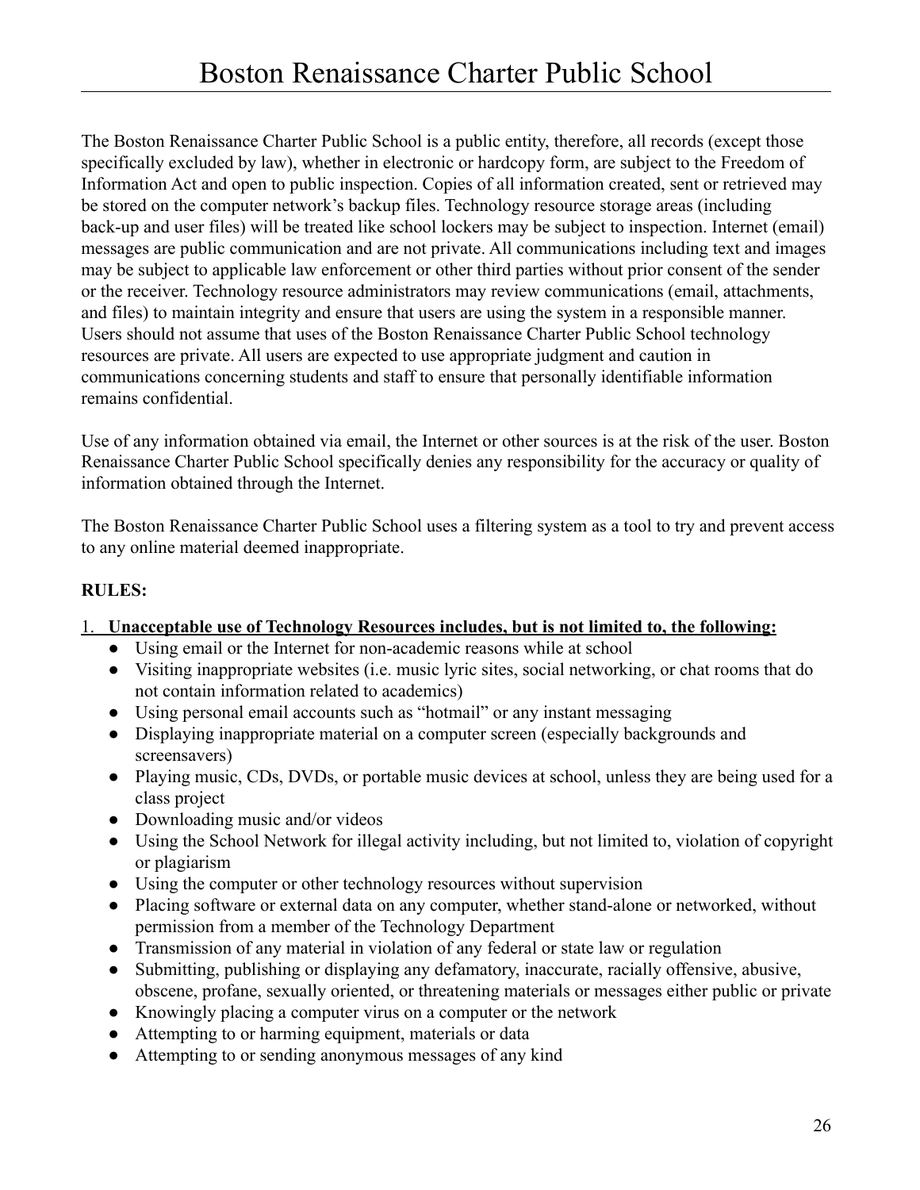# Boston Renaissance Charter Public School

The Boston Renaissance Charter Public School is a public entity, therefore, all records (except those specifically excluded by law), whether in electronic or hardcopy form, are subject to the Freedom of Information Act and open to public inspection. Copies of all information created, sent or retrieved may be stored on the computer network's backup files. Technology resource storage areas (including back-up and user files) will be treated like school lockers may be subject to inspection. Internet (email) messages are public communication and are not private. All communications including text and images may be subject to applicable law enforcement or other third parties without prior consent of the sender or the receiver. Technology resource administrators may review communications (email, attachments, and files) to maintain integrity and ensure that users are using the system in a responsible manner. Users should not assume that uses of the Boston Renaissance Charter Public School technology resources are private. All users are expected to use appropriate judgment and caution in communications concerning students and staff to ensure that personally identifiable information remains confidential.

Use of any information obtained via email, the Internet or other sources is at the risk of the user. Boston Renaissance Charter Public School specifically denies any responsibility for the accuracy or quality of information obtained through the Internet.

The Boston Renaissance Charter Public School uses a filtering system as a tool to try and prevent access to any online material deemed inappropriate.

**RULES:**

1. **Unacceptable use of Technology Resources includes, but is not limited to, the following:**
   - Using email or the Internet for non-academic reasons while at school
   - Visiting inappropriate websites (i.e. music lyric sites, social networking, or chat rooms that do not contain information related to academics)
   - Using personal email accounts such as "hotmail" or any instant messaging
   - Displaying inappropriate material on a computer screen (especially backgrounds and screensavers)
   - Playing music, CDs, DVDs, or portable music devices at school, unless they are being used for a class project
   - Downloading music and/or videos
   - Using the School Network for illegal activity including, but not limited to, violation of copyright or plagiarism
   - Using the computer or other technology resources without supervision
   - Placing software or external data on any computer, whether stand-alone or networked, without permission from a member of the Technology Department
   - Transmission of any material in violation of any federal or state law or regulation
   - Submitting, publishing or displaying any defamatory, inaccurate, racially offensive, abusive, obscene, profane, sexually oriented, or threatening materials or messages either public or private
   - Knowingly placing a computer virus on a computer or the network
   - Attempting to or harming equipment, materials or data
   - Attempting to or sending anonymous messages of any kind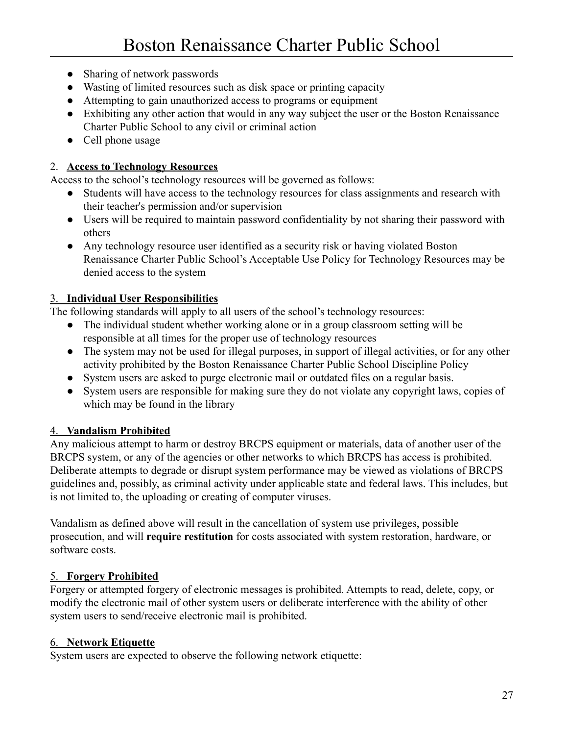- Sharing of network passwords
- Wasting of limited resources such as disk space or printing capacity
- Attempting to gain unauthorized access to programs or equipment
- Exhibiting any other action that would in any way subject the user or the Boston Renaissance Charter Public School to any civil or criminal action
- Cell phone usage

### 2. Access to Technology Resources

Access to the school's technology resources will be governed as follows:

- Students will have access to the technology resources for class assignments and research with their teacher's permission and/or supervision
- Users will be required to maintain password confidentiality by not sharing their password with others
- Any technology resource user identified as a security risk or having violated Boston Renaissance Charter Public School's Acceptable Use Policy for Technology Resources may be denied access to the system

### 3. Individual User Responsibilities

The following standards will apply to all users of the school's technology resources:

- The individual student whether working alone or in a group classroom setting will be responsible at all times for the proper use of technology resources
- The system may not be used for illegal purposes, in support of illegal activities, or for any other activity prohibited by the Boston Renaissance Charter Public School Discipline Policy
- System users are asked to purge electronic mail or outdated files on a regular basis.
- System users are responsible for making sure they do not violate any copyright laws, copies of which may be found in the library

### 4. Vandalism Prohibited

Any malicious attempt to harm or destroy BRCPS equipment or materials, data of another user of the BRCPS system, or any of the agencies or other networks to which BRCPS has access is prohibited. Deliberate attempts to degrade or disrupt system performance may be viewed as violations of BRCPS guidelines and, possibly, as criminal activity under applicable state and federal laws. This includes, but is not limited to, the uploading or creating of computer viruses.

Vandalism as defined above will result in the cancellation of system use privileges, possible prosecution, and will **require restitution** for costs associated with system restoration, hardware, or software costs.

### 5. Forgery Prohibited

Forgery or attempted forgery of electronic messages is prohibited. Attempts to read, delete, copy, or modify the electronic mail of other system users or deliberate interference with the ability of other system users to send/receive electronic mail is prohibited.

### 6. Network Etiquette

System users are expected to observe the following network etiquette: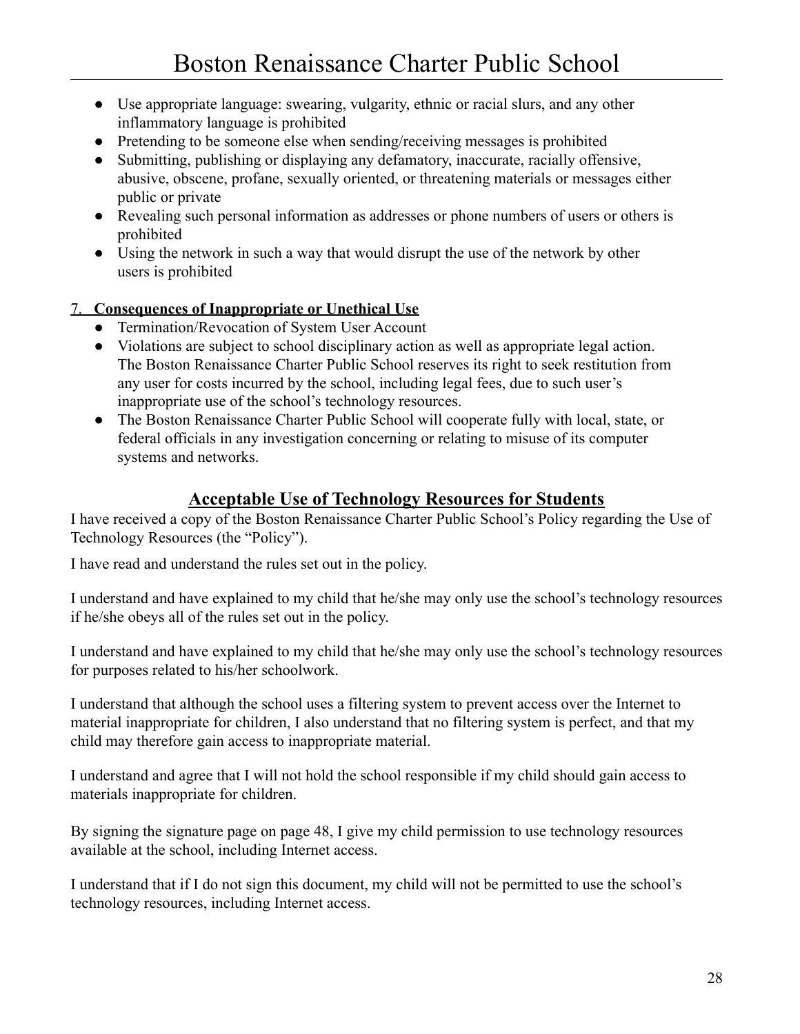- Use appropriate language: swearing, vulgarity, ethnic or racial slurs, and any other inflammatory language is prohibited
- Pretending to be someone else when sending/receiving messages is prohibited
- Submitting, publishing or displaying any defamatory, inaccurate, racially offensive, abusive, obscene, profane, sexually oriented, or threatening materials or messages either public or private
- Revealing such personal information as addresses or phone numbers of users or others is prohibited
- Using the network in such a way that would disrupt the use of the network by other users is prohibited

7. **Consequences of Inappropriate or Unethical Use**
   - Termination/Revocation of System User Account
   - Violations are subject to school disciplinary action as well as appropriate legal action. The Boston Renaissance Charter Public School reserves its right to seek restitution from any user for costs incurred by the school, including legal fees, due to such user's inappropriate use of the school's technology resources.
   - The Boston Renaissance Charter Public School will cooperate fully with local, state, or federal officials in any investigation concerning or relating to misuse of its computer systems and networks.

## Acceptable Use of Technology Resources for Students

I have received a copy of the Boston Renaissance Charter Public School's Policy regarding the Use of Technology Resources (the "Policy").

I have read and understand the rules set out in the policy.

I understand and have explained to my child that he/she may only use the school's technology resources if he/she obeys all of the rules set out in the policy.

I understand and have explained to my child that he/she may only use the school's technology resources for purposes related to his/her schoolwork.

I understand that although the school uses a filtering system to prevent access over the Internet to material inappropriate for children, I also understand that no filtering system is perfect, and that my child may therefore gain access to inappropriate material.

I understand and agree that I will not hold the school responsible if my child should gain access to materials inappropriate for children.

By signing the signature page on page 48, I give my child permission to use technology resources available at the school, including Internet access.

I understand that if I do not sign this document, my child will not be permitted to use the school's technology resources, including Internet access.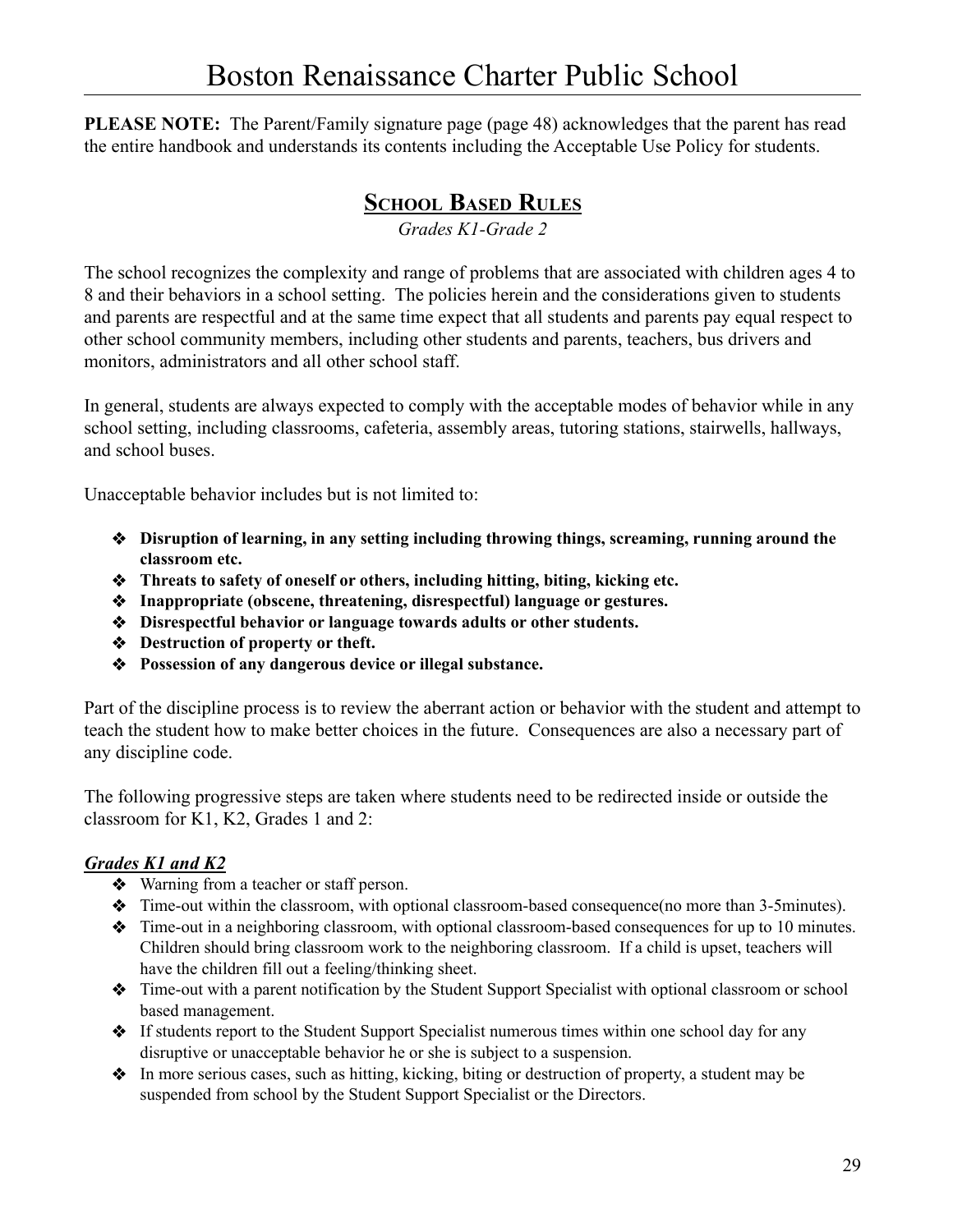**PLEASE NOTE:** The Parent/Family signature page (page 48) acknowledges that the parent has read the entire handbook and understands its contents including the Acceptable Use Policy for students.

## School Based Rules

*Grades K1-Grade 2*

The school recognizes the complexity and range of problems that are associated with children ages 4 to 8 and their behaviors in a school setting. The policies herein and the considerations given to students and parents are respectful and at the same time expect that all students and parents pay equal respect to other school community members, including other students and parents, teachers, bus drivers and monitors, administrators and all other school staff.

In general, students are always expected to comply with the acceptable modes of behavior while in any school setting, including classrooms, cafeteria, assembly areas, tutoring stations, stairwells, hallways, and school buses.

Unacceptable behavior includes but is not limited to:

- **Disruption of learning, in any setting including throwing things, screaming, running around the classroom etc.**
- **Threats to safety of oneself or others, including hitting, biting, kicking etc.**
- **Inappropriate (obscene, threatening, disrespectful) language or gestures.**
- **Disrespectful behavior or language towards adults or other students.**
- **Destruction of property or theft.**
- **Possession of any dangerous device or illegal substance.**

Part of the discipline process is to review the aberrant action or behavior with the student and attempt to teach the student how to make better choices in the future. Consequences are also a necessary part of any discipline code.

The following progressive steps are taken where students need to be redirected inside or outside the classroom for K1, K2, Grades 1 and 2:

***Grades K1 and K2***

- Warning from a teacher or staff person.
- Time-out within the classroom, with optional classroom-based consequence(no more than 3-5minutes).
- Time-out in a neighboring classroom, with optional classroom-based consequences for up to 10 minutes. Children should bring classroom work to the neighboring classroom. If a child is upset, teachers will have the children fill out a feeling/thinking sheet.
- Time-out with a parent notification by the Student Support Specialist with optional classroom or school based management.
- If students report to the Student Support Specialist numerous times within one school day for any disruptive or unacceptable behavior he or she is subject to a suspension.
- In more serious cases, such as hitting, kicking, biting or destruction of property, a student may be suspended from school by the Student Support Specialist or the Directors.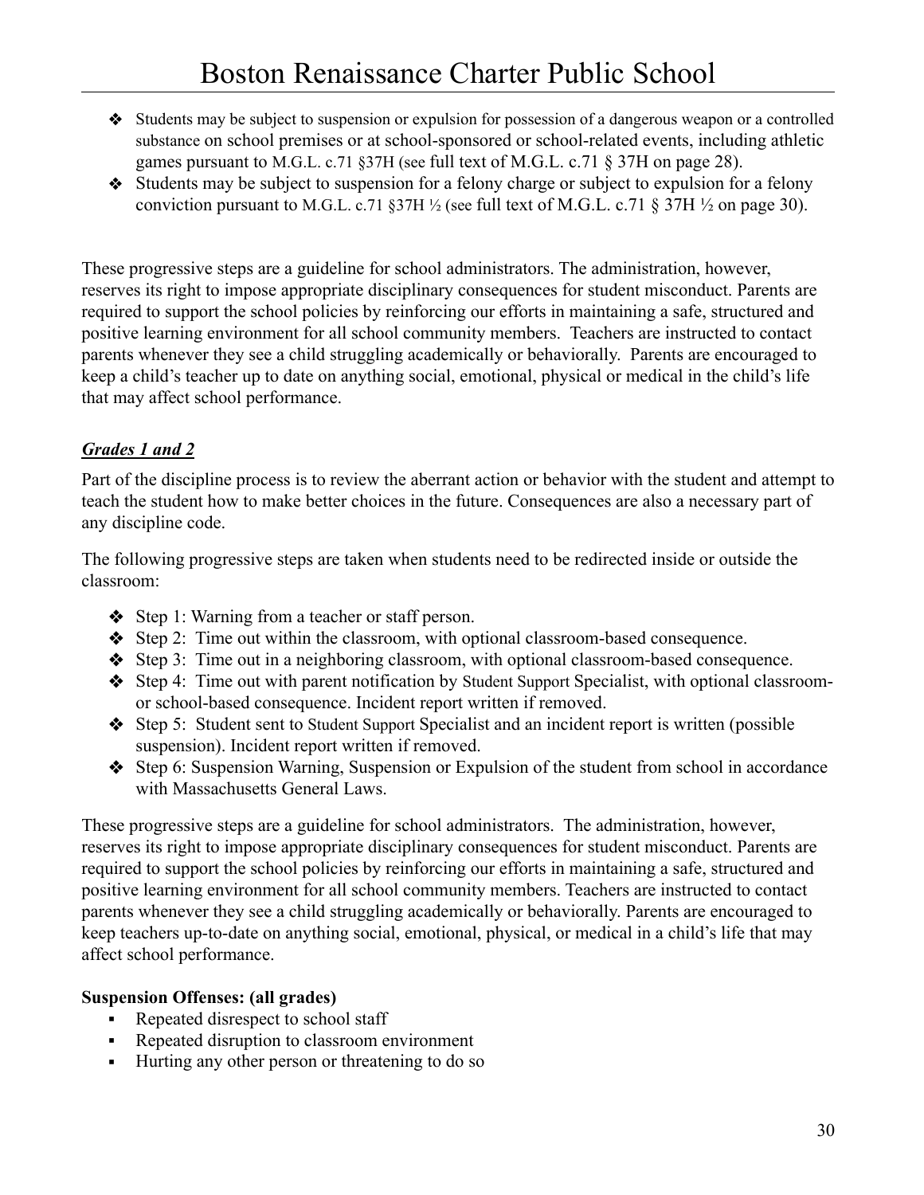- Students may be subject to suspension or expulsion for possession of a dangerous weapon or a controlled substance on school premises or at school-sponsored or school-related events, including athletic games pursuant to M.G.L. c.71 §37H (see full text of M.G.L. c.71 § 37H on page 28).
- Students may be subject to suspension for a felony charge or subject to expulsion for a felony conviction pursuant to M.G.L. c.71 §37H ½ (see full text of M.G.L. c.71 § 37H ½ on page 30).

These progressive steps are a guideline for school administrators. The administration, however, reserves its right to impose appropriate disciplinary consequences for student misconduct. Parents are required to support the school policies by reinforcing our efforts in maintaining a safe, structured and positive learning environment for all school community members. Teachers are instructed to contact parents whenever they see a child struggling academically or behaviorally. Parents are encouraged to keep a child's teacher up to date on anything social, emotional, physical or medical in the child's life that may affect school performance.

***Grades 1 and 2***

Part of the discipline process is to review the aberrant action or behavior with the student and attempt to teach the student how to make better choices in the future. Consequences are also a necessary part of any discipline code.

The following progressive steps are taken when students need to be redirected inside or outside the classroom:

- Step 1: Warning from a teacher or staff person.
- Step 2: Time out within the classroom, with optional classroom-based consequence.
- Step 3: Time out in a neighboring classroom, with optional classroom-based consequence.
- Step 4: Time out with parent notification by Student Support Specialist, with optional classroom- or school-based consequence. Incident report written if removed.
- Step 5: Student sent to Student Support Specialist and an incident report is written (possible suspension). Incident report written if removed.
- Step 6: Suspension Warning, Suspension or Expulsion of the student from school in accordance with Massachusetts General Laws.

These progressive steps are a guideline for school administrators. The administration, however, reserves its right to impose appropriate disciplinary consequences for student misconduct. Parents are required to support the school policies by reinforcing our efforts in maintaining a safe, structured and positive learning environment for all school community members. Teachers are instructed to contact parents whenever they see a child struggling academically or behaviorally. Parents are encouraged to keep teachers up-to-date on anything social, emotional, physical, or medical in a child's life that may affect school performance.

**Suspension Offenses: (all grades)**

- Repeated disrespect to school staff
- Repeated disruption to classroom environment
- Hurting any other person or threatening to do so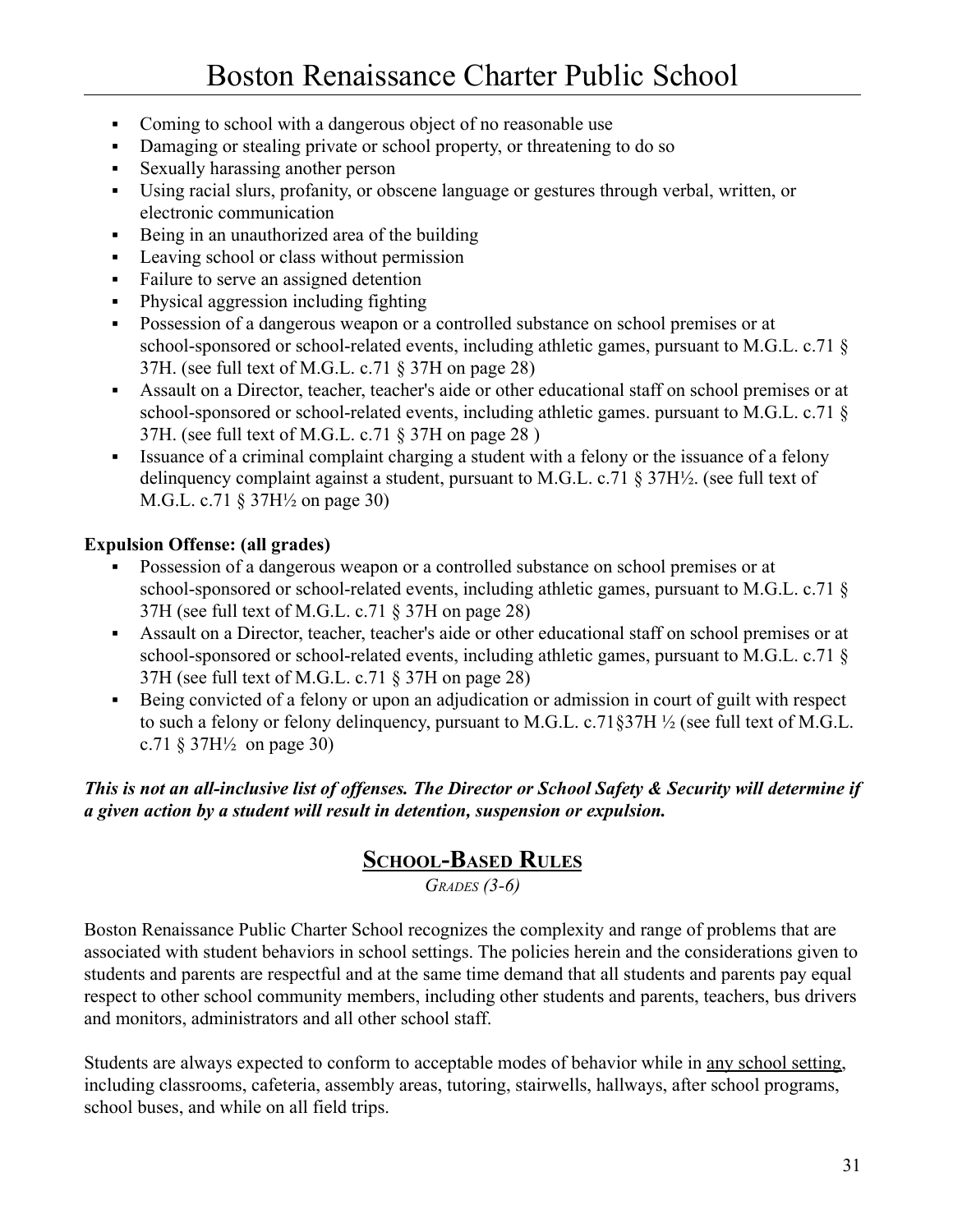- Coming to school with a dangerous object of no reasonable use
- Damaging or stealing private or school property, or threatening to do so
- Sexually harassing another person
- Using racial slurs, profanity, or obscene language or gestures through verbal, written, or electronic communication
- Being in an unauthorized area of the building
- Leaving school or class without permission
- Failure to serve an assigned detention
- Physical aggression including fighting
- Possession of a dangerous weapon or a controlled substance on school premises or at school-sponsored or school-related events, including athletic games, pursuant to M.G.L. c.71 § 37H. (see full text of M.G.L. c.71 § 37H on page 28)
- Assault on a Director, teacher, teacher's aide or other educational staff on school premises or at school-sponsored or school-related events, including athletic games. pursuant to M.G.L. c.71 § 37H. (see full text of M.G.L. c.71 § 37H on page 28 )
- Issuance of a criminal complaint charging a student with a felony or the issuance of a felony delinquency complaint against a student, pursuant to M.G.L. c.71 § 37H½. (see full text of M.G.L. c.71 § 37H½ on page 30)

**Expulsion Offense: (all grades)**

- Possession of a dangerous weapon or a controlled substance on school premises or at school-sponsored or school-related events, including athletic games, pursuant to M.G.L. c.71 § 37H (see full text of M.G.L. c.71 § 37H on page 28)
- Assault on a Director, teacher, teacher's aide or other educational staff on school premises or at school-sponsored or school-related events, including athletic games, pursuant to M.G.L. c.71 § 37H (see full text of M.G.L. c.71 § 37H on page 28)
- Being convicted of a felony or upon an adjudication or admission in court of guilt with respect to such a felony or felony delinquency, pursuant to M.G.L. c.71§37H ½ (see full text of M.G.L. c.71 § 37H½ on page 30)

***This is not an all-inclusive list of offenses. The Director or School Safety & Security will determine if a given action by a student will result in detention, suspension or expulsion.***

## School-Based Rules

*Grades (3-6)*

Boston Renaissance Public Charter School recognizes the complexity and range of problems that are associated with student behaviors in school settings. The policies herein and the considerations given to students and parents are respectful and at the same time demand that all students and parents pay equal respect to other school community members, including other students and parents, teachers, bus drivers and monitors, administrators and all other school staff.

Students are always expected to conform to acceptable modes of behavior while in any school setting, including classrooms, cafeteria, assembly areas, tutoring, stairwells, hallways, after school programs, school buses, and while on all field trips.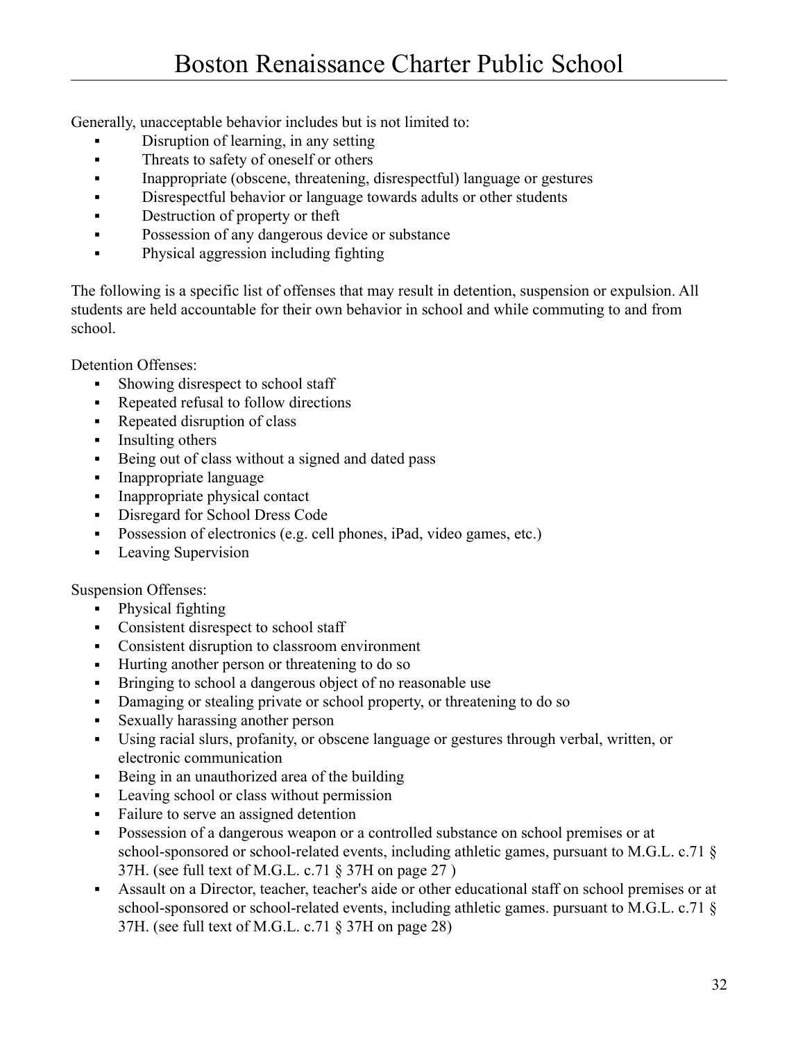Generally, unacceptable behavior includes but is not limited to:

- Disruption of learning, in any setting
- Threats to safety of oneself or others
- Inappropriate (obscene, threatening, disrespectful) language or gestures
- Disrespectful behavior or language towards adults or other students
- Destruction of property or theft
- Possession of any dangerous device or substance
- Physical aggression including fighting

The following is a specific list of offenses that may result in detention, suspension or expulsion. All students are held accountable for their own behavior in school and while commuting to and from school.

Detention Offenses:

- Showing disrespect to school staff
- Repeated refusal to follow directions
- Repeated disruption of class
- Insulting others
- Being out of class without a signed and dated pass
- Inappropriate language
- Inappropriate physical contact
- Disregard for School Dress Code
- Possession of electronics (e.g. cell phones, iPad, video games, etc.)
- Leaving Supervision

Suspension Offenses:

- Physical fighting
- Consistent disrespect to school staff
- Consistent disruption to classroom environment
- Hurting another person or threatening to do so
- Bringing to school a dangerous object of no reasonable use
- Damaging or stealing private or school property, or threatening to do so
- Sexually harassing another person
- Using racial slurs, profanity, or obscene language or gestures through verbal, written, or electronic communication
- Being in an unauthorized area of the building
- Leaving school or class without permission
- Failure to serve an assigned detention
- Possession of a dangerous weapon or a controlled substance on school premises or at school-sponsored or school-related events, including athletic games, pursuant to M.G.L. c.71 § 37H. (see full text of M.G.L. c.71 § 37H on page 27 )
- Assault on a Director, teacher, teacher's aide or other educational staff on school premises or at school-sponsored or school-related events, including athletic games. pursuant to M.G.L. c.71 § 37H. (see full text of M.G.L. c.71 § 37H on page 28)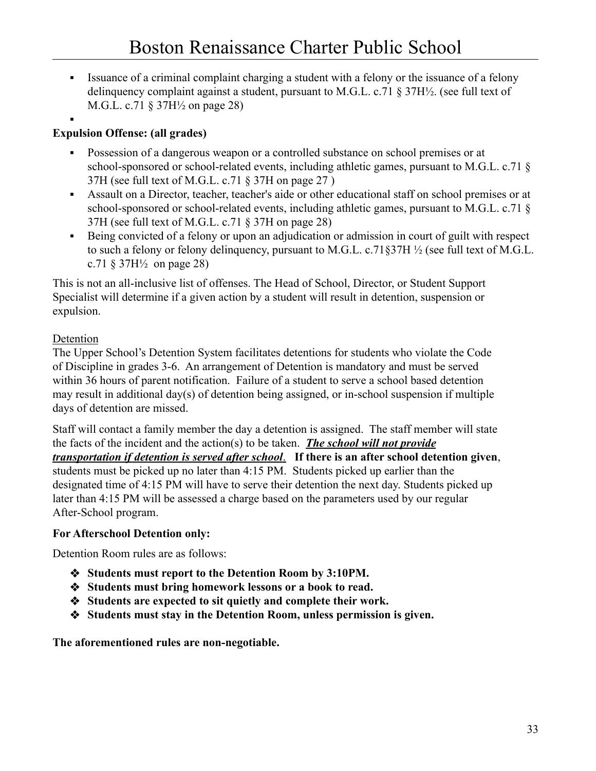- Issuance of a criminal complaint charging a student with a felony or the issuance of a felony delinquency complaint against a student, pursuant to M.G.L. c.71 § 37H½. (see full text of M.G.L. c.71 § 37H½ on page 28)

**Expulsion Offense: (all grades)**

- Possession of a dangerous weapon or a controlled substance on school premises or at school-sponsored or school-related events, including athletic games, pursuant to M.G.L. c.71 § 37H (see full text of M.G.L. c.71 § 37H on page 27 )
- Assault on a Director, teacher, teacher's aide or other educational staff on school premises or at school-sponsored or school-related events, including athletic games, pursuant to M.G.L. c.71 § 37H (see full text of M.G.L. c.71 § 37H on page 28)
- Being convicted of a felony or upon an adjudication or admission in court of guilt with respect to such a felony or felony delinquency, pursuant to M.G.L. c.71§37H ½ (see full text of M.G.L. c.71 § 37H½ on page 28)

This is not an all-inclusive list of offenses. The Head of School, Director, or Student Support Specialist will determine if a given action by a student will result in detention, suspension or expulsion.

<u>Detention</u>

The Upper School's Detention System facilitates detentions for students who violate the Code of Discipline in grades 3-6. An arrangement of Detention is mandatory and must be served within 36 hours of parent notification. Failure of a student to serve a school based detention may result in additional day(s) of detention being assigned, or in-school suspension if multiple days of detention are missed.

Staff will contact a family member the day a detention is assigned. The staff member will state the facts of the incident and the action(s) to be taken. ***<u>The school will not provide transportation if detention is served after school</u>***. **If there is an after school detention given**, students must be picked up no later than 4:15 PM. Students picked up earlier than the designated time of 4:15 PM will have to serve their detention the next day. Students picked up later than 4:15 PM will be assessed a charge based on the parameters used by our regular After-School program.

**For Afterschool Detention only:**

Detention Room rules are as follows:

- **Students must report to the Detention Room by 3:10PM.**
- **Students must bring homework lessons or a book to read.**
- **Students are expected to sit quietly and complete their work.**
- **Students must stay in the Detention Room, unless permission is given.**

**The aforementioned rules are non-negotiable.**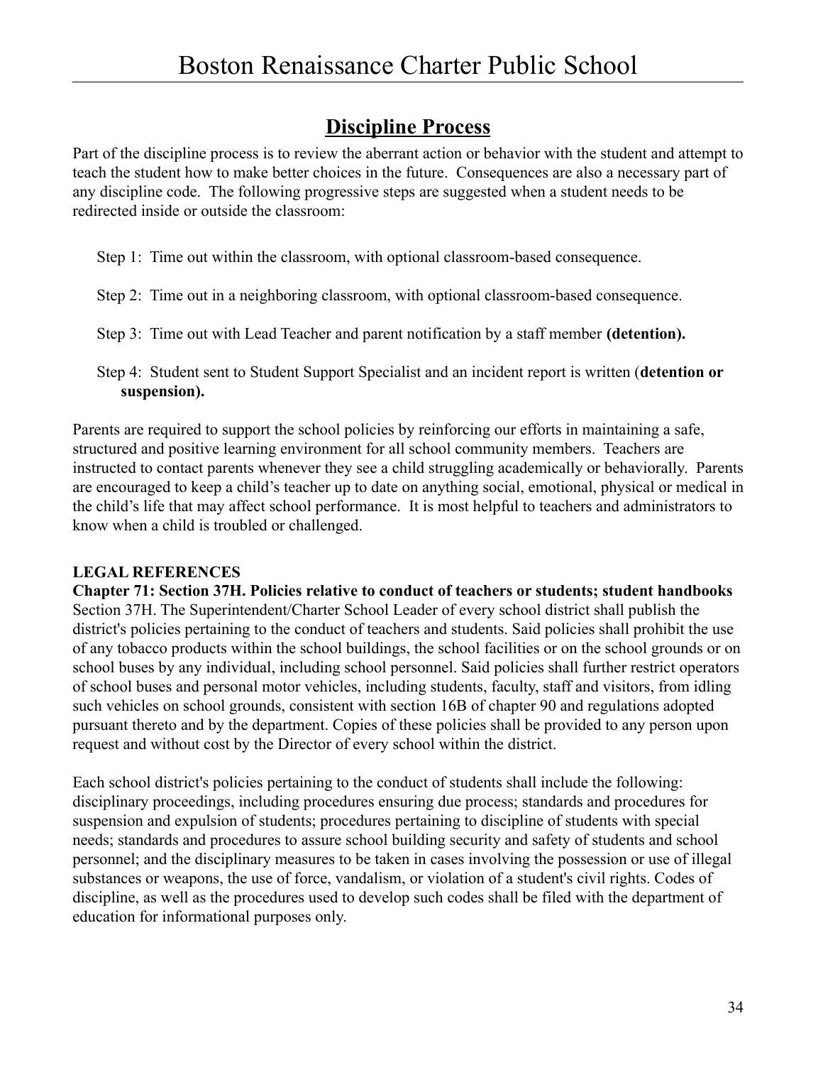## Discipline Process

Part of the discipline process is to review the aberrant action or behavior with the student and attempt to teach the student how to make better choices in the future. Consequences are also a necessary part of any discipline code. The following progressive steps are suggested when a student needs to be redirected inside or outside the classroom:

Step 1: Time out within the classroom, with optional classroom-based consequence.

Step 2: Time out in a neighboring classroom, with optional classroom-based consequence.

Step 3: Time out with Lead Teacher and parent notification by a staff member **(detention).**

Step 4: Student sent to Student Support Specialist and an incident report is written (**detention or suspension).**

Parents are required to support the school policies by reinforcing our efforts in maintaining a safe, structured and positive learning environment for all school community members. Teachers are instructed to contact parents whenever they see a child struggling academically or behaviorally. Parents are encouraged to keep a child's teacher up to date on anything social, emotional, physical or medical in the child's life that may affect school performance. It is most helpful to teachers and administrators to know when a child is troubled or challenged.

**LEGAL REFERENCES**

**Chapter 71: Section 37H. Policies relative to conduct of teachers or students; student handbooks**

Section 37H. The Superintendent/Charter School Leader of every school district shall publish the district's policies pertaining to the conduct of teachers and students. Said policies shall prohibit the use of any tobacco products within the school buildings, the school facilities or on the school grounds or on school buses by any individual, including school personnel. Said policies shall further restrict operators of school buses and personal motor vehicles, including students, faculty, staff and visitors, from idling such vehicles on school grounds, consistent with section 16B of chapter 90 and regulations adopted pursuant thereto and by the department. Copies of these policies shall be provided to any person upon request and without cost by the Director of every school within the district.

Each school district's policies pertaining to the conduct of students shall include the following: disciplinary proceedings, including procedures ensuring due process; standards and procedures for suspension and expulsion of students; procedures pertaining to discipline of students with special needs; standards and procedures to assure school building security and safety of students and school personnel; and the disciplinary measures to be taken in cases involving the possession or use of illegal substances or weapons, the use of force, vandalism, or violation of a student's civil rights. Codes of discipline, as well as the procedures used to develop such codes shall be filed with the department of education for informational purposes only.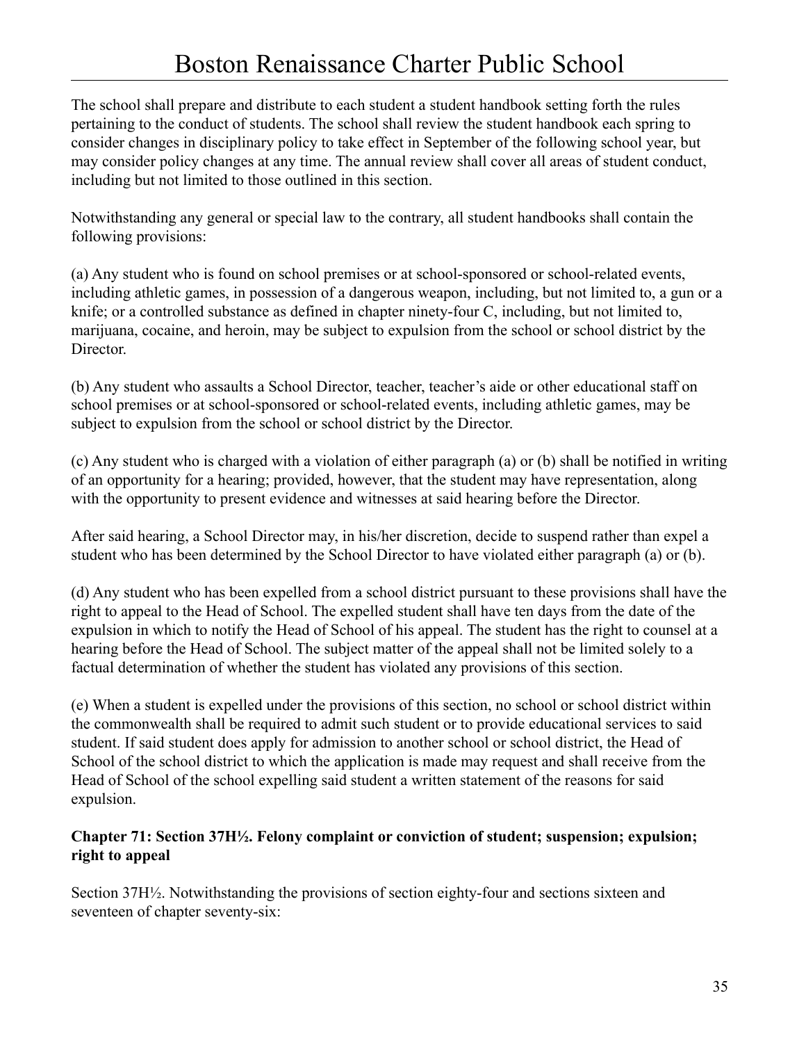The school shall prepare and distribute to each student a student handbook setting forth the rules pertaining to the conduct of students. The school shall review the student handbook each spring to consider changes in disciplinary policy to take effect in September of the following school year, but may consider policy changes at any time. The annual review shall cover all areas of student conduct, including but not limited to those outlined in this section.

Notwithstanding any general or special law to the contrary, all student handbooks shall contain the following provisions:

(a) Any student who is found on school premises or at school-sponsored or school-related events, including athletic games, in possession of a dangerous weapon, including, but not limited to, a gun or a knife; or a controlled substance as defined in chapter ninety-four C, including, but not limited to, marijuana, cocaine, and heroin, may be subject to expulsion from the school or school district by the Director.

(b) Any student who assaults a School Director, teacher, teacher's aide or other educational staff on school premises or at school-sponsored or school-related events, including athletic games, may be subject to expulsion from the school or school district by the Director.

(c) Any student who is charged with a violation of either paragraph (a) or (b) shall be notified in writing of an opportunity for a hearing; provided, however, that the student may have representation, along with the opportunity to present evidence and witnesses at said hearing before the Director.

After said hearing, a School Director may, in his/her discretion, decide to suspend rather than expel a student who has been determined by the School Director to have violated either paragraph (a) or (b).

(d) Any student who has been expelled from a school district pursuant to these provisions shall have the right to appeal to the Head of School. The expelled student shall have ten days from the date of the expulsion in which to notify the Head of School of his appeal. The student has the right to counsel at a hearing before the Head of School. The subject matter of the appeal shall not be limited solely to a factual determination of whether the student has violated any provisions of this section.

(e) When a student is expelled under the provisions of this section, no school or school district within the commonwealth shall be required to admit such student or to provide educational services to said student. If said student does apply for admission to another school or school district, the Head of School of the school district to which the application is made may request and shall receive from the Head of School of the school expelling said student a written statement of the reasons for said expulsion.

**Chapter 71: Section 37H½. Felony complaint or conviction of student; suspension; expulsion; right to appeal**

Section 37H½. Notwithstanding the provisions of section eighty-four and sections sixteen and seventeen of chapter seventy-six: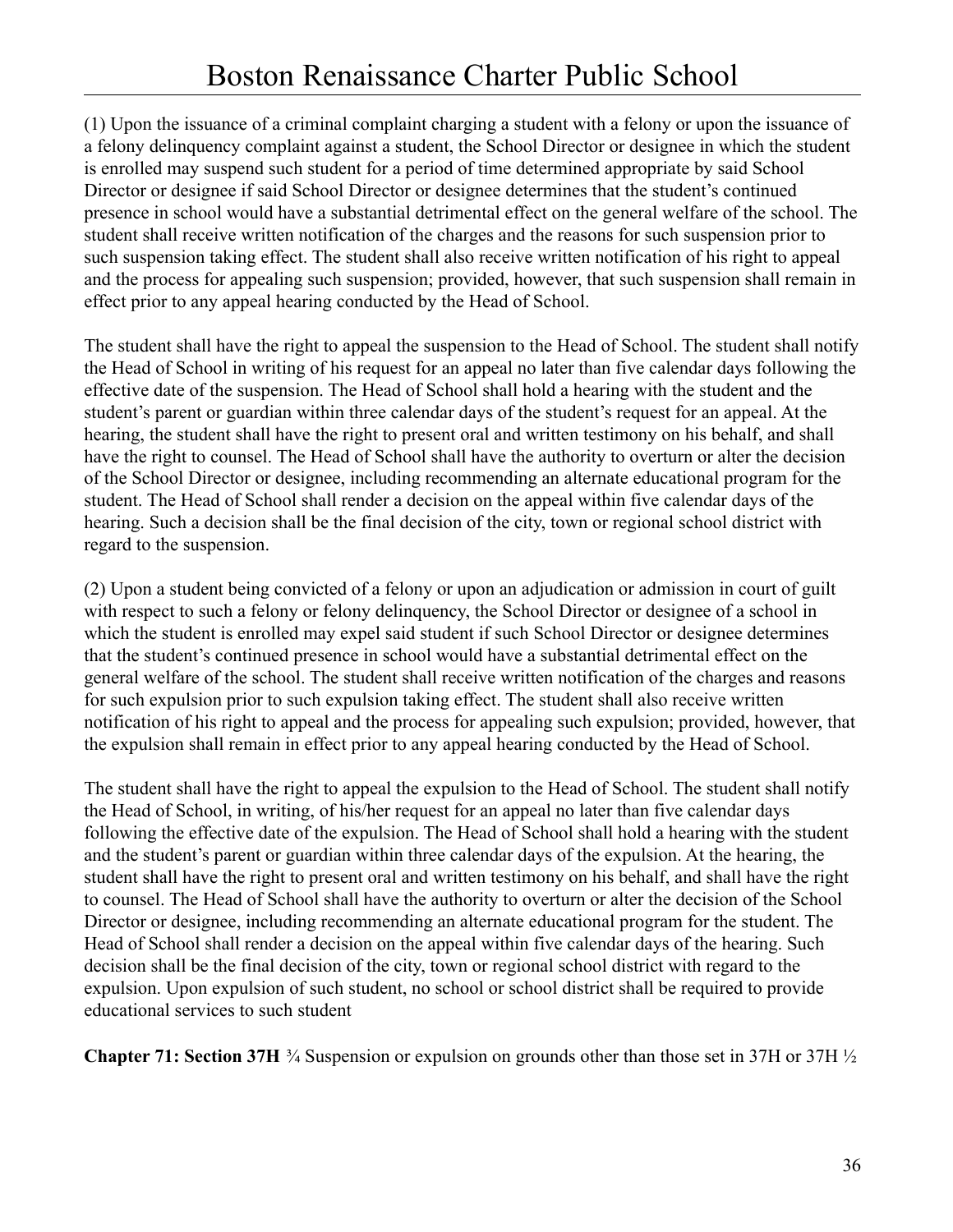(1) Upon the issuance of a criminal complaint charging a student with a felony or upon the issuance of a felony delinquency complaint against a student, the School Director or designee in which the student is enrolled may suspend such student for a period of time determined appropriate by said School Director or designee if said School Director or designee determines that the student's continued presence in school would have a substantial detrimental effect on the general welfare of the school. The student shall receive written notification of the charges and the reasons for such suspension prior to such suspension taking effect. The student shall also receive written notification of his right to appeal and the process for appealing such suspension; provided, however, that such suspension shall remain in effect prior to any appeal hearing conducted by the Head of School.

The student shall have the right to appeal the suspension to the Head of School. The student shall notify the Head of School in writing of his request for an appeal no later than five calendar days following the effective date of the suspension. The Head of School shall hold a hearing with the student and the student's parent or guardian within three calendar days of the student's request for an appeal. At the hearing, the student shall have the right to present oral and written testimony on his behalf, and shall have the right to counsel. The Head of School shall have the authority to overturn or alter the decision of the School Director or designee, including recommending an alternate educational program for the student. The Head of School shall render a decision on the appeal within five calendar days of the hearing. Such a decision shall be the final decision of the city, town or regional school district with regard to the suspension.

(2) Upon a student being convicted of a felony or upon an adjudication or admission in court of guilt with respect to such a felony or felony delinquency, the School Director or designee of a school in which the student is enrolled may expel said student if such School Director or designee determines that the student's continued presence in school would have a substantial detrimental effect on the general welfare of the school. The student shall receive written notification of the charges and reasons for such expulsion prior to such expulsion taking effect. The student shall also receive written notification of his right to appeal and the process for appealing such expulsion; provided, however, that the expulsion shall remain in effect prior to any appeal hearing conducted by the Head of School.

The student shall have the right to appeal the expulsion to the Head of School. The student shall notify the Head of School, in writing, of his/her request for an appeal no later than five calendar days following the effective date of the expulsion. The Head of School shall hold a hearing with the student and the student's parent or guardian within three calendar days of the expulsion. At the hearing, the student shall have the right to present oral and written testimony on his behalf, and shall have the right to counsel. The Head of School shall have the authority to overturn or alter the decision of the School Director or designee, including recommending an alternate educational program for the student. The Head of School shall render a decision on the appeal within five calendar days of the hearing. Such decision shall be the final decision of the city, town or regional school district with regard to the expulsion. Upon expulsion of such student, no school or school district shall be required to provide educational services to such student

**Chapter 71: Section 37H** ¾ Suspension or expulsion on grounds other than those set in 37H or 37H ½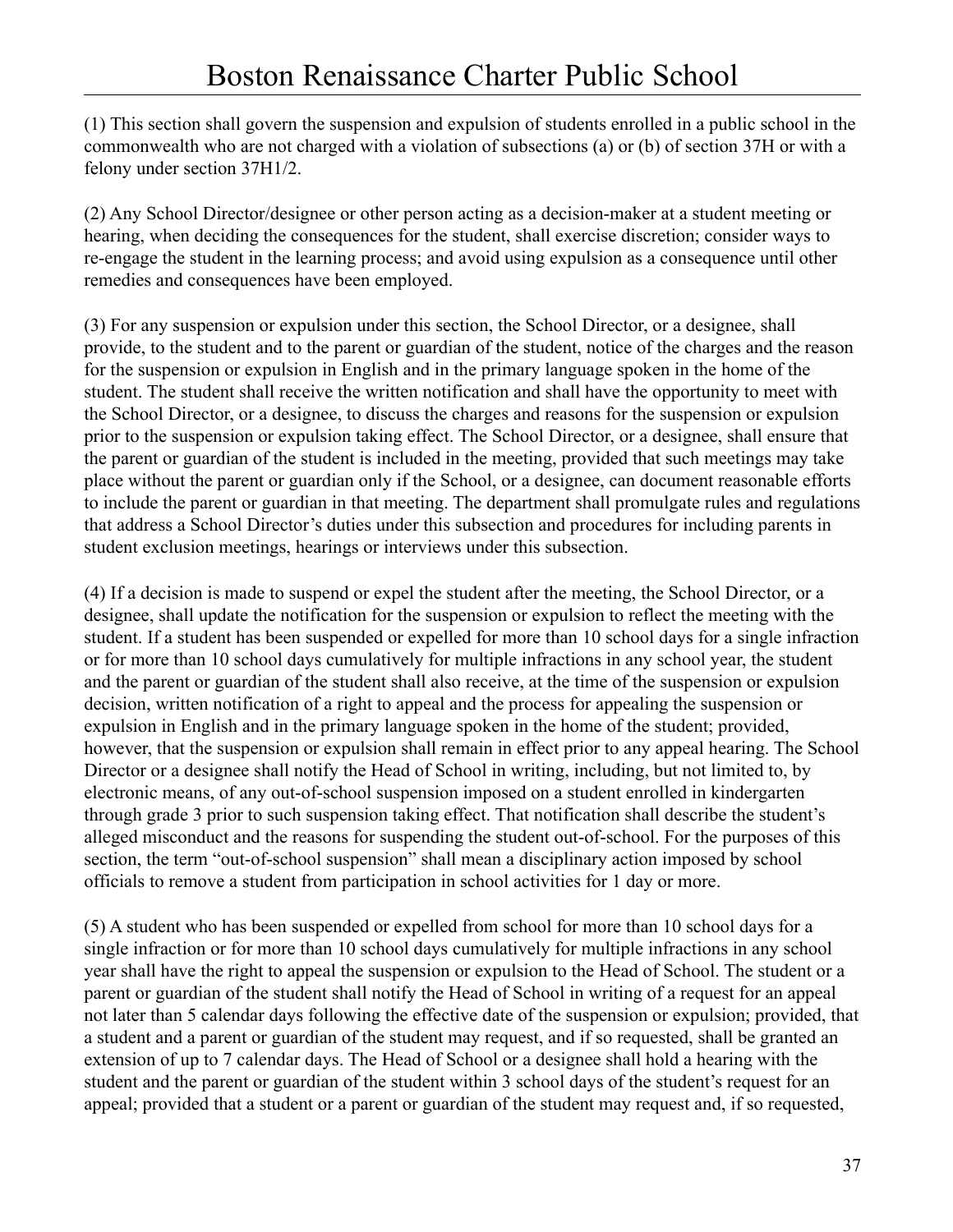(1) This section shall govern the suspension and expulsion of students enrolled in a public school in the commonwealth who are not charged with a violation of subsections (a) or (b) of section 37H or with a felony under section 37H1/2.

(2) Any School Director/designee or other person acting as a decision-maker at a student meeting or hearing, when deciding the consequences for the student, shall exercise discretion; consider ways to re-engage the student in the learning process; and avoid using expulsion as a consequence until other remedies and consequences have been employed.

(3) For any suspension or expulsion under this section, the School Director, or a designee, shall provide, to the student and to the parent or guardian of the student, notice of the charges and the reason for the suspension or expulsion in English and in the primary language spoken in the home of the student. The student shall receive the written notification and shall have the opportunity to meet with the School Director, or a designee, to discuss the charges and reasons for the suspension or expulsion prior to the suspension or expulsion taking effect. The School Director, or a designee, shall ensure that the parent or guardian of the student is included in the meeting, provided that such meetings may take place without the parent or guardian only if the School, or a designee, can document reasonable efforts to include the parent or guardian in that meeting. The department shall promulgate rules and regulations that address a School Director's duties under this subsection and procedures for including parents in student exclusion meetings, hearings or interviews under this subsection.

(4) If a decision is made to suspend or expel the student after the meeting, the School Director, or a designee, shall update the notification for the suspension or expulsion to reflect the meeting with the student. If a student has been suspended or expelled for more than 10 school days for a single infraction or for more than 10 school days cumulatively for multiple infractions in any school year, the student and the parent or guardian of the student shall also receive, at the time of the suspension or expulsion decision, written notification of a right to appeal and the process for appealing the suspension or expulsion in English and in the primary language spoken in the home of the student; provided, however, that the suspension or expulsion shall remain in effect prior to any appeal hearing. The School Director or a designee shall notify the Head of School in writing, including, but not limited to, by electronic means, of any out-of-school suspension imposed on a student enrolled in kindergarten through grade 3 prior to such suspension taking effect. That notification shall describe the student's alleged misconduct and the reasons for suspending the student out-of-school. For the purposes of this section, the term "out-of-school suspension" shall mean a disciplinary action imposed by school officials to remove a student from participation in school activities for 1 day or more.

(5) A student who has been suspended or expelled from school for more than 10 school days for a single infraction or for more than 10 school days cumulatively for multiple infractions in any school year shall have the right to appeal the suspension or expulsion to the Head of School. The student or a parent or guardian of the student shall notify the Head of School in writing of a request for an appeal not later than 5 calendar days following the effective date of the suspension or expulsion; provided, that a student and a parent or guardian of the student may request, and if so requested, shall be granted an extension of up to 7 calendar days. The Head of School or a designee shall hold a hearing with the student and the parent or guardian of the student within 3 school days of the student's request for an appeal; provided that a student or a parent or guardian of the student may request and, if so requested,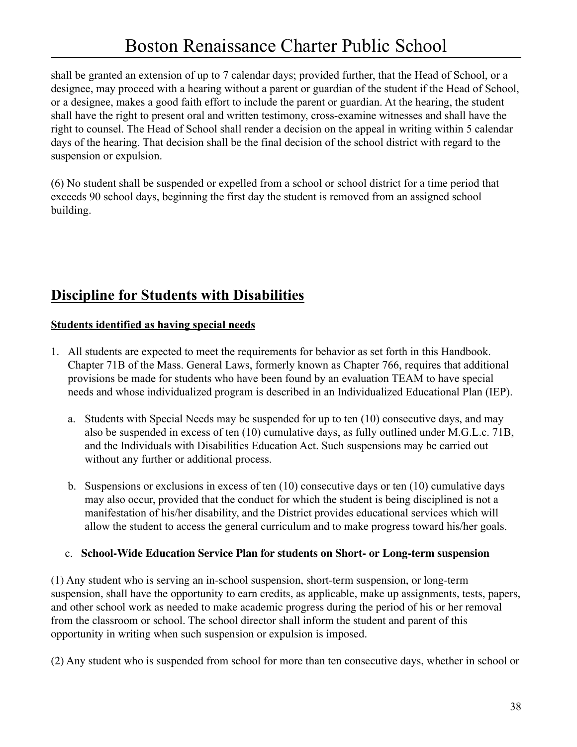shall be granted an extension of up to 7 calendar days; provided further, that the Head of School, or a designee, may proceed with a hearing without a parent or guardian of the student if the Head of School, or a designee, makes a good faith effort to include the parent or guardian. At the hearing, the student shall have the right to present oral and written testimony, cross-examine witnesses and shall have the right to counsel. The Head of School shall render a decision on the appeal in writing within 5 calendar days of the hearing. That decision shall be the final decision of the school district with regard to the suspension or expulsion.

(6) No student shall be suspended or expelled from a school or school district for a time period that exceeds 90 school days, beginning the first day the student is removed from an assigned school building.

## **<u>Discipline for Students with Disabilities</u>**

### **<u>Students identified as having special needs</u>**

1. All students are expected to meet the requirements for behavior as set forth in this Handbook. Chapter 71B of the Mass. General Laws, formerly known as Chapter 766, requires that additional provisions be made for students who have been found by an evaluation TEAM to have special needs and whose individualized program is described in an Individualized Educational Plan (IEP).

   a. Students with Special Needs may be suspended for up to ten (10) consecutive days, and may also be suspended in excess of ten (10) cumulative days, as fully outlined under M.G.L.c. 71B, and the Individuals with Disabilities Education Act. Such suspensions may be carried out without any further or additional process.

   b. Suspensions or exclusions in excess of ten (10) consecutive days or ten (10) cumulative days may also occur, provided that the conduct for which the student is being disciplined is not a manifestation of his/her disability, and the District provides educational services which will allow the student to access the general curriculum and to make progress toward his/her goals.

   c. **School-Wide Education Service Plan for students on Short- or Long-term suspension**

(1) Any student who is serving an in-school suspension, short-term suspension, or long-term suspension, shall have the opportunity to earn credits, as applicable, make up assignments, tests, papers, and other school work as needed to make academic progress during the period of his or her removal from the classroom or school. The school director shall inform the student and parent of this opportunity in writing when such suspension or expulsion is imposed.

(2) Any student who is suspended from school for more than ten consecutive days, whether in school or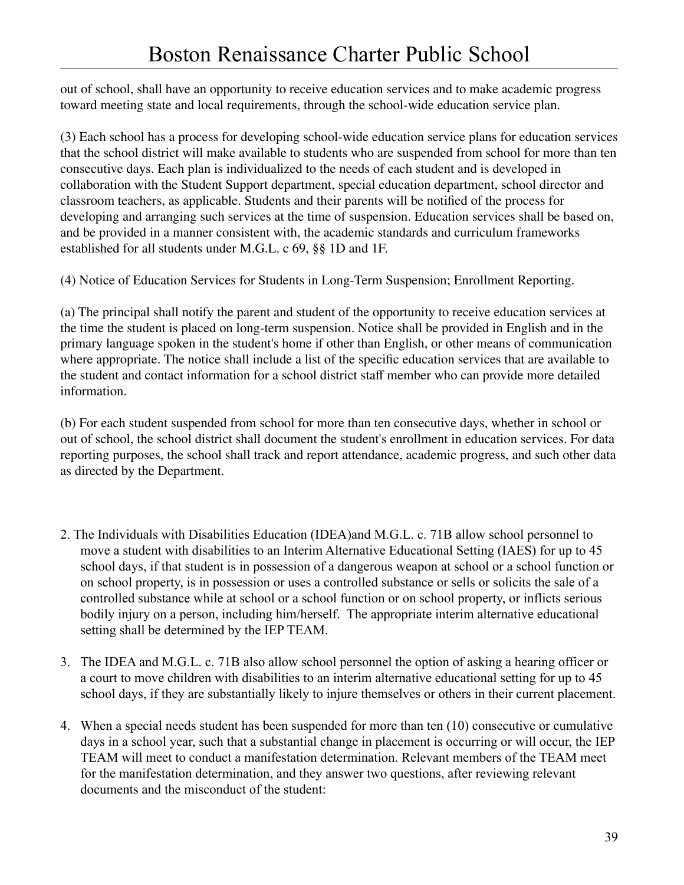out of school, shall have an opportunity to receive education services and to make academic progress toward meeting state and local requirements, through the school-wide education service plan.

(3) Each school has a process for developing school-wide education service plans for education services that the school district will make available to students who are suspended from school for more than ten consecutive days. Each plan is individualized to the needs of each student and is developed in collaboration with the Student Support department, special education department, school director and classroom teachers, as applicable. Students and their parents will be notified of the process for developing and arranging such services at the time of suspension. Education services shall be based on, and be provided in a manner consistent with, the academic standards and curriculum frameworks established for all students under M.G.L. c 69, §§ 1D and 1F.

(4) Notice of Education Services for Students in Long-Term Suspension; Enrollment Reporting.

(a) The principal shall notify the parent and student of the opportunity to receive education services at the time the student is placed on long-term suspension. Notice shall be provided in English and in the primary language spoken in the student's home if other than English, or other means of communication where appropriate. The notice shall include a list of the specific education services that are available to the student and contact information for a school district staff member who can provide more detailed information.

(b) For each student suspended from school for more than ten consecutive days, whether in school or out of school, the school district shall document the student's enrollment in education services. For data reporting purposes, the school shall track and report attendance, academic progress, and such other data as directed by the Department.

2. The Individuals with Disabilities Education (IDEA)and M.G.L. c. 71B allow school personnel to move a student with disabilities to an Interim Alternative Educational Setting (IAES) for up to 45 school days, if that student is in possession of a dangerous weapon at school or a school function or on school property, is in possession or uses a controlled substance or sells or solicits the sale of a controlled substance while at school or a school function or on school property, or inflicts serious bodily injury on a person, including him/herself. The appropriate interim alternative educational setting shall be determined by the IEP TEAM.

3. The IDEA and M.G.L. c. 71B also allow school personnel the option of asking a hearing officer or a court to move children with disabilities to an interim alternative educational setting for up to 45 school days, if they are substantially likely to injure themselves or others in their current placement.

4. When a special needs student has been suspended for more than ten (10) consecutive or cumulative days in a school year, such that a substantial change in placement is occurring or will occur, the IEP TEAM will meet to conduct a manifestation determination. Relevant members of the TEAM meet for the manifestation determination, and they answer two questions, after reviewing relevant documents and the misconduct of the student: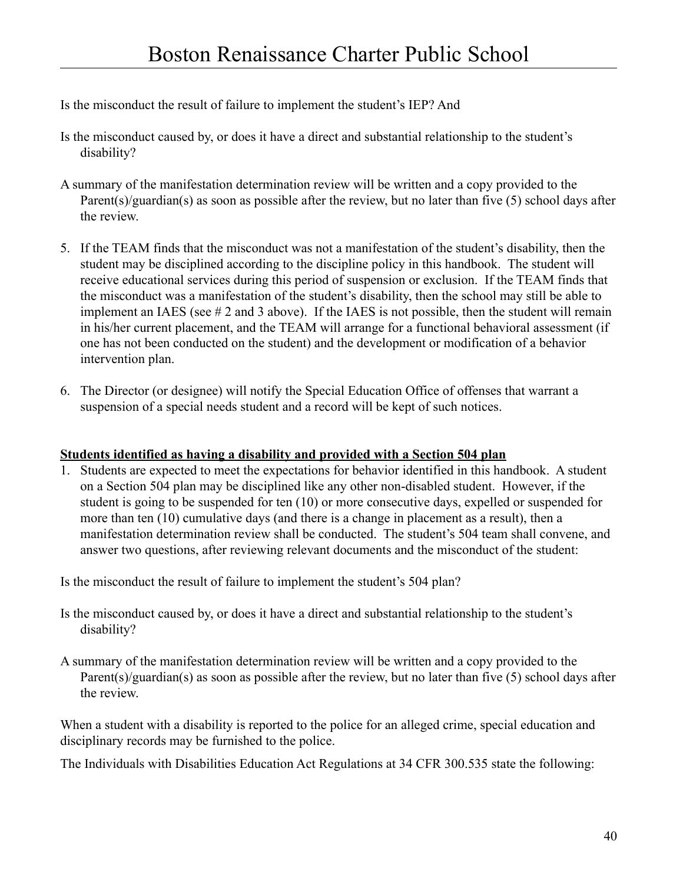Is the misconduct the result of failure to implement the student's IEP? And

Is the misconduct caused by, or does it have a direct and substantial relationship to the student's disability?

A summary of the manifestation determination review will be written and a copy provided to the Parent(s)/guardian(s) as soon as possible after the review, but no later than five (5) school days after the review.

5. If the TEAM finds that the misconduct was not a manifestation of the student's disability, then the student may be disciplined according to the discipline policy in this handbook. The student will receive educational services during this period of suspension or exclusion. If the TEAM finds that the misconduct was a manifestation of the student's disability, then the school may still be able to implement an IAES (see # 2 and 3 above). If the IAES is not possible, then the student will remain in his/her current placement, and the TEAM will arrange for a functional behavioral assessment (if one has not been conducted on the student) and the development or modification of a behavior intervention plan.

6. The Director (or designee) will notify the Special Education Office of offenses that warrant a suspension of a special needs student and a record will be kept of such notices.

**Students identified as having a disability and provided with a Section 504 plan**

1. Students are expected to meet the expectations for behavior identified in this handbook. A student on a Section 504 plan may be disciplined like any other non-disabled student. However, if the student is going to be suspended for ten (10) or more consecutive days, expelled or suspended for more than ten (10) cumulative days (and there is a change in placement as a result), then a manifestation determination review shall be conducted. The student's 504 team shall convene, and answer two questions, after reviewing relevant documents and the misconduct of the student:

Is the misconduct the result of failure to implement the student's 504 plan?

Is the misconduct caused by, or does it have a direct and substantial relationship to the student's disability?

A summary of the manifestation determination review will be written and a copy provided to the Parent(s)/guardian(s) as soon as possible after the review, but no later than five (5) school days after the review.

When a student with a disability is reported to the police for an alleged crime, special education and disciplinary records may be furnished to the police.

The Individuals with Disabilities Education Act Regulations at 34 CFR 300.535 state the following: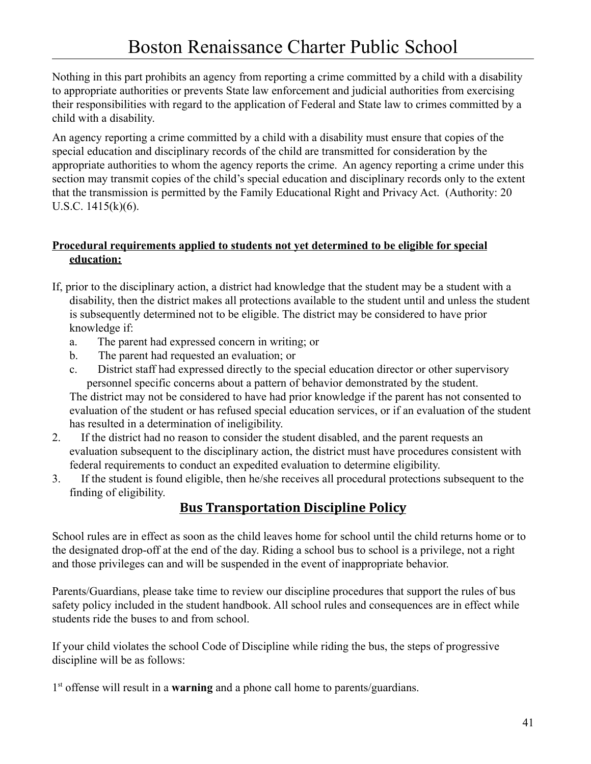Nothing in this part prohibits an agency from reporting a crime committed by a child with a disability to appropriate authorities or prevents State law enforcement and judicial authorities from exercising their responsibilities with regard to the application of Federal and State law to crimes committed by a child with a disability.

An agency reporting a crime committed by a child with a disability must ensure that copies of the special education and disciplinary records of the child are transmitted for consideration by the appropriate authorities to whom the agency reports the crime. An agency reporting a crime under this section may transmit copies of the child's special education and disciplinary records only to the extent that the transmission is permitted by the Family Educational Right and Privacy Act. (Authority: 20 U.S.C. 1415(k)(6).

**Procedural requirements applied to students not yet determined to be eligible for special education:**

If, prior to the disciplinary action, a district had knowledge that the student may be a student with a disability, then the district makes all protections available to the student until and unless the student is subsequently determined not to be eligible. The district may be considered to have prior knowledge if:

a. The parent had expressed concern in writing; or
b. The parent had requested an evaluation; or
c. District staff had expressed directly to the special education director or other supervisory personnel specific concerns about a pattern of behavior demonstrated by the student.

The district may not be considered to have had prior knowledge if the parent has not consented to evaluation of the student or has refused special education services, or if an evaluation of the student has resulted in a determination of ineligibility.

2. If the district had no reason to consider the student disabled, and the parent requests an evaluation subsequent to the disciplinary action, the district must have procedures consistent with federal requirements to conduct an expedited evaluation to determine eligibility.
3. If the student is found eligible, then he/she receives all procedural protections subsequent to the finding of eligibility.

## Bus Transportation Discipline Policy

School rules are in effect as soon as the child leaves home for school until the child returns home or to the designated drop-off at the end of the day. Riding a school bus to school is a privilege, not a right and those privileges can and will be suspended in the event of inappropriate behavior.

Parents/Guardians, please take time to review our discipline procedures that support the rules of bus safety policy included in the student handbook. All school rules and consequences are in effect while students ride the buses to and from school.

If your child violates the school Code of Discipline while riding the bus, the steps of progressive discipline will be as follows:

1st offense will result in a **warning** and a phone call home to parents/guardians.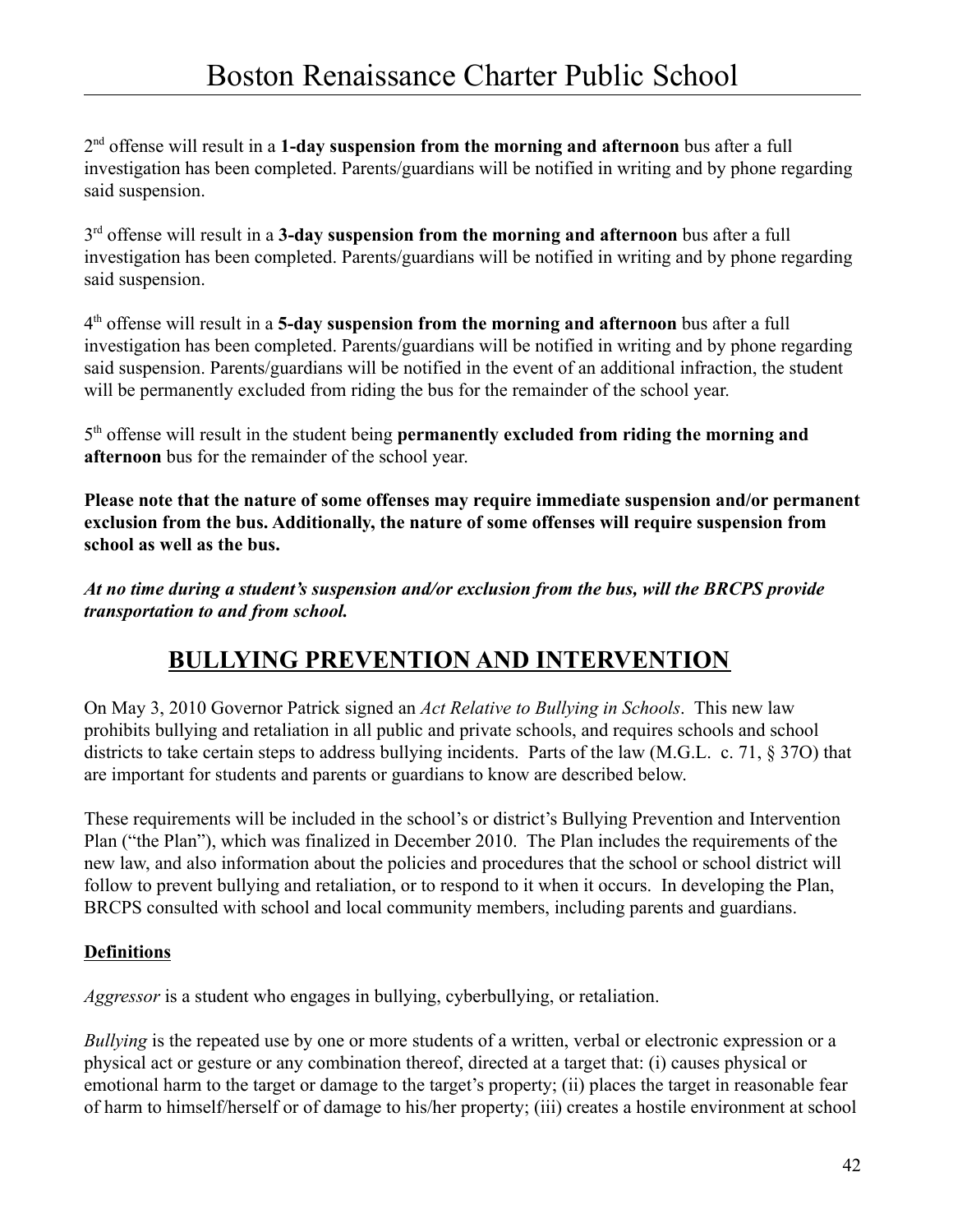2nd offense will result in a **1-day suspension from the morning and afternoon** bus after a full investigation has been completed. Parents/guardians will be notified in writing and by phone regarding said suspension.

3rd offense will result in a **3-day suspension from the morning and afternoon** bus after a full investigation has been completed. Parents/guardians will be notified in writing and by phone regarding said suspension.

4th offense will result in a **5-day suspension from the morning and afternoon** bus after a full investigation has been completed. Parents/guardians will be notified in writing and by phone regarding said suspension. Parents/guardians will be notified in the event of an additional infraction, the student will be permanently excluded from riding the bus for the remainder of the school year.

5th offense will result in the student being **permanently excluded from riding the morning and afternoon** bus for the remainder of the school year.

**Please note that the nature of some offenses may require immediate suspension and/or permanent exclusion from the bus. Additionally, the nature of some offenses will require suspension from school as well as the bus.**

***At no time during a student's suspension and/or exclusion from the bus, will the BRCPS provide transportation to and from school.***

## BULLYING PREVENTION AND INTERVENTION

On May 3, 2010 Governor Patrick signed an *Act Relative to Bullying in Schools*. This new law prohibits bullying and retaliation in all public and private schools, and requires schools and school districts to take certain steps to address bullying incidents. Parts of the law (M.G.L. c. 71, § 37O) that are important for students and parents or guardians to know are described below.

These requirements will be included in the school's or district's Bullying Prevention and Intervention Plan ("the Plan"), which was finalized in December 2010. The Plan includes the requirements of the new law, and also information about the policies and procedures that the school or school district will follow to prevent bullying and retaliation, or to respond to it when it occurs. In developing the Plan, BRCPS consulted with school and local community members, including parents and guardians.

### Definitions

*Aggressor* is a student who engages in bullying, cyberbullying, or retaliation.

*Bullying* is the repeated use by one or more students of a written, verbal or electronic expression or a physical act or gesture or any combination thereof, directed at a target that: (i) causes physical or emotional harm to the target or damage to the target's property; (ii) places the target in reasonable fear of harm to himself/herself or of damage to his/her property; (iii) creates a hostile environment at school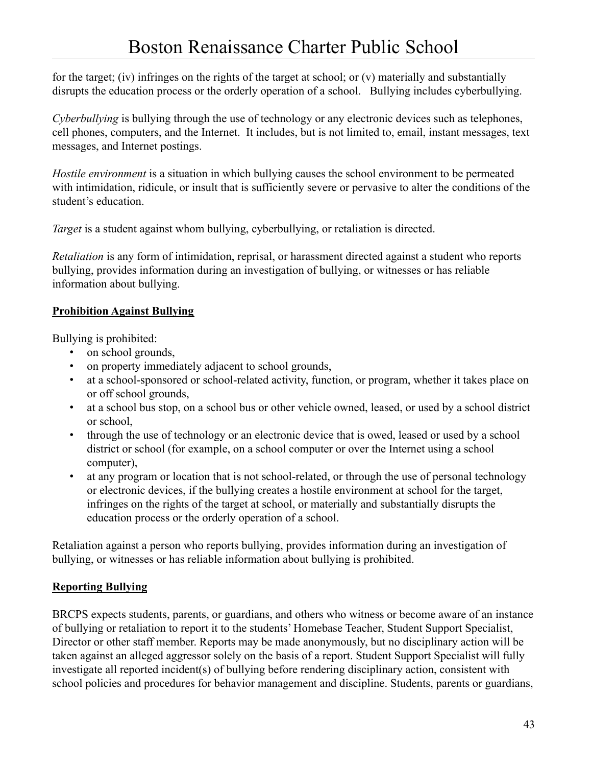for the target; (iv) infringes on the rights of the target at school; or (v) materially and substantially disrupts the education process or the orderly operation of a school.   Bullying includes cyberbullying.

*Cyberbullying* is bullying through the use of technology or any electronic devices such as telephones, cell phones, computers, and the Internet.  It includes, but is not limited to, email, instant messages, text messages, and Internet postings.

*Hostile environment* is a situation in which bullying causes the school environment to be permeated with intimidation, ridicule, or insult that is sufficiently severe or pervasive to alter the conditions of the student's education.

*Target* is a student against whom bullying, cyberbullying, or retaliation is directed.

*Retaliation* is any form of intimidation, reprisal, or harassment directed against a student who reports bullying, provides information during an investigation of bullying, or witnesses or has reliable information about bullying.

**Prohibition Against Bullying**

Bullying is prohibited:

- on school grounds,
- on property immediately adjacent to school grounds,
- at a school-sponsored or school-related activity, function, or program, whether it takes place on or off school grounds,
- at a school bus stop, on a school bus or other vehicle owned, leased, or used by a school district or school,
- through the use of technology or an electronic device that is owed, leased or used by a school district or school (for example, on a school computer or over the Internet using a school computer),
- at any program or location that is not school-related, or through the use of personal technology or electronic devices, if the bullying creates a hostile environment at school for the target, infringes on the rights of the target at school, or materially and substantially disrupts the education process or the orderly operation of a school.

Retaliation against a person who reports bullying, provides information during an investigation of bullying, or witnesses or has reliable information about bullying is prohibited.

**Reporting Bullying**

BRCPS expects students, parents, or guardians, and others who witness or become aware of an instance of bullying or retaliation to report it to the students' Homebase Teacher, Student Support Specialist, Director or other staff member. Reports may be made anonymously, but no disciplinary action will be taken against an alleged aggressor solely on the basis of a report. Student Support Specialist will fully investigate all reported incident(s) of bullying before rendering disciplinary action, consistent with school policies and procedures for behavior management and discipline. Students, parents or guardians,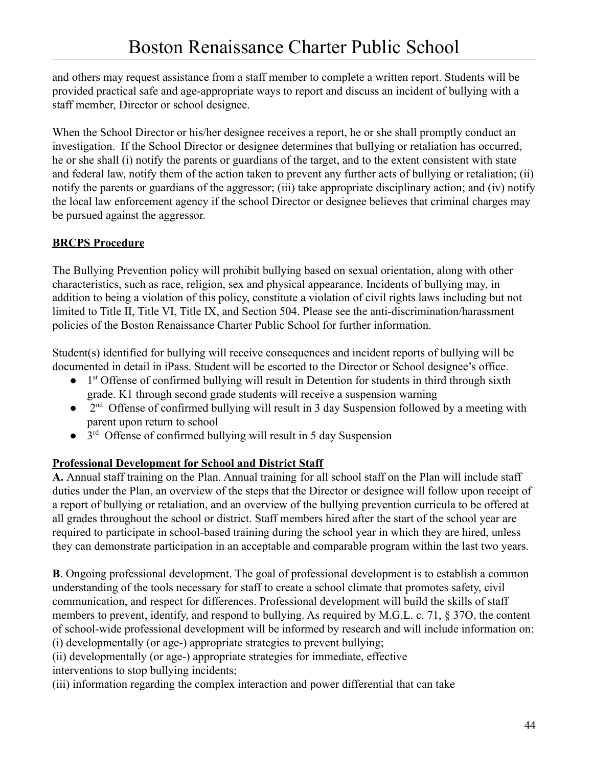and others may request assistance from a staff member to complete a written report. Students will be provided practical safe and age-appropriate ways to report and discuss an incident of bullying with a staff member, Director or school designee.

When the School Director or his/her designee receives a report, he or she shall promptly conduct an investigation. If the School Director or designee determines that bullying or retaliation has occurred, he or she shall (i) notify the parents or guardians of the target, and to the extent consistent with state and federal law, notify them of the action taken to prevent any further acts of bullying or retaliation; (ii) notify the parents or guardians of the aggressor; (iii) take appropriate disciplinary action; and (iv) notify the local law enforcement agency if the school Director or designee believes that criminal charges may be pursued against the aggressor.

**BRCPS Procedure**

The Bullying Prevention policy will prohibit bullying based on sexual orientation, along with other characteristics, such as race, religion, sex and physical appearance. Incidents of bullying may, in addition to being a violation of this policy, constitute a violation of civil rights laws including but not limited to Title II, Title VI, Title IX, and Section 504. Please see the anti-discrimination/harassment policies of the Boston Renaissance Charter Public School for further information.

Student(s) identified for bullying will receive consequences and incident reports of bullying will be documented in detail in iPass. Student will be escorted to the Director or School designee's office.

- 1st Offense of confirmed bullying will result in Detention for students in third through sixth grade. K1 through second grade students will receive a suspension warning
- 2nd Offense of confirmed bullying will result in 3 day Suspension followed by a meeting with parent upon return to school
- 3rd Offense of confirmed bullying will result in 5 day Suspension

**Professional Development for School and District Staff**

**A.** Annual staff training on the Plan. Annual training for all school staff on the Plan will include staff duties under the Plan, an overview of the steps that the Director or designee will follow upon receipt of a report of bullying or retaliation, and an overview of the bullying prevention curricula to be offered at all grades throughout the school or district. Staff members hired after the start of the school year are required to participate in school-based training during the school year in which they are hired, unless they can demonstrate participation in an acceptable and comparable program within the last two years.

**B**. Ongoing professional development. The goal of professional development is to establish a common understanding of the tools necessary for staff to create a school climate that promotes safety, civil communication, and respect for differences. Professional development will build the skills of staff members to prevent, identify, and respond to bullying. As required by M.G.L. c. 71, § 37O, the content of school-wide professional development will be informed by research and will include information on:
(i) developmentally (or age-) appropriate strategies to prevent bullying;
(ii) developmentally (or age-) appropriate strategies for immediate, effective
interventions to stop bullying incidents;
(iii) information regarding the complex interaction and power differential that can take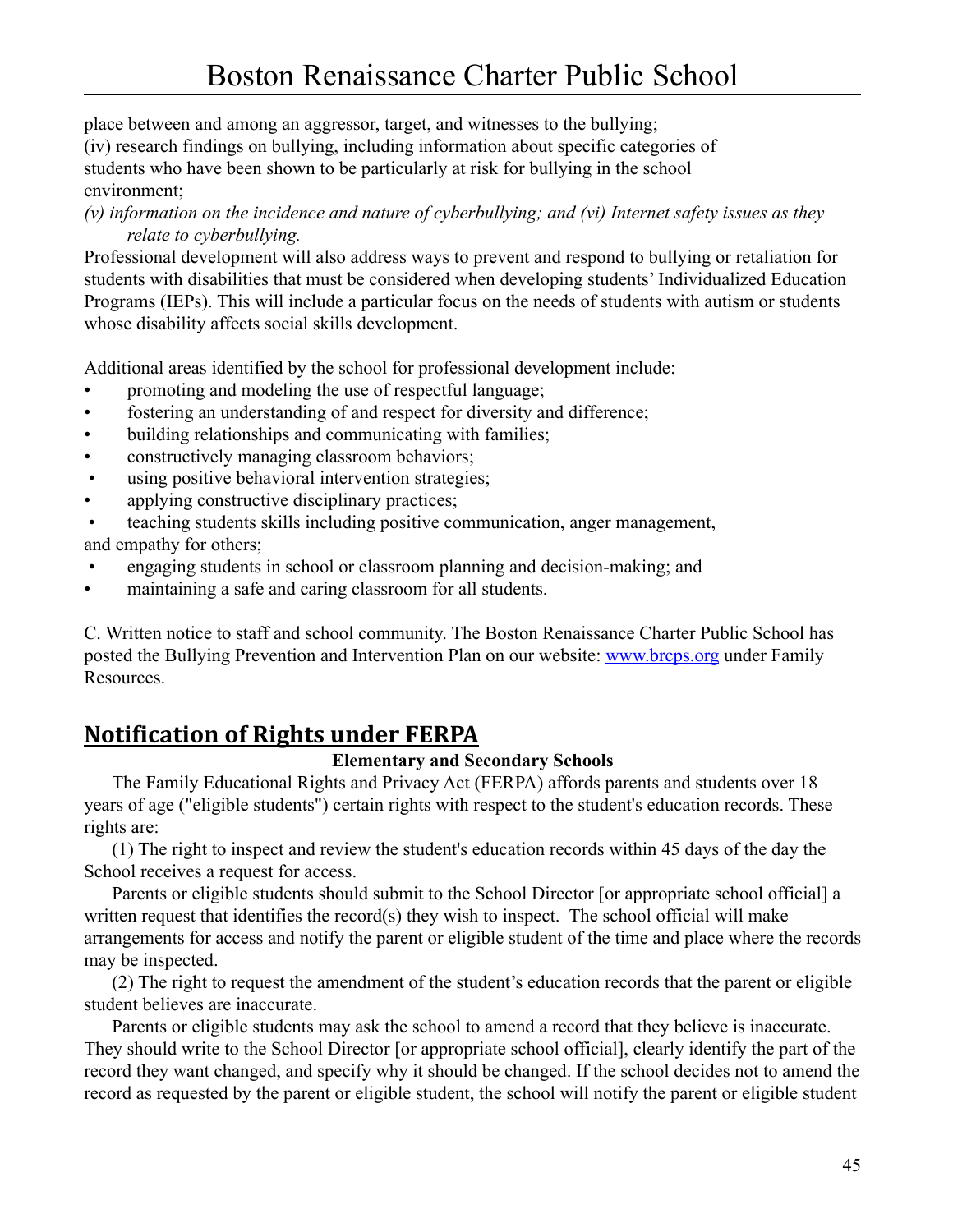place between and among an aggressor, target, and witnesses to the bullying;
(iv) research findings on bullying, including information about specific categories of students who have been shown to be particularly at risk for bullying in the school environment;
*(v) information on the incidence and nature of cyberbullying; and (vi) Internet safety issues as they relate to cyberbullying.*
Professional development will also address ways to prevent and respond to bullying or retaliation for students with disabilities that must be considered when developing students' Individualized Education Programs (IEPs). This will include a particular focus on the needs of students with autism or students whose disability affects social skills development.

Additional areas identified by the school for professional development include:

- promoting and modeling the use of respectful language;
- fostering an understanding of and respect for diversity and difference;
- building relationships and communicating with families;
- constructively managing classroom behaviors;
- using positive behavioral intervention strategies;
- applying constructive disciplinary practices;
- teaching students skills including positive communication, anger management, and empathy for others;
- engaging students in school or classroom planning and decision-making; and
- maintaining a safe and caring classroom for all students.

C. Written notice to staff and school community. The Boston Renaissance Charter Public School has posted the Bullying Prevention and Intervention Plan on our website: [www.brcps.org](http://www.brcps.org) under Family Resources.

## Notification of Rights under FERPA

**Elementary and Secondary Schools**

The Family Educational Rights and Privacy Act (FERPA) affords parents and students over 18 years of age ("eligible students") certain rights with respect to the student's education records. These rights are:

(1) The right to inspect and review the student's education records within 45 days of the day the School receives a request for access.

Parents or eligible students should submit to the School Director [or appropriate school official] a written request that identifies the record(s) they wish to inspect. The school official will make arrangements for access and notify the parent or eligible student of the time and place where the records may be inspected.

(2) The right to request the amendment of the student's education records that the parent or eligible student believes are inaccurate.

Parents or eligible students may ask the school to amend a record that they believe is inaccurate. They should write to the School Director [or appropriate school official], clearly identify the part of the record they want changed, and specify why it should be changed. If the school decides not to amend the record as requested by the parent or eligible student, the school will notify the parent or eligible student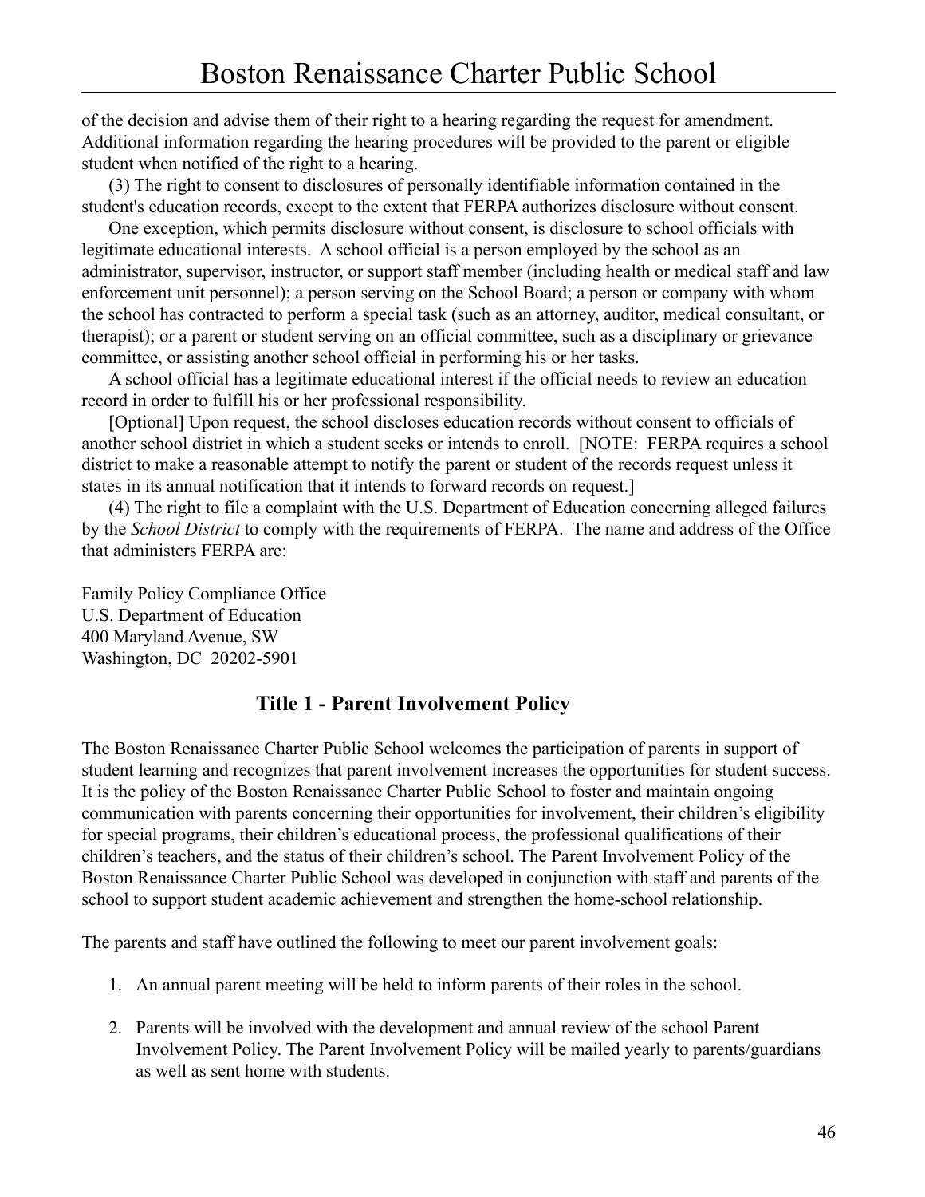of the decision and advise them of their right to a hearing regarding the request for amendment. Additional information regarding the hearing procedures will be provided to the parent or eligible student when notified of the right to a hearing.

(3) The right to consent to disclosures of personally identifiable information contained in the student's education records, except to the extent that FERPA authorizes disclosure without consent.

One exception, which permits disclosure without consent, is disclosure to school officials with legitimate educational interests. A school official is a person employed by the school as an administrator, supervisor, instructor, or support staff member (including health or medical staff and law enforcement unit personnel); a person serving on the School Board; a person or company with whom the school has contracted to perform a special task (such as an attorney, auditor, medical consultant, or therapist); or a parent or student serving on an official committee, such as a disciplinary or grievance committee, or assisting another school official in performing his or her tasks.

A school official has a legitimate educational interest if the official needs to review an education record in order to fulfill his or her professional responsibility.

[Optional] Upon request, the school discloses education records without consent to officials of another school district in which a student seeks or intends to enroll. [NOTE: FERPA requires a school district to make a reasonable attempt to notify the parent or student of the records request unless it states in its annual notification that it intends to forward records on request.]

(4) The right to file a complaint with the U.S. Department of Education concerning alleged failures by the *School District* to comply with the requirements of FERPA. The name and address of the Office that administers FERPA are:

Family Policy Compliance Office
U.S. Department of Education
400 Maryland Avenue, SW
Washington, DC 20202-5901

## Title 1 - Parent Involvement Policy

The Boston Renaissance Charter Public School welcomes the participation of parents in support of student learning and recognizes that parent involvement increases the opportunities for student success. It is the policy of the Boston Renaissance Charter Public School to foster and maintain ongoing communication with parents concerning their opportunities for involvement, their children's eligibility for special programs, their children's educational process, the professional qualifications of their children's teachers, and the status of their children's school. The Parent Involvement Policy of the Boston Renaissance Charter Public School was developed in conjunction with staff and parents of the school to support student academic achievement and strengthen the home-school relationship.

The parents and staff have outlined the following to meet our parent involvement goals:

1. An annual parent meeting will be held to inform parents of their roles in the school.
2. Parents will be involved with the development and annual review of the school Parent Involvement Policy. The Parent Involvement Policy will be mailed yearly to parents/guardians as well as sent home with students.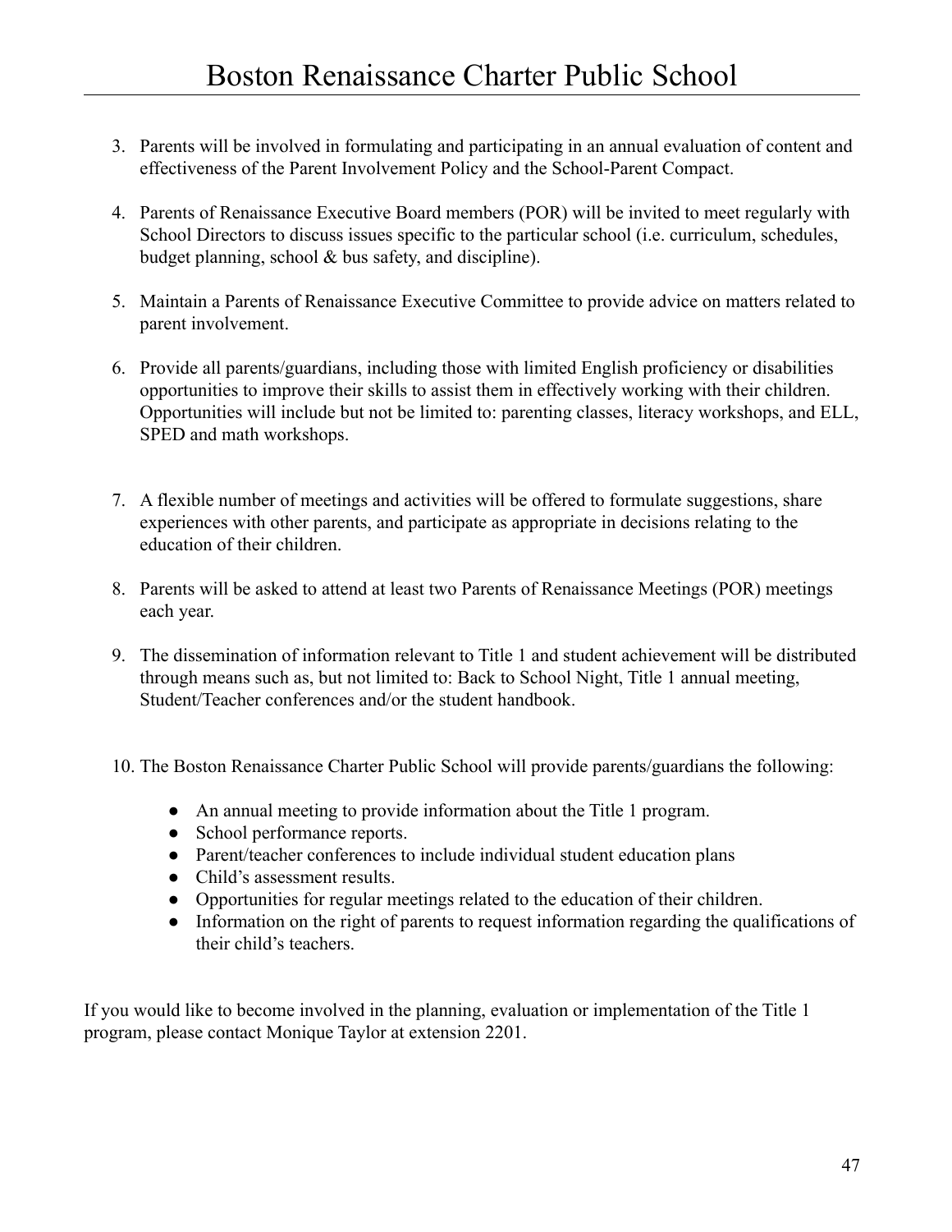3. Parents will be involved in formulating and participating in an annual evaluation of content and effectiveness of the Parent Involvement Policy and the School-Parent Compact.

4. Parents of Renaissance Executive Board members (POR) will be invited to meet regularly with School Directors to discuss issues specific to the particular school (i.e. curriculum, schedules, budget planning, school & bus safety, and discipline).

5. Maintain a Parents of Renaissance Executive Committee to provide advice on matters related to parent involvement.

6. Provide all parents/guardians, including those with limited English proficiency or disabilities opportunities to improve their skills to assist them in effectively working with their children. Opportunities will include but not be limited to: parenting classes, literacy workshops, and ELL, SPED and math workshops.

7. A flexible number of meetings and activities will be offered to formulate suggestions, share experiences with other parents, and participate as appropriate in decisions relating to the education of their children.

8. Parents will be asked to attend at least two Parents of Renaissance Meetings (POR) meetings each year.

9. The dissemination of information relevant to Title 1 and student achievement will be distributed through means such as, but not limited to: Back to School Night, Title 1 annual meeting, Student/Teacher conferences and/or the student handbook.

10. The Boston Renaissance Charter Public School will provide parents/guardians the following:

    - An annual meeting to provide information about the Title 1 program.
    - School performance reports.
    - Parent/teacher conferences to include individual student education plans
    - Child's assessment results.
    - Opportunities for regular meetings related to the education of their children.
    - Information on the right of parents to request information regarding the qualifications of their child's teachers.

If you would like to become involved in the planning, evaluation or implementation of the Title 1 program, please contact Monique Taylor at extension 2201.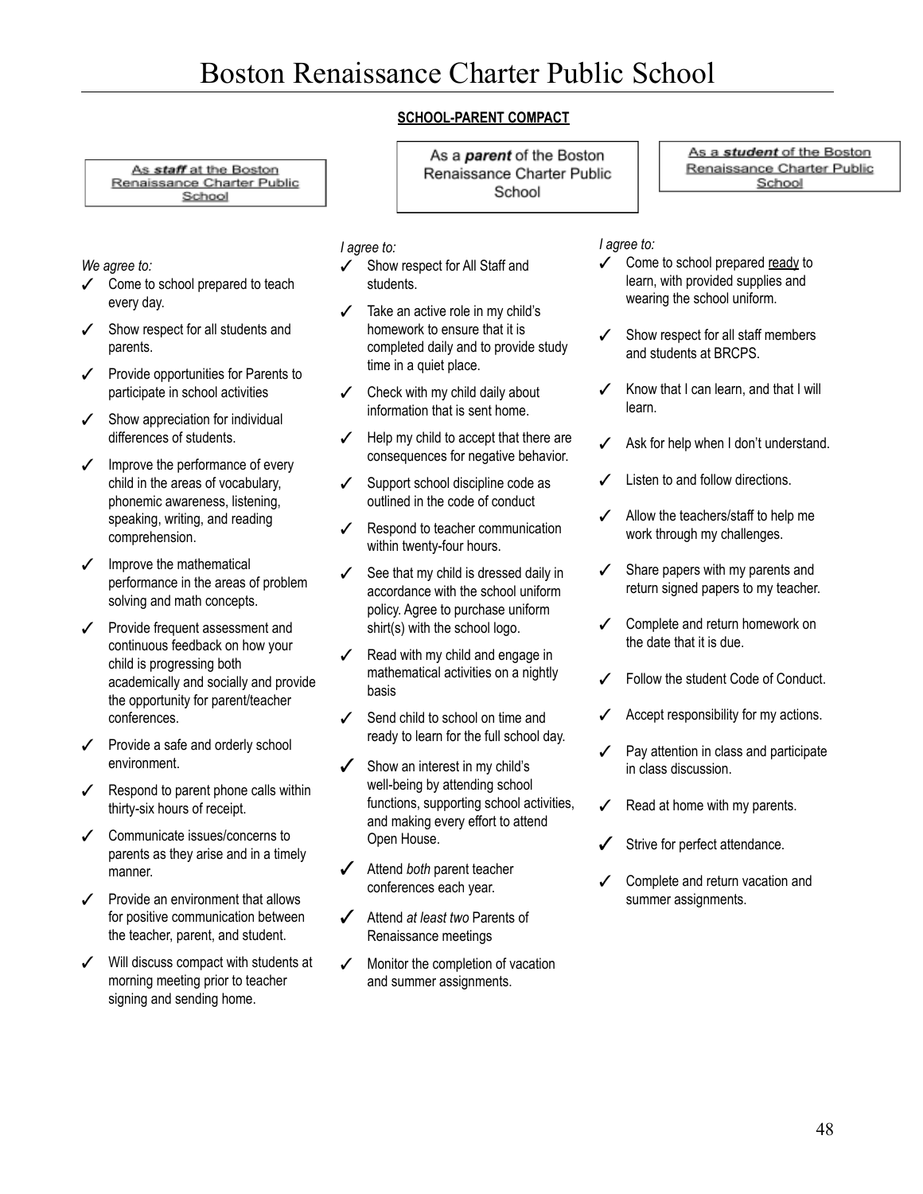# Boston Renaissance Charter Public School

**SCHOOL-PARENT COMPACT**

## As a ***staff*** at the Boston Renaissance Charter Public School

*We agree to:*

- ✓ Come to school prepared to teach every day.
- ✓ Show respect for all students and parents.
- ✓ Provide opportunities for Parents to participate in school activities
- ✓ Show appreciation for individual differences of students.
- ✓ Improve the performance of every child in the areas of vocabulary, phonemic awareness, listening, speaking, writing, and reading comprehension.
- ✓ Improve the mathematical performance in the areas of problem solving and math concepts.
- ✓ Provide frequent assessment and continuous feedback on how your child is progressing both academically and socially and provide the opportunity for parent/teacher conferences.
- ✓ Provide a safe and orderly school environment.
- ✓ Respond to parent phone calls within thirty-six hours of receipt.
- ✓ Communicate issues/concerns to parents as they arise and in a timely manner.
- ✓ Provide an environment that allows for positive communication between the teacher, parent, and student.
- ✓ Will discuss compact with students at morning meeting prior to teacher signing and sending home.

## As a ***parent*** of the Boston Renaissance Charter Public School

*I agree to:*

- ✓ Show respect for All Staff and students.
- ✓ Take an active role in my child's homework to ensure that it is completed daily and to provide study time in a quiet place.
- ✓ Check with my child daily about information that is sent home.
- ✓ Help my child to accept that there are consequences for negative behavior.
- ✓ Support school discipline code as outlined in the code of conduct
- ✓ Respond to teacher communication within twenty-four hours.
- ✓ See that my child is dressed daily in accordance with the school uniform policy. Agree to purchase uniform shirt(s) with the school logo.
- ✓ Read with my child and engage in mathematical activities on a nightly basis
- ✓ Send child to school on time and ready to learn for the full school day.
- ✓ Show an interest in my child's well-being by attending school functions, supporting school activities, and making every effort to attend Open House.
- ✓ Attend *both* parent teacher conferences each year.
- ✓ Attend *at least two* Parents of Renaissance meetings
- ✓ Monitor the completion of vacation and summer assignments.

## As a ***student*** of the Boston Renaissance Charter Public School

*I agree to:*

- ✓ Come to school prepared <u>ready</u> to learn, with provided supplies and wearing the school uniform.
- ✓ Show respect for all staff members and students at BRCPS.
- ✓ Know that I can learn, and that I will learn.
- ✓ Ask for help when I don't understand.
- ✓ Listen to and follow directions.
- ✓ Allow the teachers/staff to help me work through my challenges.
- ✓ Share papers with my parents and return signed papers to my teacher.
- ✓ Complete and return homework on the date that it is due.
- ✓ Follow the student Code of Conduct.
- ✓ Accept responsibility for my actions.
- ✓ Pay attention in class and participate in class discussion.
- ✓ Read at home with my parents.
- ✓ Strive for perfect attendance.
- ✓ Complete and return vacation and summer assignments.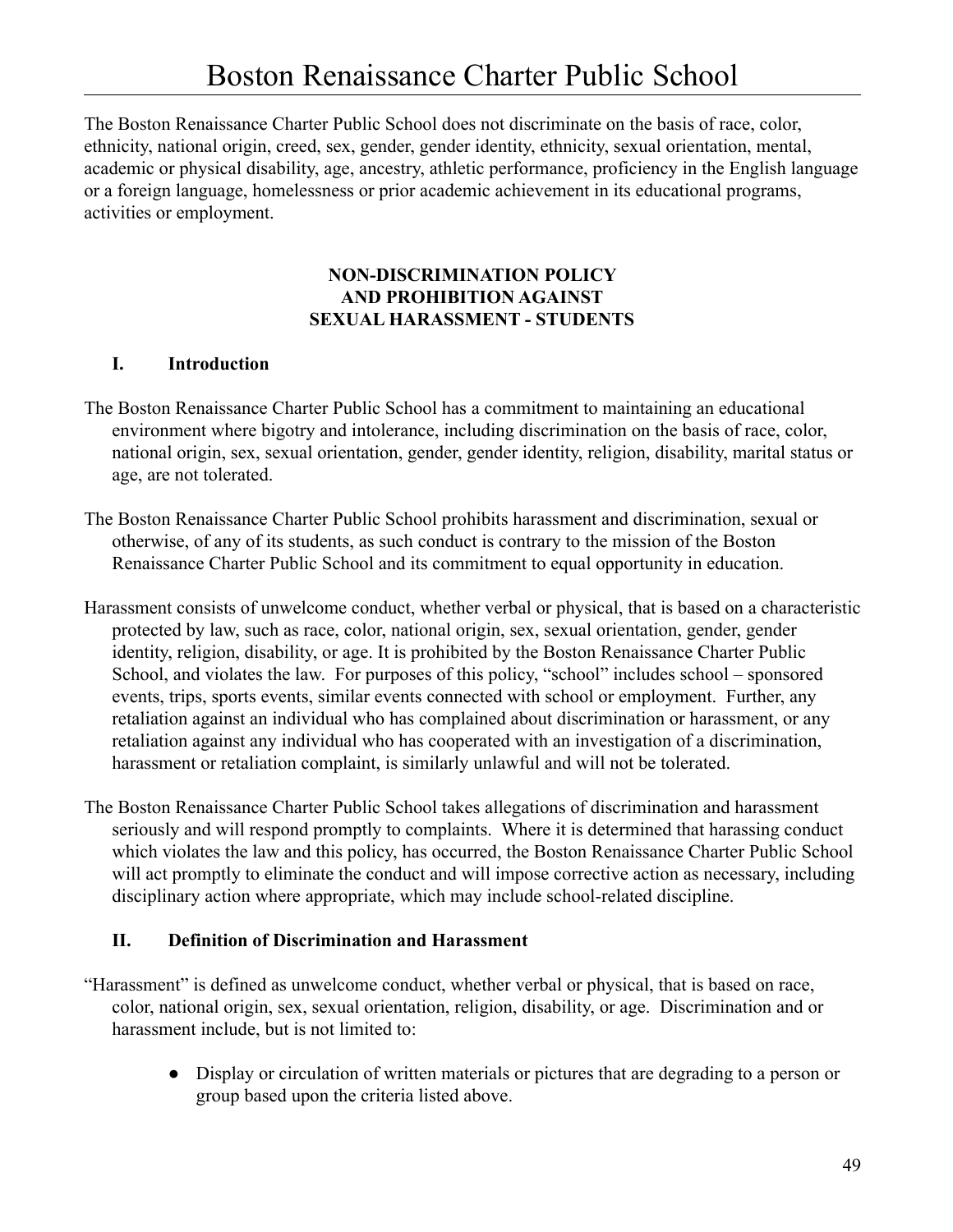# Boston Renaissance Charter Public School

The Boston Renaissance Charter Public School does not discriminate on the basis of race, color, ethnicity, national origin, creed, sex, gender, gender identity, ethnicity, sexual orientation, mental, academic or physical disability, age, ancestry, athletic performance, proficiency in the English language or a foreign language, homelessness or prior academic achievement in its educational programs, activities or employment.

**NON-DISCRIMINATION POLICY**
**AND PROHIBITION AGAINST**
**SEXUAL HARASSMENT - STUDENTS**

## I. Introduction

The Boston Renaissance Charter Public School has a commitment to maintaining an educational environment where bigotry and intolerance, including discrimination on the basis of race, color, national origin, sex, sexual orientation, gender, gender identity, religion, disability, marital status or age, are not tolerated.

The Boston Renaissance Charter Public School prohibits harassment and discrimination, sexual or otherwise, of any of its students, as such conduct is contrary to the mission of the Boston Renaissance Charter Public School and its commitment to equal opportunity in education.

Harassment consists of unwelcome conduct, whether verbal or physical, that is based on a characteristic protected by law, such as race, color, national origin, sex, sexual orientation, gender, gender identity, religion, disability, or age. It is prohibited by the Boston Renaissance Charter Public School, and violates the law. For purposes of this policy, "school" includes school – sponsored events, trips, sports events, similar events connected with school or employment. Further, any retaliation against an individual who has complained about discrimination or harassment, or any retaliation against any individual who has cooperated with an investigation of a discrimination, harassment or retaliation complaint, is similarly unlawful and will not be tolerated.

The Boston Renaissance Charter Public School takes allegations of discrimination and harassment seriously and will respond promptly to complaints. Where it is determined that harassing conduct which violates the law and this policy, has occurred, the Boston Renaissance Charter Public School will act promptly to eliminate the conduct and will impose corrective action as necessary, including disciplinary action where appropriate, which may include school-related discipline.

## II. Definition of Discrimination and Harassment

"Harassment" is defined as unwelcome conduct, whether verbal or physical, that is based on race, color, national origin, sex, sexual orientation, religion, disability, or age. Discrimination and or harassment include, but is not limited to:

- Display or circulation of written materials or pictures that are degrading to a person or group based upon the criteria listed above.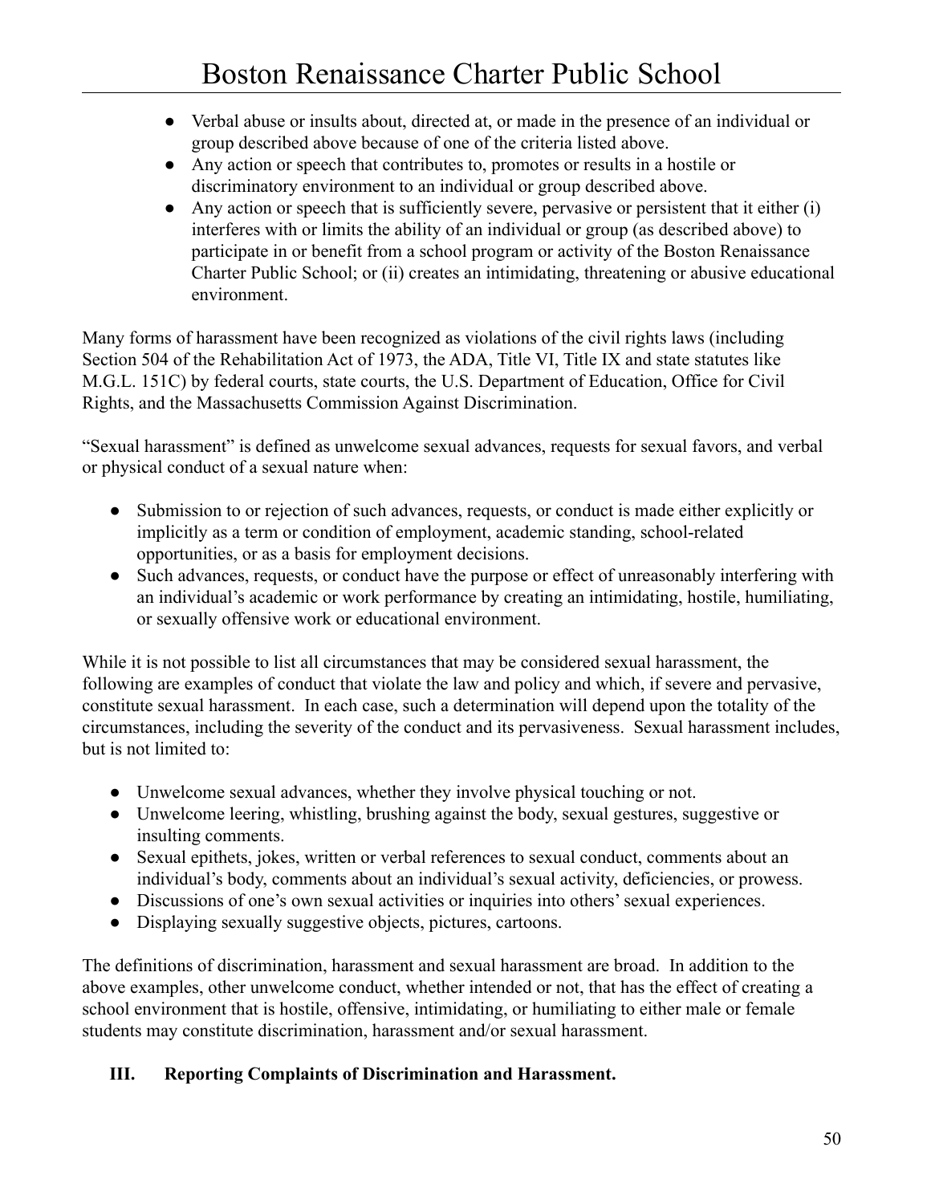- Verbal abuse or insults about, directed at, or made in the presence of an individual or group described above because of one of the criteria listed above.
- Any action or speech that contributes to, promotes or results in a hostile or discriminatory environment to an individual or group described above.
- Any action or speech that is sufficiently severe, pervasive or persistent that it either (i) interferes with or limits the ability of an individual or group (as described above) to participate in or benefit from a school program or activity of the Boston Renaissance Charter Public School; or (ii) creates an intimidating, threatening or abusive educational environment.

Many forms of harassment have been recognized as violations of the civil rights laws (including Section 504 of the Rehabilitation Act of 1973, the ADA, Title VI, Title IX and state statutes like M.G.L. 151C) by federal courts, state courts, the U.S. Department of Education, Office for Civil Rights, and the Massachusetts Commission Against Discrimination.

"Sexual harassment" is defined as unwelcome sexual advances, requests for sexual favors, and verbal or physical conduct of a sexual nature when:

- Submission to or rejection of such advances, requests, or conduct is made either explicitly or implicitly as a term or condition of employment, academic standing, school-related opportunities, or as a basis for employment decisions.
- Such advances, requests, or conduct have the purpose or effect of unreasonably interfering with an individual's academic or work performance by creating an intimidating, hostile, humiliating, or sexually offensive work or educational environment.

While it is not possible to list all circumstances that may be considered sexual harassment, the following are examples of conduct that violate the law and policy and which, if severe and pervasive, constitute sexual harassment. In each case, such a determination will depend upon the totality of the circumstances, including the severity of the conduct and its pervasiveness. Sexual harassment includes, but is not limited to:

- Unwelcome sexual advances, whether they involve physical touching or not.
- Unwelcome leering, whistling, brushing against the body, sexual gestures, suggestive or insulting comments.
- Sexual epithets, jokes, written or verbal references to sexual conduct, comments about an individual's body, comments about an individual's sexual activity, deficiencies, or prowess.
- Discussions of one's own sexual activities or inquiries into others' sexual experiences.
- Displaying sexually suggestive objects, pictures, cartoons.

The definitions of discrimination, harassment and sexual harassment are broad. In addition to the above examples, other unwelcome conduct, whether intended or not, that has the effect of creating a school environment that is hostile, offensive, intimidating, or humiliating to either male or female students may constitute discrimination, harassment and/or sexual harassment.

## III. Reporting Complaints of Discrimination and Harassment.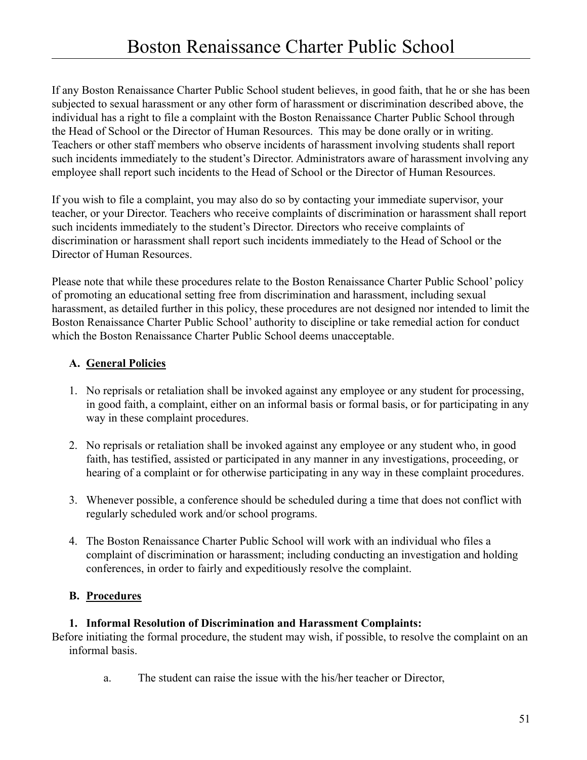If any Boston Renaissance Charter Public School student believes, in good faith, that he or she has been subjected to sexual harassment or any other form of harassment or discrimination described above, the individual has a right to file a complaint with the Boston Renaissance Charter Public School through the Head of School or the Director of Human Resources. This may be done orally or in writing. Teachers or other staff members who observe incidents of harassment involving students shall report such incidents immediately to the student's Director. Administrators aware of harassment involving any employee shall report such incidents to the Head of School or the Director of Human Resources.

If you wish to file a complaint, you may also do so by contacting your immediate supervisor, your teacher, or your Director. Teachers who receive complaints of discrimination or harassment shall report such incidents immediately to the student's Director. Directors who receive complaints of discrimination or harassment shall report such incidents immediately to the Head of School or the Director of Human Resources.

Please note that while these procedures relate to the Boston Renaissance Charter Public School' policy of promoting an educational setting free from discrimination and harassment, including sexual harassment, as detailed further in this policy, these procedures are not designed nor intended to limit the Boston Renaissance Charter Public School' authority to discipline or take remedial action for conduct which the Boston Renaissance Charter Public School deems unacceptable.

### A. General Policies

1. No reprisals or retaliation shall be invoked against any employee or any student for processing, in good faith, a complaint, either on an informal basis or formal basis, or for participating in any way in these complaint procedures.

2. No reprisals or retaliation shall be invoked against any employee or any student who, in good faith, has testified, assisted or participated in any manner in any investigations, proceeding, or hearing of a complaint or for otherwise participating in any way in these complaint procedures.

3. Whenever possible, a conference should be scheduled during a time that does not conflict with regularly scheduled work and/or school programs.

4. The Boston Renaissance Charter Public School will work with an individual who files a complaint of discrimination or harassment; including conducting an investigation and holding conferences, in order to fairly and expeditiously resolve the complaint.

### B. Procedures

**1. Informal Resolution of Discrimination and Harassment Complaints:**

Before initiating the formal procedure, the student may wish, if possible, to resolve the complaint on an informal basis.

a. The student can raise the issue with the his/her teacher or Director,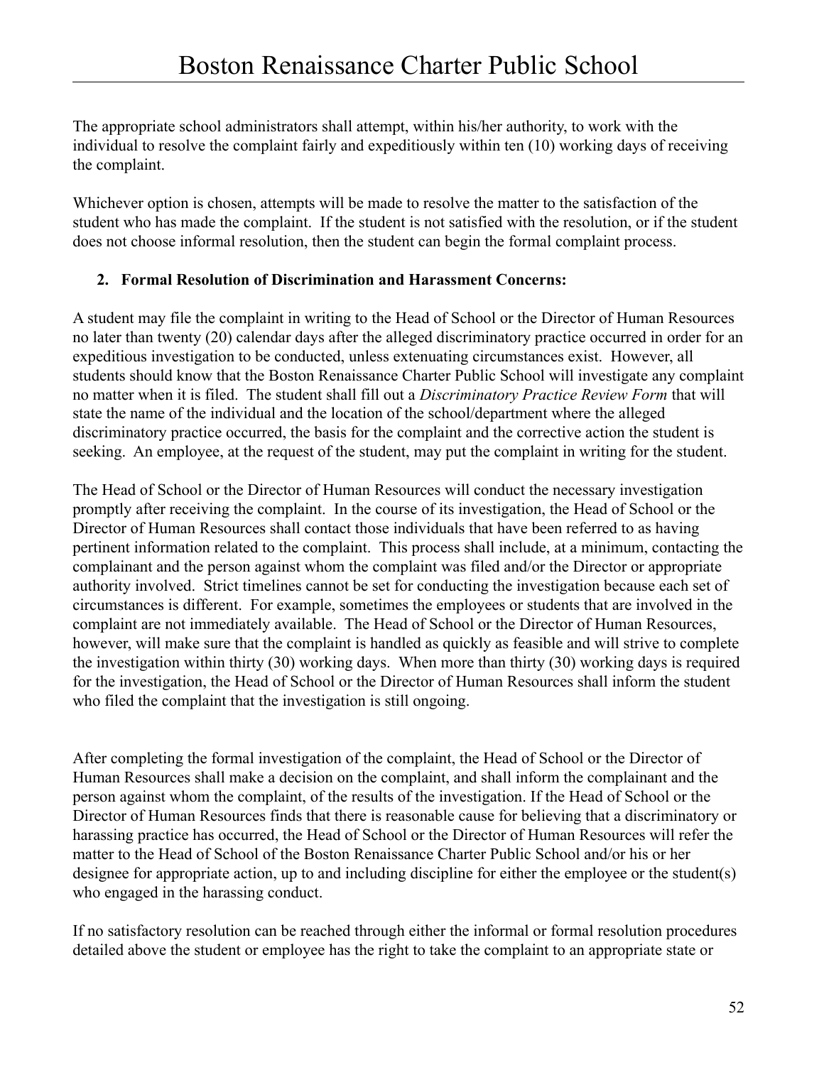The appropriate school administrators shall attempt, within his/her authority, to work with the individual to resolve the complaint fairly and expeditiously within ten (10) working days of receiving the complaint.

Whichever option is chosen, attempts will be made to resolve the matter to the satisfaction of the student who has made the complaint. If the student is not satisfied with the resolution, or if the student does not choose informal resolution, then the student can begin the formal complaint process.

2. **Formal Resolution of Discrimination and Harassment Concerns:**

A student may file the complaint in writing to the Head of School or the Director of Human Resources no later than twenty (20) calendar days after the alleged discriminatory practice occurred in order for an expeditious investigation to be conducted, unless extenuating circumstances exist. However, all students should know that the Boston Renaissance Charter Public School will investigate any complaint no matter when it is filed. The student shall fill out a *Discriminatory Practice Review Form* that will state the name of the individual and the location of the school/department where the alleged discriminatory practice occurred, the basis for the complaint and the corrective action the student is seeking. An employee, at the request of the student, may put the complaint in writing for the student.

The Head of School or the Director of Human Resources will conduct the necessary investigation promptly after receiving the complaint. In the course of its investigation, the Head of School or the Director of Human Resources shall contact those individuals that have been referred to as having pertinent information related to the complaint. This process shall include, at a minimum, contacting the complainant and the person against whom the complaint was filed and/or the Director or appropriate authority involved. Strict timelines cannot be set for conducting the investigation because each set of circumstances is different. For example, sometimes the employees or students that are involved in the complaint are not immediately available. The Head of School or the Director of Human Resources, however, will make sure that the complaint is handled as quickly as feasible and will strive to complete the investigation within thirty (30) working days. When more than thirty (30) working days is required for the investigation, the Head of School or the Director of Human Resources shall inform the student who filed the complaint that the investigation is still ongoing.

After completing the formal investigation of the complaint, the Head of School or the Director of Human Resources shall make a decision on the complaint, and shall inform the complainant and the person against whom the complaint, of the results of the investigation. If the Head of School or the Director of Human Resources finds that there is reasonable cause for believing that a discriminatory or harassing practice has occurred, the Head of School or the Director of Human Resources will refer the matter to the Head of School of the Boston Renaissance Charter Public School and/or his or her designee for appropriate action, up to and including discipline for either the employee or the student(s) who engaged in the harassing conduct.

If no satisfactory resolution can be reached through either the informal or formal resolution procedures detailed above the student or employee has the right to take the complaint to an appropriate state or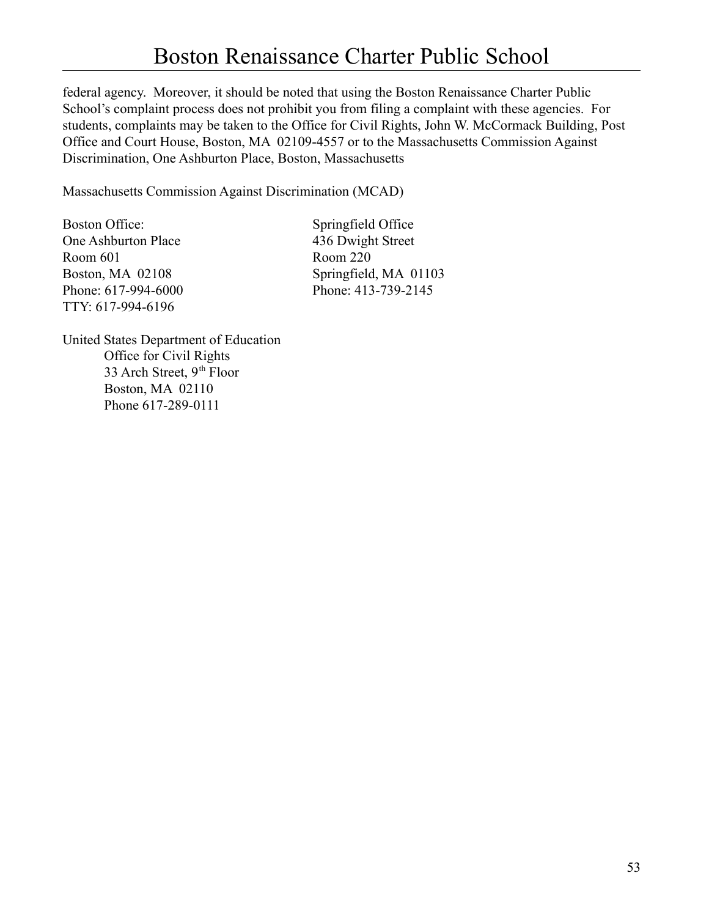federal agency. Moreover, it should be noted that using the Boston Renaissance Charter Public School's complaint process does not prohibit you from filing a complaint with these agencies. For students, complaints may be taken to the Office for Civil Rights, John W. McCormack Building, Post Office and Court House, Boston, MA 02109-4557 or to the Massachusetts Commission Against Discrimination, One Ashburton Place, Boston, Massachusetts

Massachusetts Commission Against Discrimination (MCAD)

Boston Office:
One Ashburton Place
Room 601
Boston, MA 02108
Phone: 617-994-6000
TTY: 617-994-6196

Springfield Office
436 Dwight Street
Room 220
Springfield, MA 01103
Phone: 413-739-2145

United States Department of Education
Office for Civil Rights
33 Arch Street, 9th Floor
Boston, MA 02110
Phone 617-289-0111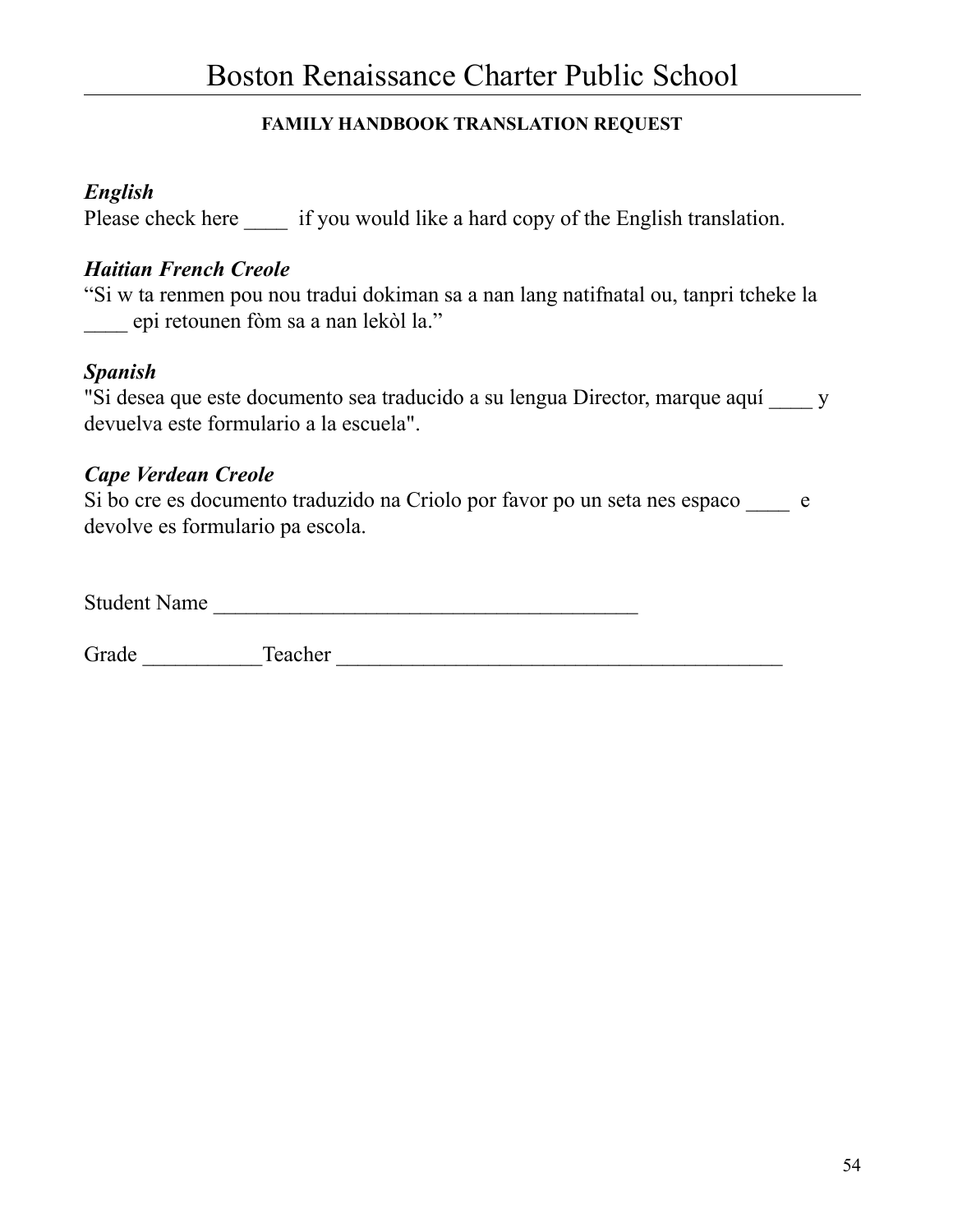# Boston Renaissance Charter Public School

**FAMILY HANDBOOK TRANSLATION REQUEST**

***English***
Please check here ____  if you would like a hard copy of the English translation.

***Haitian French Creole***
"Si w ta renmen pou nou tradui dokiman sa a nan lang natifnatal ou, tanpri tcheke la ____ epi retounen fòm sa a nan lekòl la."

***Spanish***
"Si desea que este documento sea traducido a su lengua Director, marque aquí ____ y devuelva este formulario a la escuela".

***Cape Verdean Creole***
Si bo cre es documento traduzido na Criolo por favor po un seta nes espaco ____  e devolve es formulario pa escola.

Student Name ________________________________________

Grade ___________Teacher __________________________________________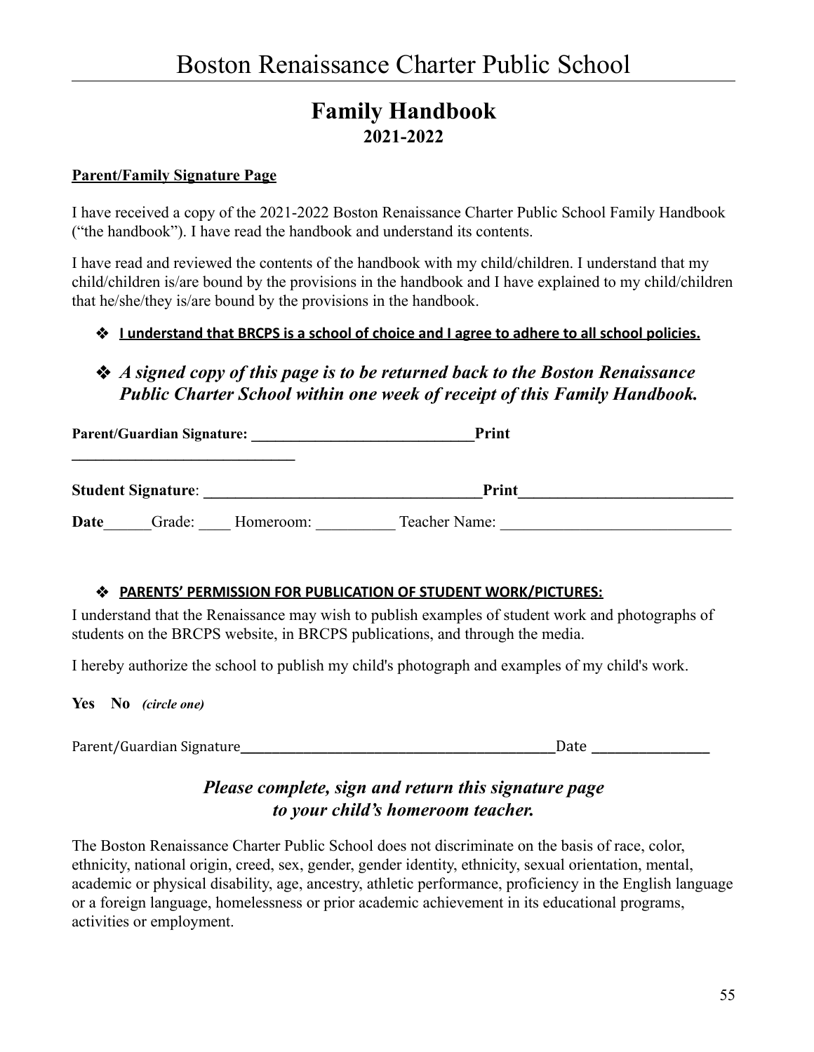# Boston Renaissance Charter Public School

## Family Handbook
**2021-2022**

**Parent/Family Signature Page**

I have received a copy of the 2021-2022 Boston Renaissance Charter Public School Family Handbook ("the handbook"). I have read the handbook and understand its contents.

I have read and reviewed the contents of the handbook with my child/children. I understand that my child/children is/are bound by the provisions in the handbook and I have explained to my child/children that he/she/they is/are bound by the provisions in the handbook.

- **I understand that BRCPS is a school of choice and I agree to adhere to all school policies.**
- ***A signed copy of this page is to be returned back to the Boston Renaissance Public Charter School within one week of receipt of this Family Handbook.***

**Parent/Guardian Signature: ______________________________Print ______________________________**

**Student Signature**: ____________________________________**Print**____________________________

**Date**______Grade: ____ Homeroom: __________ Teacher Name: ______________________________

- **PARENTS' PERMISSION FOR PUBLICATION OF STUDENT WORK/PICTURES:**

I understand that the Renaissance may wish to publish examples of student work and photographs of students on the BRCPS website, in BRCPS publications, and through the media.

I hereby authorize the school to publish my child's photograph and examples of my child's work.

**Yes No** ***(circle one)***

Parent/Guardian Signature________________________________________________Date ________________

***Please complete, sign and return this signature page to your child's homeroom teacher.***

The Boston Renaissance Charter Public School does not discriminate on the basis of race, color, ethnicity, national origin, creed, sex, gender, gender identity, ethnicity, sexual orientation, mental, academic or physical disability, age, ancestry, athletic performance, proficiency in the English language or a foreign language, homelessness or prior academic achievement in its educational programs, activities or employment.